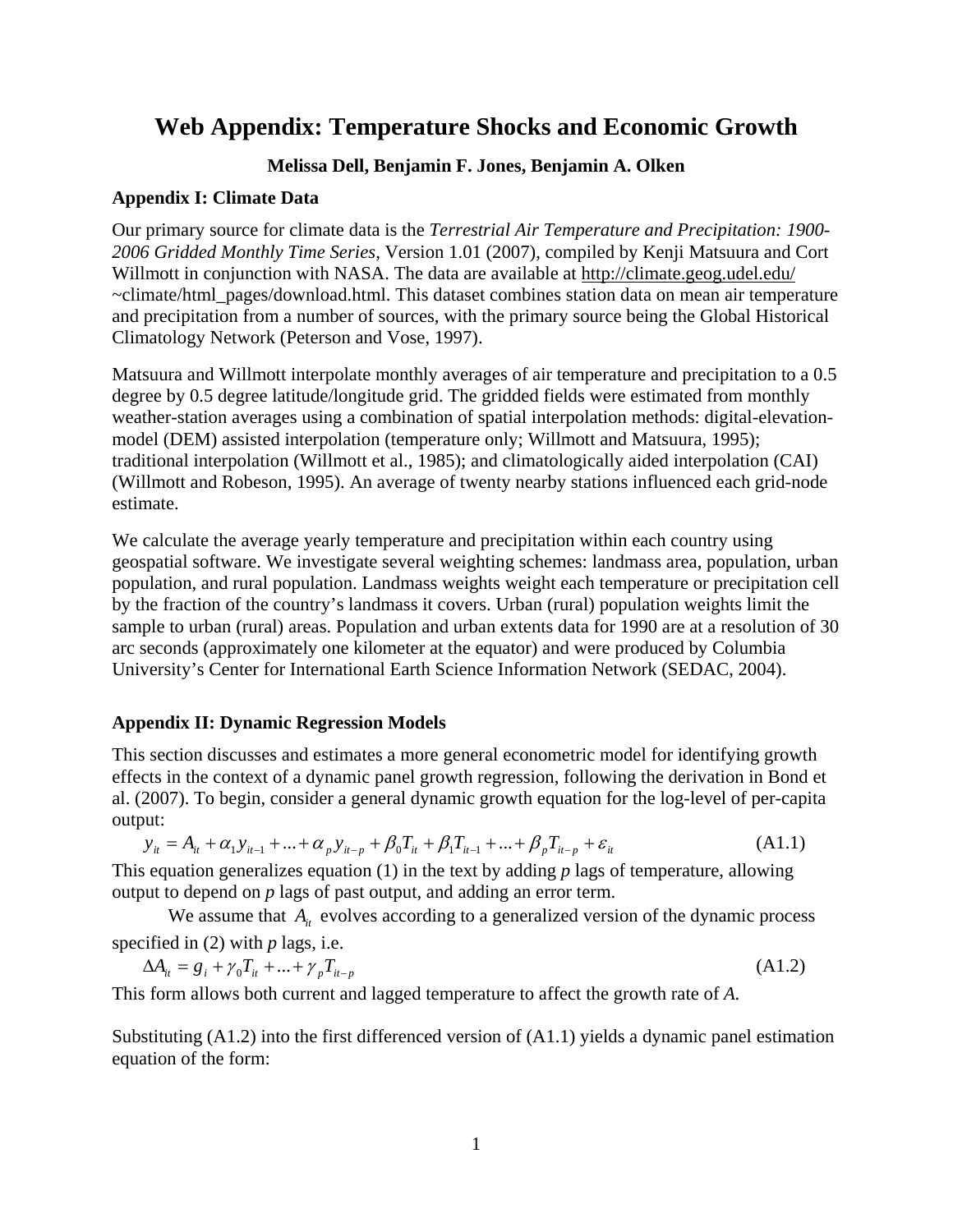# Web Appendix: Temperature Shocks and Economic Growth

**Melissa Dell, Benjamin F. Jones, Benjamin A. Olken**

### Appendix I: Climate Data

Our primary source for climate data is the *Terrestrial Air Temperature and Precipitation: 1900-2006 Gridded Monthly Time Series*, Version 1.01 (2007), compiled by Kenji Matsuura and Cort Willmott in conjunction with NASA. The data are available at http://climate.geog.udel.edu/~climate/html_pages/download.html. This dataset combines station data on mean air temperature and precipitation from a number of sources, with the primary source being the Global Historical Climatology Network (Peterson and Vose, 1997).

Matsuura and Willmott interpolate monthly averages of air temperature and precipitation to a 0.5 degree by 0.5 degree latitude/longitude grid. The gridded fields were estimated from monthly weather-station averages using a combination of spatial interpolation methods: digital-elevation-model (DEM) assisted interpolation (temperature only; Willmott and Matsuura, 1995); traditional interpolation (Willmott et al., 1985); and climatologically aided interpolation (CAI) (Willmott and Robeson, 1995). An average of twenty nearby stations influenced each grid-node estimate.

We calculate the average yearly temperature and precipitation within each country using geospatial software. We investigate several weighting schemes: landmass area, population, urban population, and rural population. Landmass weights weight each temperature or precipitation cell by the fraction of the country's landmass it covers. Urban (rural) population weights limit the sample to urban (rural) areas. Population and urban extents data for 1990 are at a resolution of 30 arc seconds (approximately one kilometer at the equator) and were produced by Columbia University's Center for International Earth Science Information Network (SEDAC, 2004).

### Appendix II: Dynamic Regression Models

This section discusses and estimates a more general econometric model for identifying growth effects in the context of a dynamic panel growth regression, following the derivation in Bond et al. (2007). To begin, consider a general dynamic growth equation for the log-level of per-capita output:

$$y_{it} = A_{it} + \alpha_1 y_{it-1} + ... + \alpha_p y_{it-p} + \beta_0 T_{it} + \beta_1 T_{it-1} + ... + \beta_p T_{it-p} + \varepsilon_{it} \qquad \text{(A1.1)}$$

This equation generalizes equation (1) in the text by adding *p* lags of temperature, allowing output to depend on *p* lags of past output, and adding an error term.

We assume that $A_{it}$ evolves according to a generalized version of the dynamic process specified in (2) with *p* lags, i.e.

$$\Delta A_{it} = g_i + \gamma_0 T_{it} + ... + \gamma_p T_{it-p} \qquad \text{(A1.2)}$$

This form allows both current and lagged temperature to affect the growth rate of *A.*

Substituting (A1.2) into the first differenced version of (A1.1) yields a dynamic panel estimation equation of the form: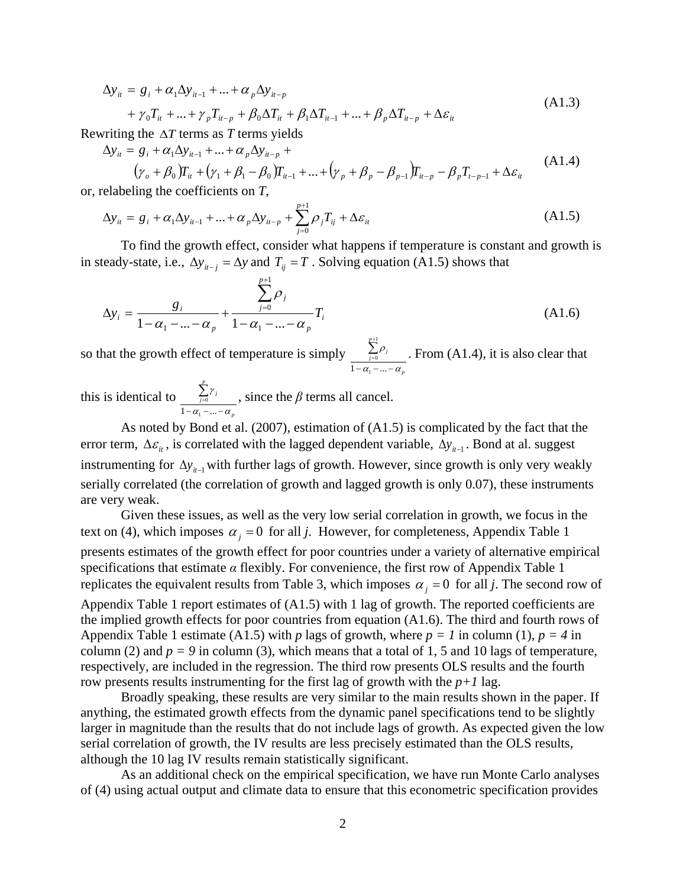$$\Delta y_{it} = g_i + \alpha_1 \Delta y_{it-1} + ... + \alpha_p \Delta y_{it-p}$$
$$+ \gamma_0 T_{it} + ... + \gamma_p T_{it-p} + \beta_0 \Delta T_{it} + \beta_1 \Delta T_{it-1} + ... + \beta_p \Delta T_{it-p} + \Delta \varepsilon_{it} \tag{A1.3}$$

Rewriting the $\Delta T$ terms as *T* terms yields

$$\Delta y_{it} = g_i + \alpha_1 \Delta y_{it-1} + ... + \alpha_p \Delta y_{it-p} +$$
$$(\gamma_o + \beta_0) T_{it} + (\gamma_1 + \beta_1 - \beta_0) T_{it-1} + ... + (\gamma_p + \beta_p - \beta_{p-1}) T_{it-p} - \beta_p T_{t-p-1} + \Delta \varepsilon_{it} \tag{A1.4}$$

or, relabeling the coefficients on *T*,

$$\Delta y_{it} = g_i + \alpha_1 \Delta y_{it-1} + ... + \alpha_p \Delta y_{it-p} + \sum_{j=0}^{p+1} \rho_j T_{ij} + \Delta \varepsilon_{it} \tag{A1.5}$$

To find the growth effect, consider what happens if temperature is constant and growth is in steady-state, i.e., $\Delta y_{it-j} = \Delta y$ and $T_{ij} = T$. Solving equation (A1.5) shows that

$$\Delta y_i = \frac{g_i}{1 - \alpha_1 - ... - \alpha_p} + \frac{\sum_{j=0}^{p+1} \rho_j}{1 - \alpha_1 - ... - \alpha_p} T_i \tag{A1.6}$$

so that the growth effect of temperature is simply $\frac{\sum_{j=0}^{p+1} \rho_j}{1 - \alpha_1 - ... - \alpha_p}$. From (A1.4), it is also clear that this is identical to $\frac{\sum_{j=0}^{p} \gamma_j}{1 - \alpha_1 - ... - \alpha_p}$, since the *β* terms all cancel.

As noted by Bond et al. (2007), estimation of (A1.5) is complicated by the fact that the error term, $\Delta \varepsilon_{it}$, is correlated with the lagged dependent variable, $\Delta y_{it-1}$. Bond at al. suggest instrumenting for $\Delta y_{it-1}$ with further lags of growth. However, since growth is only very weakly serially correlated (the correlation of growth and lagged growth is only 0.07), these instruments are very weak.

Given these issues, as well as the very low serial correlation in growth, we focus in the text on (4), which imposes $\alpha_j = 0$ for all *j*. However, for completeness, Appendix Table 1 presents estimates of the growth effect for poor countries under a variety of alternative empirical specifications that estimate *α* flexibly. For convenience, the first row of Appendix Table 1 replicates the equivalent results from Table 3, which imposes $\alpha_j = 0$ for all *j*. The second row of Appendix Table 1 report estimates of (A1.5) with 1 lag of growth. The reported coefficients are the implied growth effects for poor countries from equation (A1.6). The third and fourth rows of Appendix Table 1 estimate (A1.5) with *p* lags of growth, where *p = 1* in column (1), *p = 4* in column (2) and *p = 9* in column (3), which means that a total of 1, 5 and 10 lags of temperature, respectively, are included in the regression. The third row presents OLS results and the fourth row presents results instrumenting for the first lag of growth with the *p+1* lag.

Broadly speaking, these results are very similar to the main results shown in the paper. If anything, the estimated growth effects from the dynamic panel specifications tend to be slightly larger in magnitude than the results that do not include lags of growth. As expected given the low serial correlation of growth, the IV results are less precisely estimated than the OLS results, although the 10 lag IV results remain statistically significant.

As an additional check on the empirical specification, we have run Monte Carlo analyses of (4) using actual output and climate data to ensure that this econometric specification provides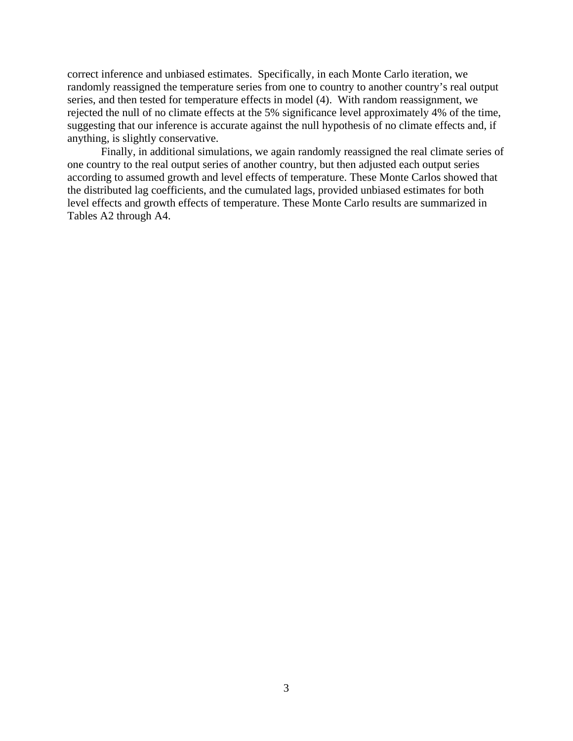correct inference and unbiased estimates. Specifically, in each Monte Carlo iteration, we randomly reassigned the temperature series from one to country to another country's real output series, and then tested for temperature effects in model (4). With random reassignment, we rejected the null of no climate effects at the 5% significance level approximately 4% of the time, suggesting that our inference is accurate against the null hypothesis of no climate effects and, if anything, is slightly conservative.

Finally, in additional simulations, we again randomly reassigned the real climate series of one country to the real output series of another country, but then adjusted each output series according to assumed growth and level effects of temperature. These Monte Carlos showed that the distributed lag coefficients, and the cumulated lags, provided unbiased estimates for both level effects and growth effects of temperature. These Monte Carlo results are summarized in Tables A2 through A4.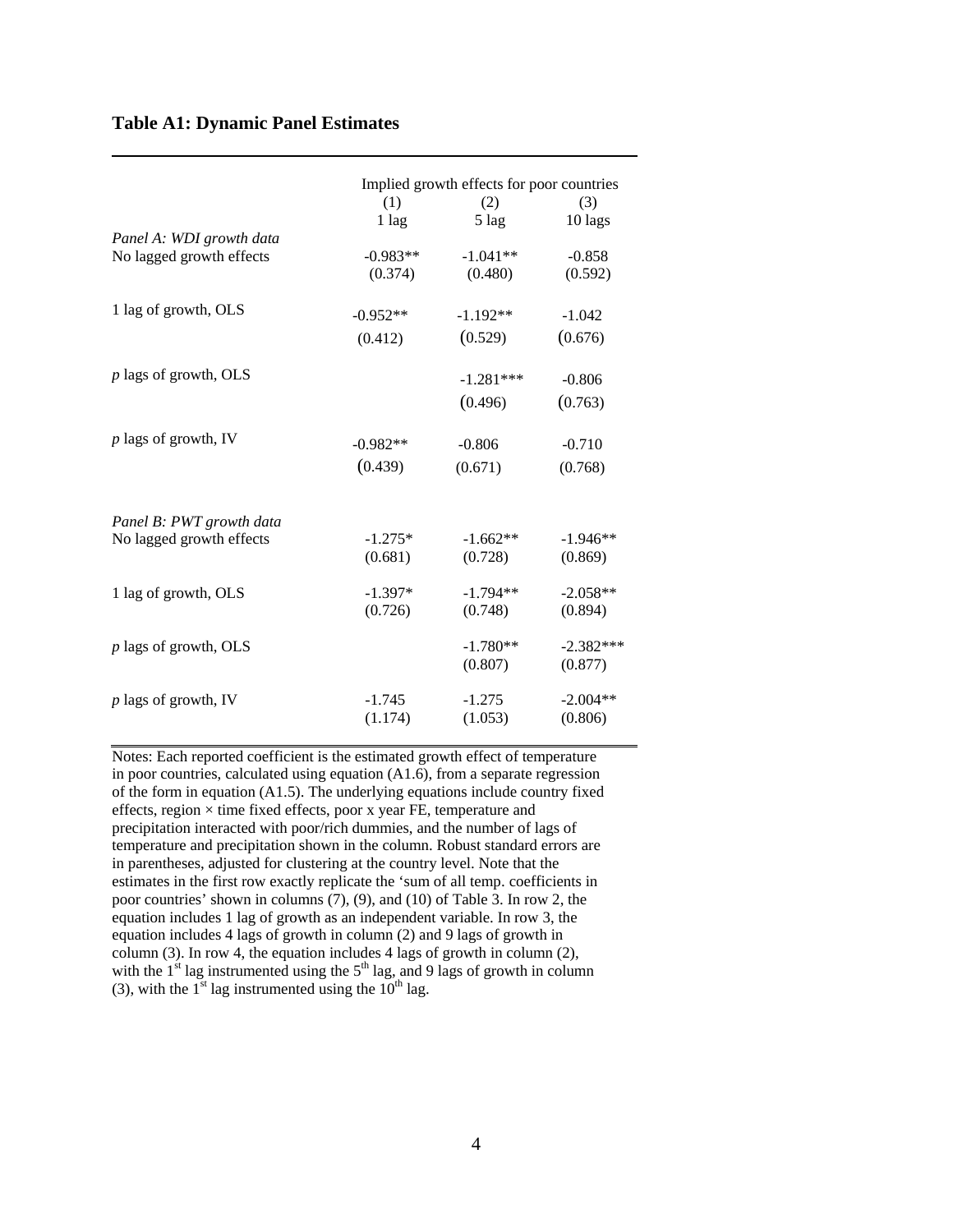**Table A1: Dynamic Panel Estimates**

| | Implied growth effects for poor countries | | |
|---|---|---|---|
| | (1) | (2) | (3) |
| | 1 lag | 5 lag | 10 lags |
| *Panel A: WDI growth data* | | | |
| No lagged growth effects | -0.983** | -1.041** | -0.858 |
| | (0.374) | (0.480) | (0.592) |
| 1 lag of growth, OLS | -0.952** | -1.192** | -1.042 |
| | (0.412) | (0.529) | (0.676) |
| *p* lags of growth, OLS | | -1.281*** | -0.806 |
| | | (0.496) | (0.763) |
| *p* lags of growth, IV | -0.982** | -0.806 | -0.710 |
| | (0.439) | (0.671) | (0.768) |
| *Panel B: PWT growth data* | | | |
| No lagged growth effects | -1.275* | -1.662** | -1.946** |
| | (0.681) | (0.728) | (0.869) |
| 1 lag of growth, OLS | -1.397* | -1.794** | -2.058** |
| | (0.726) | (0.748) | (0.894) |
| *p* lags of growth, OLS | | -1.780** | -2.382*** |
| | | (0.807) | (0.877) |
| *p* lags of growth, IV | -1.745 | -1.275 | -2.004** |
| | (1.174) | (1.053) | (0.806) |

Notes: Each reported coefficient is the estimated growth effect of temperature in poor countries, calculated using equation (A1.6), from a separate regression of the form in equation (A1.5). The underlying equations include country fixed effects, region × time fixed effects, poor x year FE, temperature and precipitation interacted with poor/rich dummies, and the number of lags of temperature and precipitation shown in the column. Robust standard errors are in parentheses, adjusted for clustering at the country level. Note that the estimates in the first row exactly replicate the 'sum of all temp. coefficients in poor countries' shown in columns (7), (9), and (10) of Table 3. In row 2, the equation includes 1 lag of growth as an independent variable. In row 3, the equation includes 4 lags of growth in column (2) and 9 lags of growth in column (3). In row 4, the equation includes 4 lags of growth in column (2), with the 1st lag instrumented using the 5th lag, and 9 lags of growth in column (3), with the 1st lag instrumented using the 10th lag.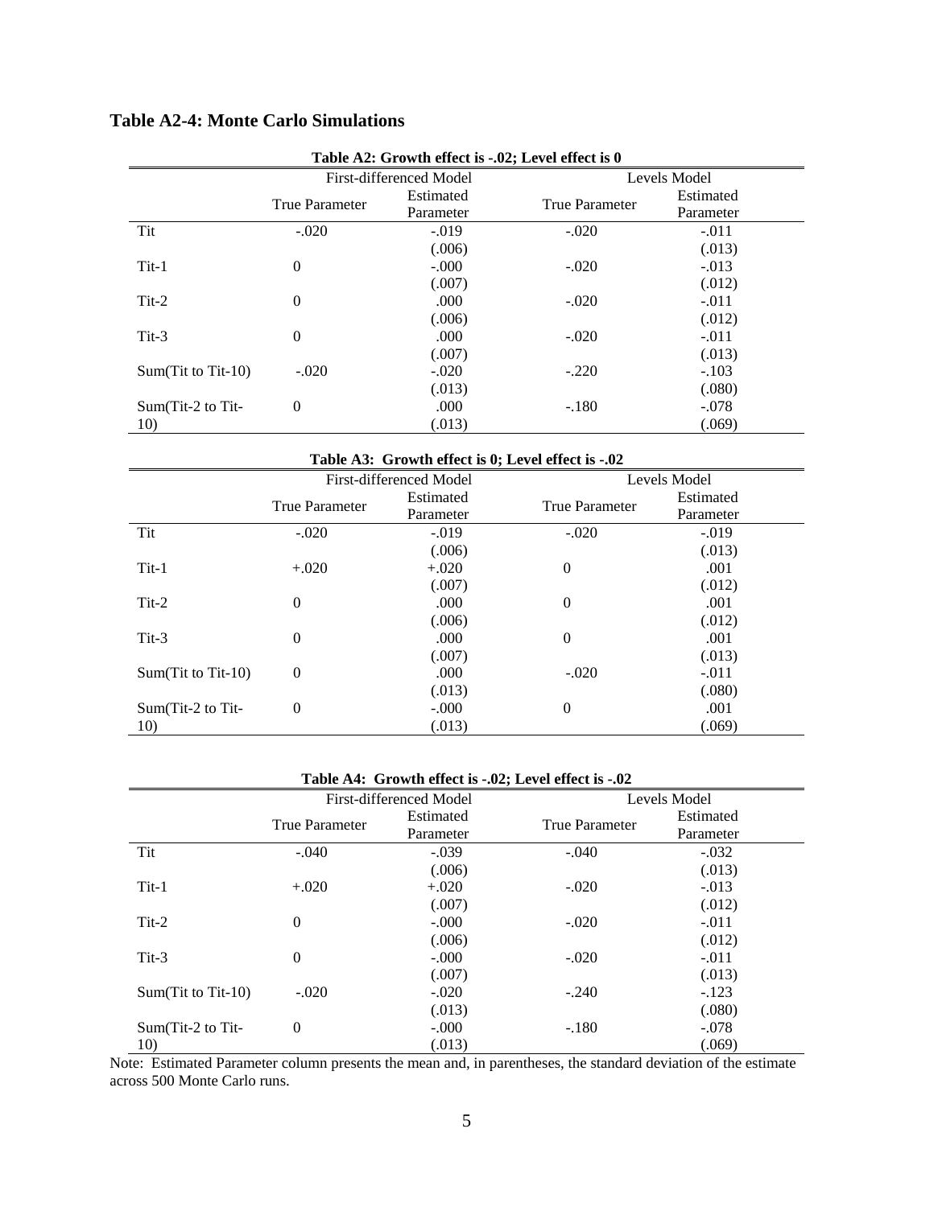## Table A2-4: Monte Carlo Simulations

**Table A2: Growth effect is -.02; Level effect is 0**

| | First-differenced Model | | Levels Model | |
|---|---|---|---|---|
| | True Parameter | Estimated Parameter | True Parameter | Estimated Parameter |
| Tit | -.020 | -.019 | -.020 | -.011 |
| | | (.006) | | (.013) |
| Tit-1 | 0 | -.000 | -.020 | -.013 |
| | | (.007) | | (.012) |
| Tit-2 | 0 | .000 | -.020 | -.011 |
| | | (.006) | | (.012) |
| Tit-3 | 0 | .000 | -.020 | -.011 |
| | | (.007) | | (.013) |
| Sum(Tit to Tit-10) | -.020 | -.020 | -.220 | -.103 |
| | | (.013) | | (.080) |
| Sum(Tit-2 to Tit-10) | 0 | .000 | -.180 | -.078 |
| | | (.013) | | (.069) |

**Table A3: Growth effect is 0; Level effect is -.02**

| | First-differenced Model | | Levels Model | |
|---|---|---|---|---|
| | True Parameter | Estimated Parameter | True Parameter | Estimated Parameter |
| Tit | -.020 | -.019 | -.020 | -.019 |
| | | (.006) | | (.013) |
| Tit-1 | +.020 | +.020 | 0 | .001 |
| | | (.007) | | (.012) |
| Tit-2 | 0 | .000 | 0 | .001 |
| | | (.006) | | (.012) |
| Tit-3 | 0 | .000 | 0 | .001 |
| | | (.007) | | (.013) |
| Sum(Tit to Tit-10) | 0 | .000 | -.020 | -.011 |
| | | (.013) | | (.080) |
| Sum(Tit-2 to Tit-10) | 0 | -.000 | 0 | .001 |
| | | (.013) | | (.069) |

**Table A4: Growth effect is -.02; Level effect is -.02**

| | First-differenced Model | | Levels Model | |
|---|---|---|---|---|
| | True Parameter | Estimated Parameter | True Parameter | Estimated Parameter |
| Tit | -.040 | -.039 | -.040 | -.032 |
| | | (.006) | | (.013) |
| Tit-1 | +.020 | +.020 | -.020 | -.013 |
| | | (.007) | | (.012) |
| Tit-2 | 0 | -.000 | -.020 | -.011 |
| | | (.006) | | (.012) |
| Tit-3 | 0 | -.000 | -.020 | -.011 |
| | | (.007) | | (.013) |
| Sum(Tit to Tit-10) | -.020 | -.020 | -.240 | -.123 |
| | | (.013) | | (.080) |
| Sum(Tit-2 to Tit-10) | 0 | -.000 | -.180 | -.078 |
| | | (.013) | | (.069) |

Note: Estimated Parameter column presents the mean and, in parentheses, the standard deviation of the estimate across 500 Monte Carlo runs.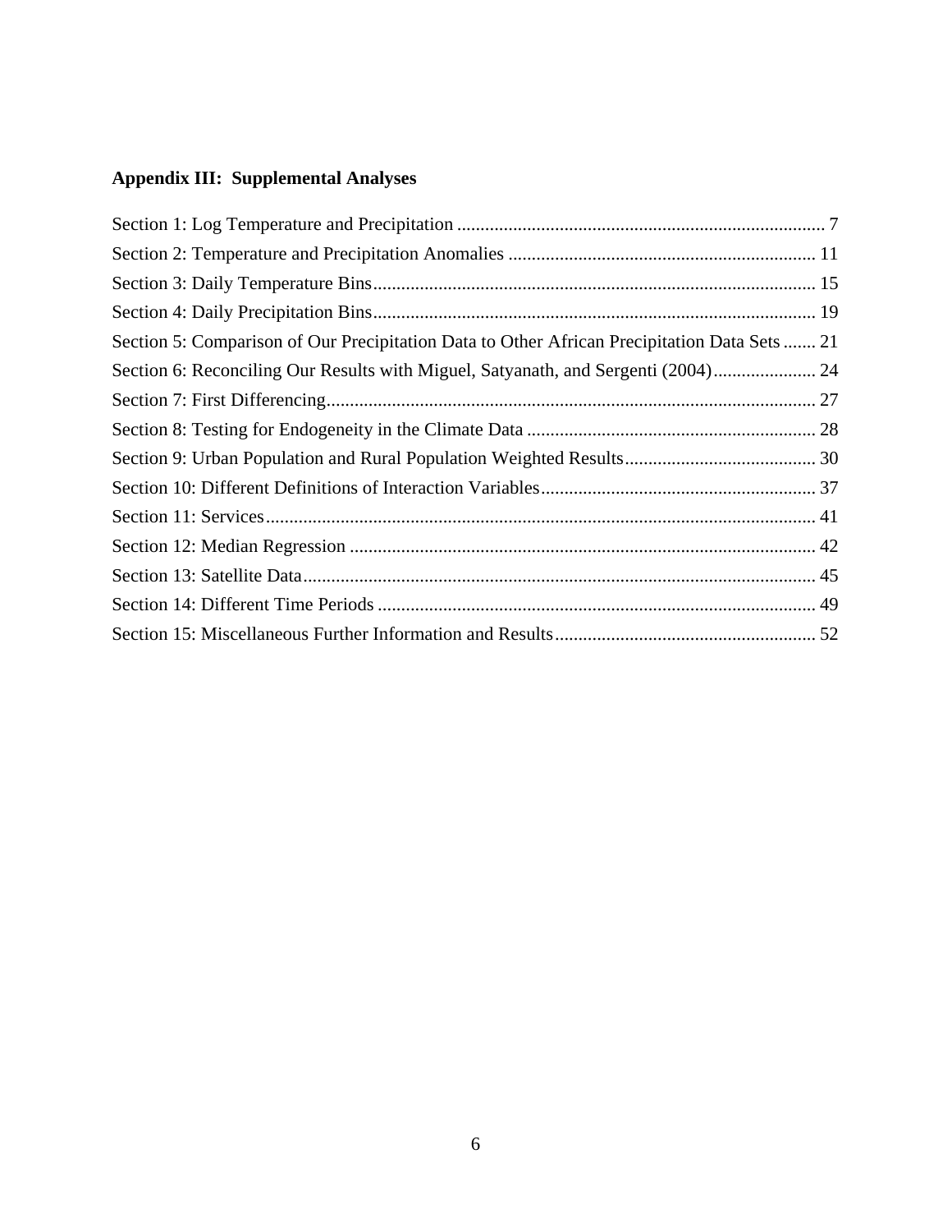## Appendix III: Supplemental Analyses

Section 1: Log Temperature and Precipitation ............................................................................... 7
Section 2: Temperature and Precipitation Anomalies .................................................................. 11
Section 3: Daily Temperature Bins............................................................................................... 15
Section 4: Daily Precipitation Bins............................................................................................... 19
Section 5: Comparison of Our Precipitation Data to Other African Precipitation Data Sets ....... 21
Section 6: Reconciling Our Results with Miguel, Satyanath, and Sergenti (2004)...................... 24
Section 7: First Differencing......................................................................................................... 27
Section 8: Testing for Endogeneity in the Climate Data .............................................................. 28
Section 9: Urban Population and Rural Population Weighted Results......................................... 30
Section 10: Different Definitions of Interaction Variables........................................................... 37
Section 11: Services...................................................................................................................... 41
Section 12: Median Regression .................................................................................................... 42
Section 13: Satellite Data.............................................................................................................. 45
Section 14: Different Time Periods .............................................................................................. 49
Section 15: Miscellaneous Further Information and Results........................................................ 52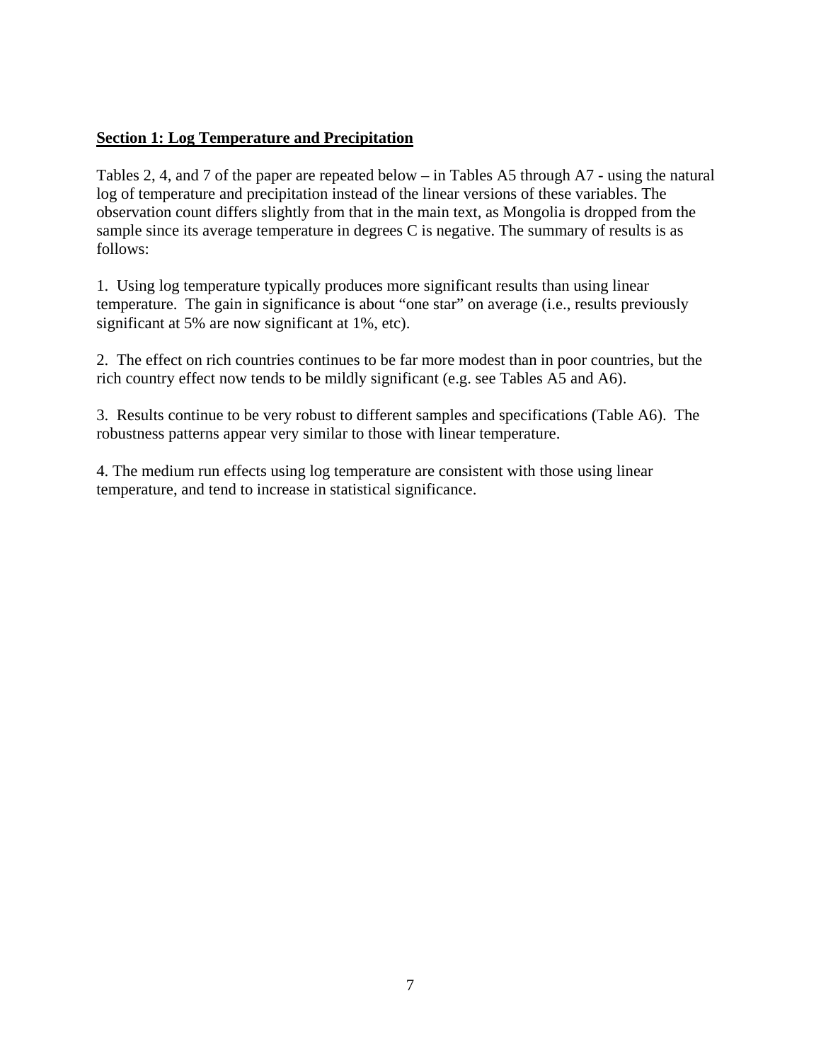## **Section 1: Log Temperature and Precipitation**

Tables 2, 4, and 7 of the paper are repeated below – in Tables A5 through A7 - using the natural log of temperature and precipitation instead of the linear versions of these variables. The observation count differs slightly from that in the main text, as Mongolia is dropped from the sample since its average temperature in degrees C is negative. The summary of results is as follows:

1. Using log temperature typically produces more significant results than using linear temperature. The gain in significance is about "one star" on average (i.e., results previously significant at 5% are now significant at 1%, etc).

2. The effect on rich countries continues to be far more modest than in poor countries, but the rich country effect now tends to be mildly significant (e.g. see Tables A5 and A6).

3. Results continue to be very robust to different samples and specifications (Table A6). The robustness patterns appear very similar to those with linear temperature.

4. The medium run effects using log temperature are consistent with those using linear temperature, and tend to increase in statistical significance.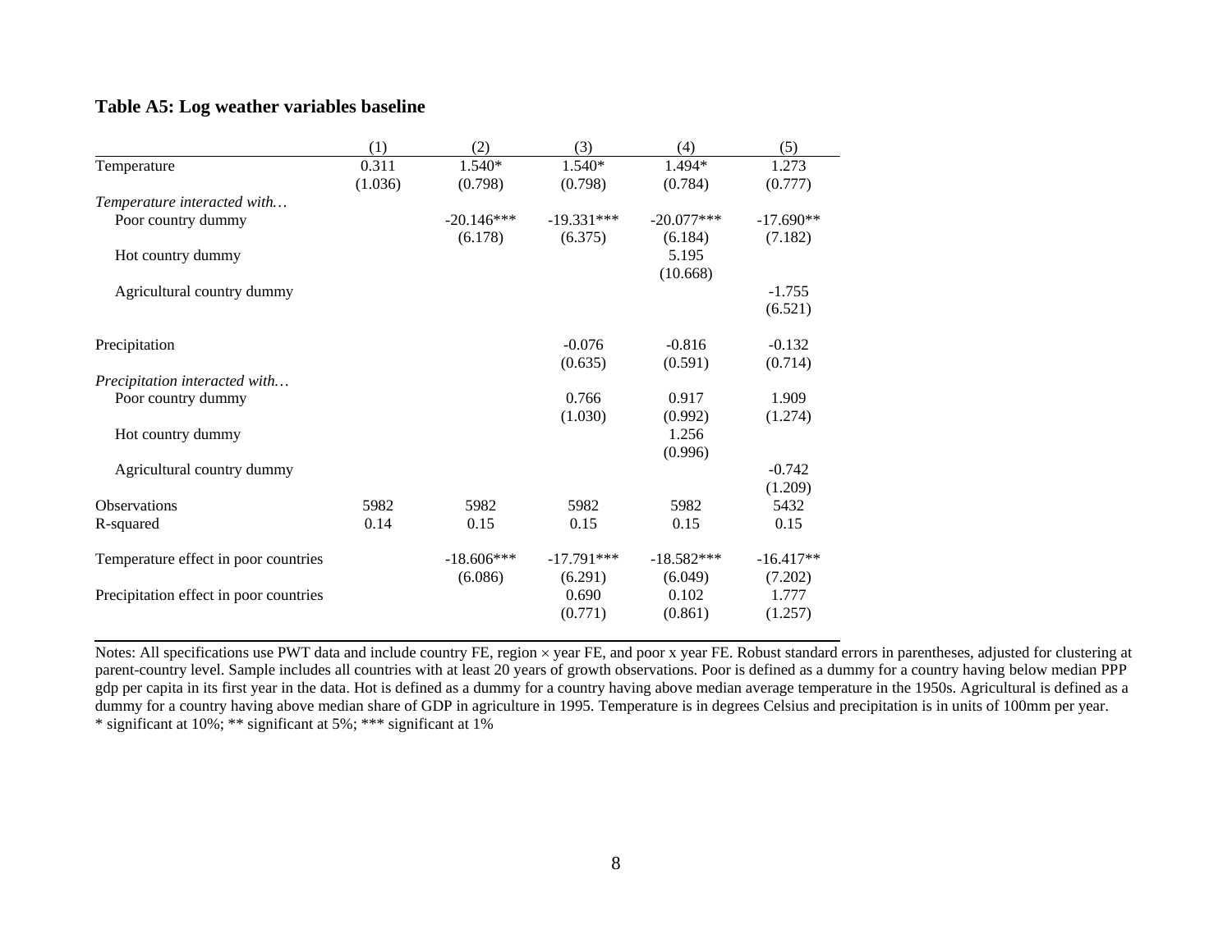**Table A5: Log weather variables baseline**

| | (1) | (2) | (3) | (4) | (5) |
|---|---|---|---|---|---|
| Temperature | 0.311 | 1.540* | 1.540* | 1.494* | 1.273 |
| | (1.036) | (0.798) | (0.798) | (0.784) | (0.777) |
| *Temperature interacted with…* | | | | | |
| Poor country dummy | | -20.146*** | -19.331*** | -20.077*** | -17.690** |
| | | (6.178) | (6.375) | (6.184) | (7.182) |
| Hot country dummy | | | | 5.195 | |
| | | | | (10.668) | |
| Agricultural country dummy | | | | | -1.755 |
| | | | | | (6.521) |
| Precipitation | | | -0.076 | -0.816 | -0.132 |
| | | | (0.635) | (0.591) | (0.714) |
| *Precipitation interacted with…* | | | | | |
| Poor country dummy | | | 0.766 | 0.917 | 1.909 |
| | | | (1.030) | (0.992) | (1.274) |
| Hot country dummy | | | | 1.256 | |
| | | | | (0.996) | |
| Agricultural country dummy | | | | | -0.742 |
| | | | | | (1.209) |
| Observations | 5982 | 5982 | 5982 | 5982 | 5432 |
| R-squared | 0.14 | 0.15 | 0.15 | 0.15 | 0.15 |
| Temperature effect in poor countries | | -18.606*** | -17.791*** | -18.582*** | -16.417** |
| | | (6.086) | (6.291) | (6.049) | (7.202) |
| Precipitation effect in poor countries | | | 0.690 | 0.102 | 1.777 |
| | | | (0.771) | (0.861) | (1.257) |

Notes: All specifications use PWT data and include country FE, region × year FE, and poor x year FE. Robust standard errors in parentheses, adjusted for clustering at parent-country level. Sample includes all countries with at least 20 years of growth observations. Poor is defined as a dummy for a country having below median PPP gdp per capita in its first year in the data. Hot is defined as a dummy for a country having above median average temperature in the 1950s. Agricultural is defined as a dummy for a country having above median share of GDP in agriculture in 1995. Temperature is in degrees Celsius and precipitation is in units of 100mm per year.
* significant at 10%; ** significant at 5%; *** significant at 1%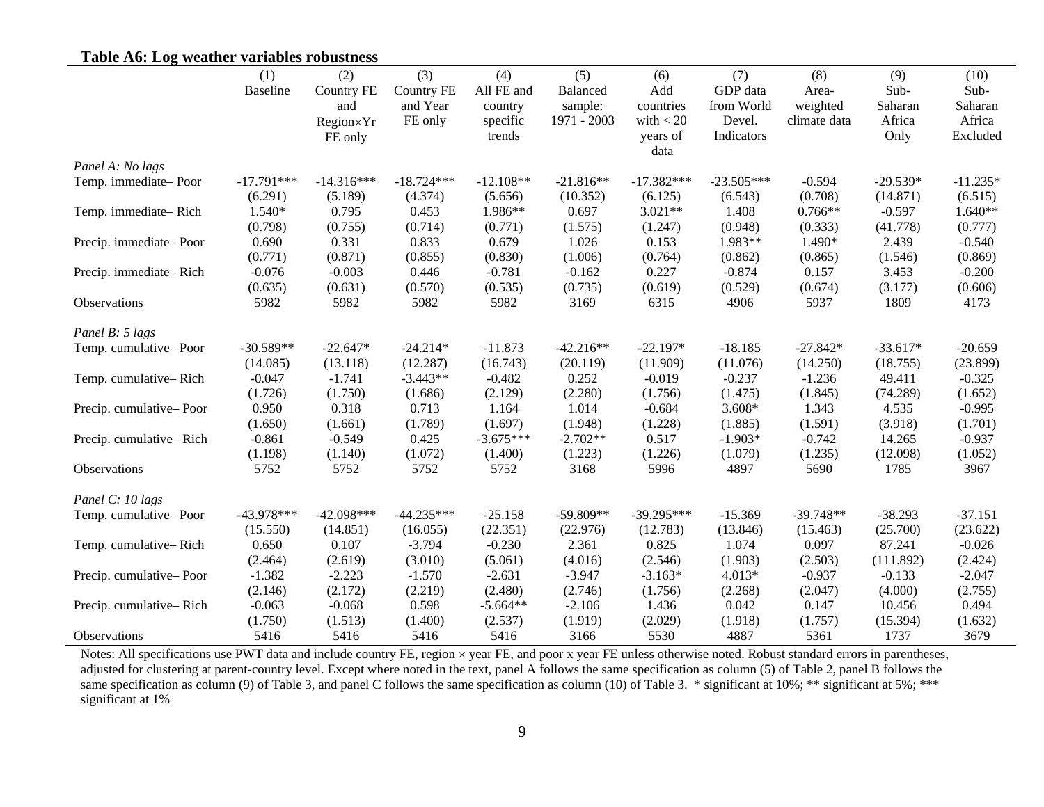**Table A6: Log weather variables robustness**

| | (1) | (2) | (3) | (4) | (5) | (6) | (7) | (8) | (9) | (10) |
|---|---|---|---|---|---|---|---|---|---|---|
| | Baseline | Country FE and Region×Yr FE only | Country FE and Year FE only | All FE and country specific trends | Balanced sample: 1971 - 2003 | Add countries with < 20 years of data | GDP data from World Devel. Indicators | Area-weighted climate data | Sub-Saharan Africa Only | Sub-Saharan Africa Excluded |
| *Panel A: No lags* | | | | | | | | | | |
| Temp. immediate– Poor | -17.791*** | -14.316*** | -18.724*** | -12.108** | -21.816** | -17.382*** | -23.505*** | -0.594 | -29.539* | -11.235* |
| | (6.291) | (5.189) | (4.374) | (5.656) | (10.352) | (6.125) | (6.543) | (0.708) | (14.871) | (6.515) |
| Temp. immediate– Rich | 1.540* | 0.795 | 0.453 | 1.986** | 0.697 | 3.021** | 1.408 | 0.766** | -0.597 | 1.640** |
| | (0.798) | (0.755) | (0.714) | (0.771) | (1.575) | (1.247) | (0.948) | (0.333) | (41.778) | (0.777) |
| Precip. immediate– Poor | 0.690 | 0.331 | 0.833 | 0.679 | 1.026 | 0.153 | 1.983** | 1.490* | 2.439 | -0.540 |
| | (0.771) | (0.871) | (0.855) | (0.830) | (1.006) | (0.764) | (0.862) | (0.865) | (1.546) | (0.869) |
| Precip. immediate– Rich | -0.076 | -0.003 | 0.446 | -0.781 | -0.162 | 0.227 | -0.874 | 0.157 | 3.453 | -0.200 |
| | (0.635) | (0.631) | (0.570) | (0.535) | (0.735) | (0.619) | (0.529) | (0.674) | (3.177) | (0.606) |
| Observations | 5982 | 5982 | 5982 | 5982 | 3169 | 6315 | 4906 | 5937 | 1809 | 4173 |
| *Panel B: 5 lags* | | | | | | | | | | |
| Temp. cumulative– Poor | -30.589** | -22.647* | -24.214* | -11.873 | -42.216** | -22.197* | -18.185 | -27.842* | -33.617* | -20.659 |
| | (14.085) | (13.118) | (12.287) | (16.743) | (20.119) | (11.909) | (11.076) | (14.250) | (18.755) | (23.899) |
| Temp. cumulative– Rich | -0.047 | -1.741 | -3.443** | -0.482 | 0.252 | -0.019 | -0.237 | -1.236 | 49.411 | -0.325 |
| | (1.726) | (1.750) | (1.686) | (2.129) | (2.280) | (1.756) | (1.475) | (1.845) | (74.289) | (1.652) |
| Precip. cumulative– Poor | 0.950 | 0.318 | 0.713 | 1.164 | 1.014 | -0.684 | 3.608* | 1.343 | 4.535 | -0.995 |
| | (1.650) | (1.661) | (1.789) | (1.697) | (1.948) | (1.228) | (1.885) | (1.591) | (3.918) | (1.701) |
| Precip. cumulative– Rich | -0.861 | -0.549 | 0.425 | -3.675*** | -2.702** | 0.517 | -1.903* | -0.742 | 14.265 | -0.937 |
| | (1.198) | (1.140) | (1.072) | (1.400) | (1.223) | (1.226) | (1.079) | (1.235) | (12.098) | (1.052) |
| Observations | 5752 | 5752 | 5752 | 5752 | 3168 | 5996 | 4897 | 5690 | 1785 | 3967 |
| *Panel C: 10 lags* | | | | | | | | | | |
| Temp. cumulative– Poor | -43.978*** | -42.098*** | -44.235*** | -25.158 | -59.809** | -39.295*** | -15.369 | -39.748** | -38.293 | -37.151 |
| | (15.550) | (14.851) | (16.055) | (22.351) | (22.976) | (12.783) | (13.846) | (15.463) | (25.700) | (23.622) |
| Temp. cumulative– Rich | 0.650 | 0.107 | -3.794 | -0.230 | 2.361 | 0.825 | 1.074 | 0.097 | 87.241 | -0.026 |
| | (2.464) | (2.619) | (3.010) | (5.061) | (4.016) | (2.546) | (1.903) | (2.503) | (111.892) | (2.424) |
| Precip. cumulative– Poor | -1.382 | -2.223 | -1.570 | -2.631 | -3.947 | -3.163* | 4.013* | -0.937 | -0.133 | -2.047 |
| | (2.146) | (2.172) | (2.219) | (2.480) | (2.746) | (1.756) | (2.268) | (2.047) | (4.000) | (2.755) |
| Precip. cumulative– Rich | -0.063 | -0.068 | 0.598 | -5.664** | -2.106 | 1.436 | 0.042 | 0.147 | 10.456 | 0.494 |
| | (1.750) | (1.513) | (1.400) | (2.537) | (1.919) | (2.029) | (1.918) | (1.757) | (15.394) | (1.632) |
| Observations | 5416 | 5416 | 5416 | 5416 | 3166 | 5530 | 4887 | 5361 | 1737 | 3679 |

Notes: All specifications use PWT data and include country FE, region × year FE, and poor x year FE unless otherwise noted. Robust standard errors in parentheses, adjusted for clustering at parent-country level. Except where noted in the text, panel A follows the same specification as column (5) of Table 2, panel B follows the same specification as column (9) of Table 3, and panel C follows the same specification as column (10) of Table 3. * significant at 10%; ** significant at 5%; *** significant at 1%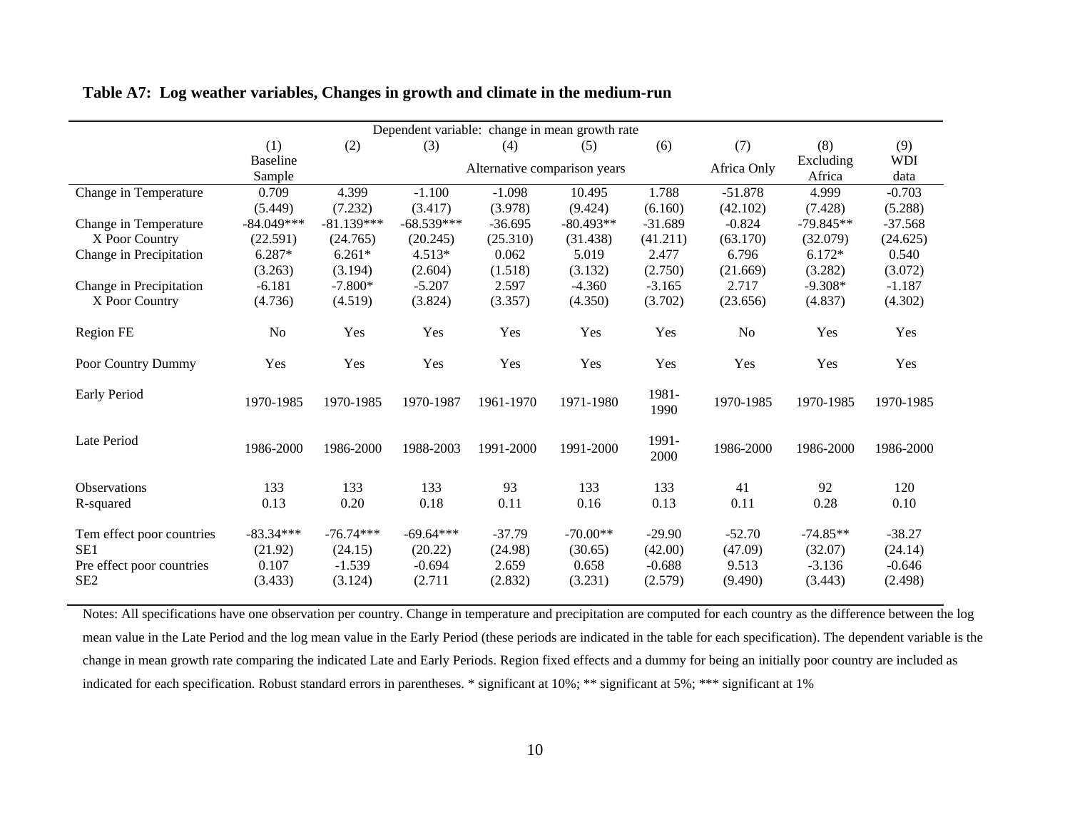**Table A7: Log weather variables, Changes in growth and climate in the medium-run**

| | Dependent variable: change in mean growth rate | | | | | | | | |
|---|---|---|---|---|---|---|---|---|---|
| | (1) | (2) | (3) | (4) | (5) | (6) | (7) | (8) | (9) |
| | Baseline Sample | Alternative comparison years | | | | | Africa Only | Excluding Africa | WDI data |
| Change in Temperature | 0.709 | 4.399 | -1.100 | -1.098 | 10.495 | 1.788 | -51.878 | 4.999 | -0.703 |
| | (5.449) | (7.232) | (3.417) | (3.978) | (9.424) | (6.160) | (42.102) | (7.428) | (5.288) |
| Change in Temperature X Poor Country | -84.049*** | -81.139*** | -68.539*** | -36.695 | -80.493** | -31.689 | -0.824 | -79.845** | -37.568 |
| | (22.591) | (24.765) | (20.245) | (25.310) | (31.438) | (41.211) | (63.170) | (32.079) | (24.625) |
| Change in Precipitation | 6.287* | 6.261* | 4.513* | 0.062 | 5.019 | 2.477 | 6.796 | 6.172* | 0.540 |
| | (3.263) | (3.194) | (2.604) | (1.518) | (3.132) | (2.750) | (21.669) | (3.282) | (3.072) |
| Change in Precipitation X Poor Country | -6.181 | -7.800* | -5.207 | 2.597 | -4.360 | -3.165 | 2.717 | -9.308* | -1.187 |
| | (4.736) | (4.519) | (3.824) | (3.357) | (4.350) | (3.702) | (23.656) | (4.837) | (4.302) |
| Region FE | No | Yes | Yes | Yes | Yes | Yes | No | Yes | Yes |
| Poor Country Dummy | Yes | Yes | Yes | Yes | Yes | Yes | Yes | Yes | Yes |
| Early Period | 1970-1985 | 1970-1985 | 1970-1987 | 1961-1970 | 1971-1980 | 1981-1990 | 1970-1985 | 1970-1985 | 1970-1985 |
| Late Period | 1986-2000 | 1986-2000 | 1988-2003 | 1991-2000 | 1991-2000 | 1991-2000 | 1986-2000 | 1986-2000 | 1986-2000 |
| Observations | 133 | 133 | 133 | 93 | 133 | 133 | 41 | 92 | 120 |
| R-squared | 0.13 | 0.20 | 0.18 | 0.11 | 0.16 | 0.13 | 0.11 | 0.28 | 0.10 |
| Tem effect poor countries | -83.34*** | -76.74*** | -69.64*** | -37.79 | -70.00** | -29.90 | -52.70 | -74.85** | -38.27 |
| SE1 | (21.92) | (24.15) | (20.22) | (24.98) | (30.65) | (42.00) | (47.09) | (32.07) | (24.14) |
| Pre effect poor countries | 0.107 | -1.539 | -0.694 | 2.659 | 0.658 | -0.688 | 9.513 | -3.136 | -0.646 |
| SE2 | (3.433) | (3.124) | (2.711 | (2.832) | (3.231) | (2.579) | (9.490) | (3.443) | (2.498) |

Notes: All specifications have one observation per country. Change in temperature and precipitation are computed for each country as the difference between the log mean value in the Late Period and the log mean value in the Early Period (these periods are indicated in the table for each specification). The dependent variable is the change in mean growth rate comparing the indicated Late and Early Periods. Region fixed effects and a dummy for being an initially poor country are included as indicated for each specification. Robust standard errors in parentheses. * significant at 10%; ** significant at 5%; *** significant at 1%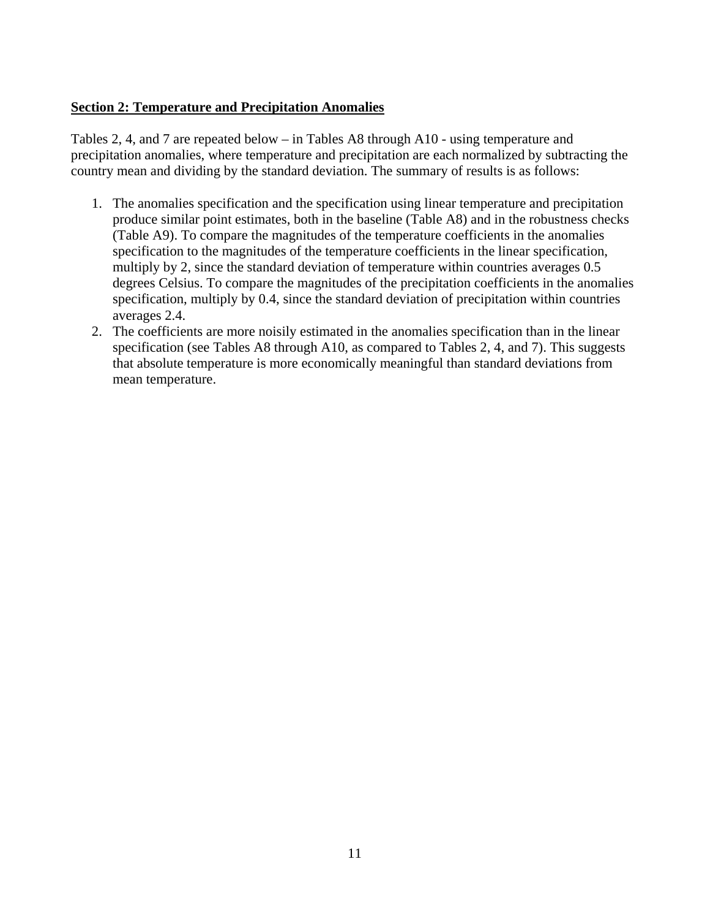## Section 2: Temperature and Precipitation Anomalies

Tables 2, 4, and 7 are repeated below – in Tables A8 through A10 - using temperature and precipitation anomalies, where temperature and precipitation are each normalized by subtracting the country mean and dividing by the standard deviation. The summary of results is as follows:

1. The anomalies specification and the specification using linear temperature and precipitation produce similar point estimates, both in the baseline (Table A8) and in the robustness checks (Table A9). To compare the magnitudes of the temperature coefficients in the anomalies specification to the magnitudes of the temperature coefficients in the linear specification, multiply by 2, since the standard deviation of temperature within countries averages 0.5 degrees Celsius. To compare the magnitudes of the precipitation coefficients in the anomalies specification, multiply by 0.4, since the standard deviation of precipitation within countries averages 2.4.
2. The coefficients are more noisily estimated in the anomalies specification than in the linear specification (see Tables A8 through A10, as compared to Tables 2, 4, and 7). This suggests that absolute temperature is more economically meaningful than standard deviations from mean temperature.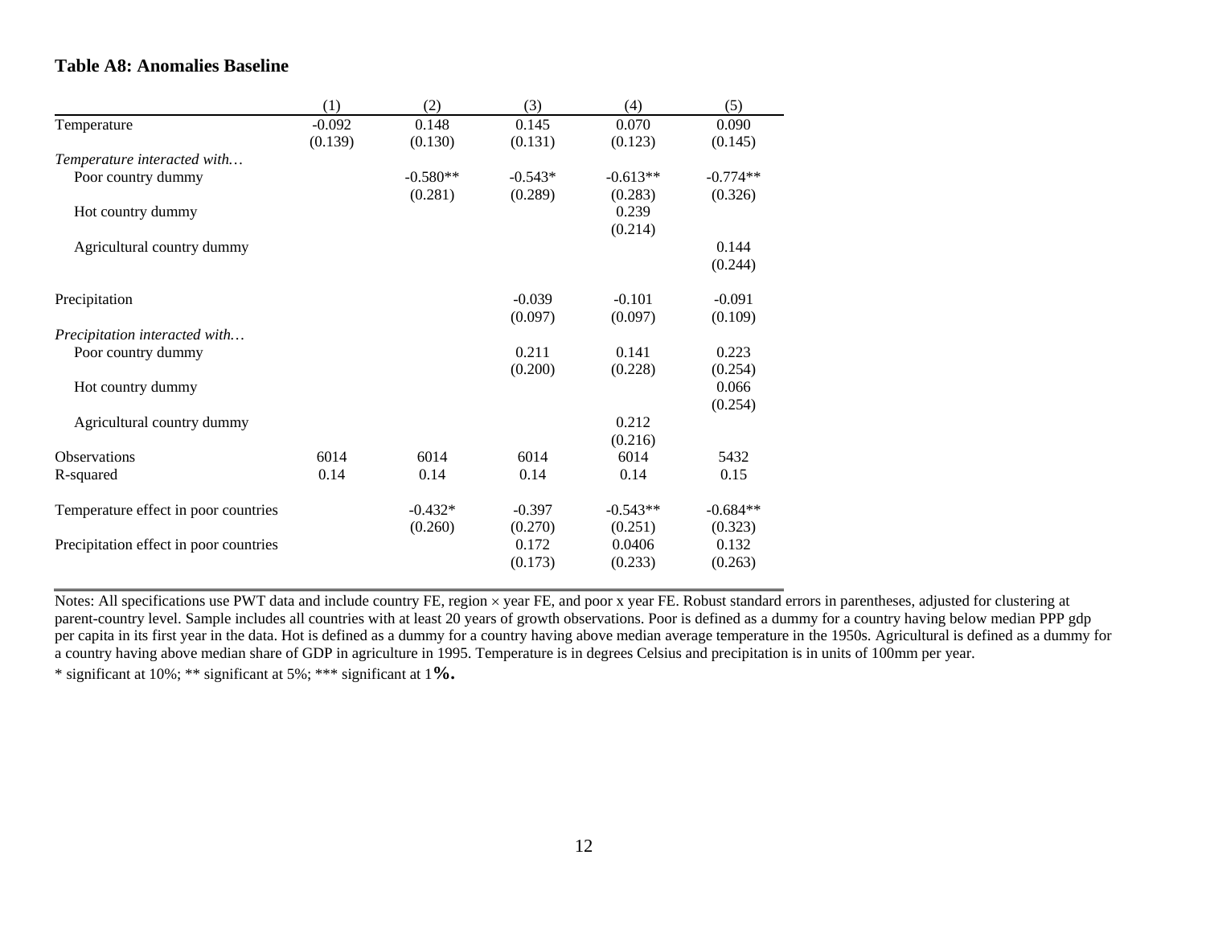**Table A8: Anomalies Baseline**

| | (1) | (2) | (3) | (4) | (5) |
|---|---|---|---|---|---|
| Temperature | -0.092 | 0.148 | 0.145 | 0.070 | 0.090 |
| | (0.139) | (0.130) | (0.131) | (0.123) | (0.145) |
| *Temperature interacted with…* | | | | | |
| Poor country dummy | | -0.580** | -0.543* | -0.613** | -0.774** |
| | | (0.281) | (0.289) | (0.283) | (0.326) |
| Hot country dummy | | | | 0.239 | |
| | | | | (0.214) | |
| Agricultural country dummy | | | | | 0.144 |
| | | | | | (0.244) |
| Precipitation | | | -0.039 | -0.101 | -0.091 |
| | | | (0.097) | (0.097) | (0.109) |
| *Precipitation interacted with…* | | | | | |
| Poor country dummy | | | 0.211 | 0.141 | 0.223 |
| | | | (0.200) | (0.228) | (0.254) |
| Hot country dummy | | | | | 0.066 |
| | | | | | (0.254) |
| Agricultural country dummy | | | | 0.212 | |
| | | | | (0.216) | |
| Observations | 6014 | 6014 | 6014 | 6014 | 5432 |
| R-squared | 0.14 | 0.14 | 0.14 | 0.14 | 0.15 |
| Temperature effect in poor countries | | -0.432* | -0.397 | -0.543** | -0.684** |
| | | (0.260) | (0.270) | (0.251) | (0.323) |
| Precipitation effect in poor countries | | | 0.172 | 0.0406 | 0.132 |
| | | | (0.173) | (0.233) | (0.263) |

Notes: All specifications use PWT data and include country FE, region × year FE, and poor x year FE. Robust standard errors in parentheses, adjusted for clustering at parent-country level. Sample includes all countries with at least 20 years of growth observations. Poor is defined as a dummy for a country having below median PPP gdp per capita in its first year in the data. Hot is defined as a dummy for a country having above median average temperature in the 1950s. Agricultural is defined as a dummy for a country having above median share of GDP in agriculture in 1995. Temperature is in degrees Celsius and precipitation is in units of 100mm per year.

* significant at 10%; ** significant at 5%; *** significant at 1%.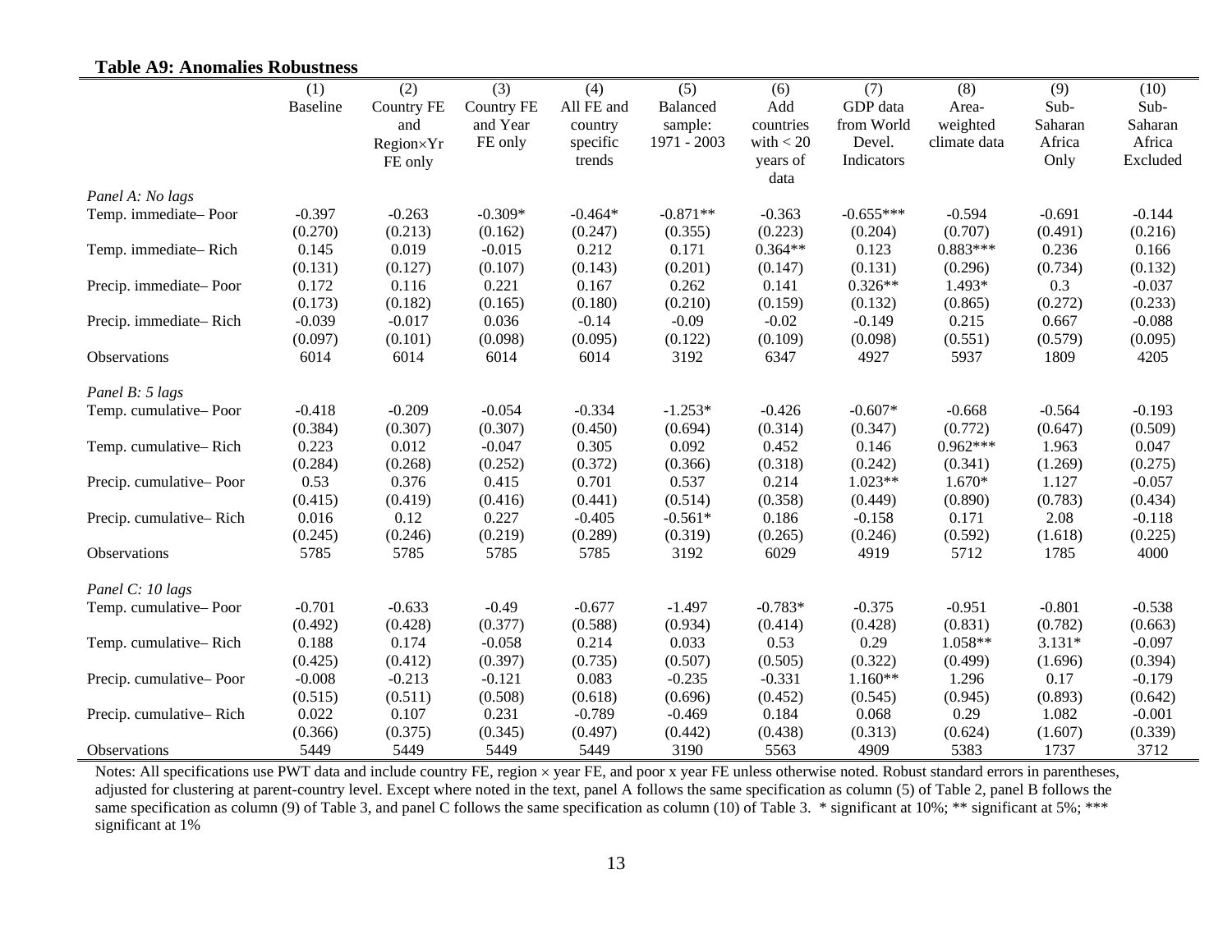**Table A9: Anomalies Robustness**

| | (1) Baseline | (2) Country FE and Region×Yr FE only | (3) Country FE and Year FE only | (4) All FE and country specific trends | (5) Balanced sample: 1971 - 2003 | (6) Add countries with < 20 years of data | (7) GDP data from World Devel. Indicators | (8) Area-weighted climate data | (9) Sub-Saharan Africa Only | (10) Sub-Saharan Africa Excluded |
|---|---|---|---|---|---|---|---|---|---|---|
| *Panel A: No lags* | | | | | | | | | | |
| Temp. immediate– Poor | -0.397 | -0.263 | -0.309* | -0.464* | -0.871** | -0.363 | -0.655*** | -0.594 | -0.691 | -0.144 |
| | (0.270) | (0.213) | (0.162) | (0.247) | (0.355) | (0.223) | (0.204) | (0.707) | (0.491) | (0.216) |
| Temp. immediate– Rich | 0.145 | 0.019 | -0.015 | 0.212 | 0.171 | 0.364** | 0.123 | 0.883*** | 0.236 | 0.166 |
| | (0.131) | (0.127) | (0.107) | (0.143) | (0.201) | (0.147) | (0.131) | (0.296) | (0.734) | (0.132) |
| Precip. immediate– Poor | 0.172 | 0.116 | 0.221 | 0.167 | 0.262 | 0.141 | 0.326** | 1.493* | 0.3 | -0.037 |
| | (0.173) | (0.182) | (0.165) | (0.180) | (0.210) | (0.159) | (0.132) | (0.865) | (0.272) | (0.233) |
| Precip. immediate– Rich | -0.039 | -0.017 | 0.036 | -0.14 | -0.09 | -0.02 | -0.149 | 0.215 | 0.667 | -0.088 |
| | (0.097) | (0.101) | (0.098) | (0.095) | (0.122) | (0.109) | (0.098) | (0.551) | (0.579) | (0.095) |
| Observations | 6014 | 6014 | 6014 | 6014 | 3192 | 6347 | 4927 | 5937 | 1809 | 4205 |
| *Panel B: 5 lags* | | | | | | | | | | |
| Temp. cumulative– Poor | -0.418 | -0.209 | -0.054 | -0.334 | -1.253* | -0.426 | -0.607* | -0.668 | -0.564 | -0.193 |
| | (0.384) | (0.307) | (0.307) | (0.450) | (0.694) | (0.314) | (0.347) | (0.772) | (0.647) | (0.509) |
| Temp. cumulative– Rich | 0.223 | 0.012 | -0.047 | 0.305 | 0.092 | 0.452 | 0.146 | 0.962*** | 1.963 | 0.047 |
| | (0.284) | (0.268) | (0.252) | (0.372) | (0.366) | (0.318) | (0.242) | (0.341) | (1.269) | (0.275) |
| Precip. cumulative– Poor | 0.53 | 0.376 | 0.415 | 0.701 | 0.537 | 0.214 | 1.023** | 1.670* | 1.127 | -0.057 |
| | (0.415) | (0.419) | (0.416) | (0.441) | (0.514) | (0.358) | (0.449) | (0.890) | (0.783) | (0.434) |
| Precip. cumulative– Rich | 0.016 | 0.12 | 0.227 | -0.405 | -0.561* | 0.186 | -0.158 | 0.171 | 2.08 | -0.118 |
| | (0.245) | (0.246) | (0.219) | (0.289) | (0.319) | (0.265) | (0.246) | (0.592) | (1.618) | (0.225) |
| Observations | 5785 | 5785 | 5785 | 5785 | 3192 | 6029 | 4919 | 5712 | 1785 | 4000 |
| *Panel C: 10 lags* | | | | | | | | | | |
| Temp. cumulative– Poor | -0.701 | -0.633 | -0.49 | -0.677 | -1.497 | -0.783* | -0.375 | -0.951 | -0.801 | -0.538 |
| | (0.492) | (0.428) | (0.377) | (0.588) | (0.934) | (0.414) | (0.428) | (0.831) | (0.782) | (0.663) |
| Temp. cumulative– Rich | 0.188 | 0.174 | -0.058 | 0.214 | 0.033 | 0.53 | 0.29 | 1.058** | 3.131* | -0.097 |
| | (0.425) | (0.412) | (0.397) | (0.735) | (0.507) | (0.505) | (0.322) | (0.499) | (1.696) | (0.394) |
| Precip. cumulative– Poor | -0.008 | -0.213 | -0.121 | 0.083 | -0.235 | -0.331 | 1.160** | 1.296 | 0.17 | -0.179 |
| | (0.515) | (0.511) | (0.508) | (0.618) | (0.696) | (0.452) | (0.545) | (0.945) | (0.893) | (0.642) |
| Precip. cumulative– Rich | 0.022 | 0.107 | 0.231 | -0.789 | -0.469 | 0.184 | 0.068 | 0.29 | 1.082 | -0.001 |
| | (0.366) | (0.375) | (0.345) | (0.497) | (0.442) | (0.438) | (0.313) | (0.624) | (1.607) | (0.339) |
| Observations | 5449 | 5449 | 5449 | 5449 | 3190 | 5563 | 4909 | 5383 | 1737 | 3712 |

Notes: All specifications use PWT data and include country FE, region × year FE, and poor x year FE unless otherwise noted. Robust standard errors in parentheses, adjusted for clustering at parent-country level. Except where noted in the text, panel A follows the same specification as column (5) of Table 2, panel B follows the same specification as column (9) of Table 3, and panel C follows the same specification as column (10) of Table 3. * significant at 10%; ** significant at 5%; *** significant at 1%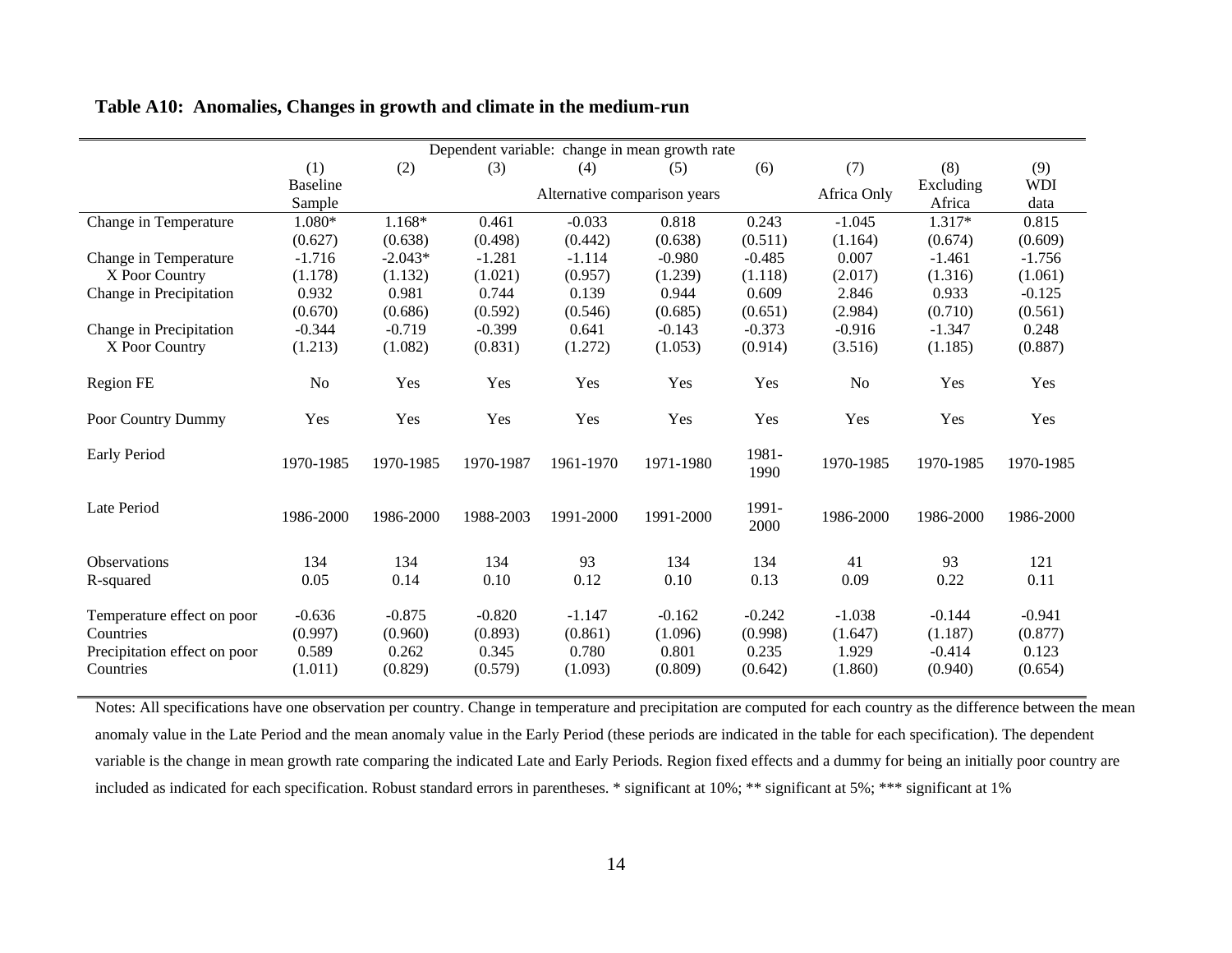**Table A10: Anomalies, Changes in growth and climate in the medium-run**

| | Dependent variable: change in mean growth rate | | | | | | | | |
|---|---|---|---|---|---|---|---|---|---|
| | (1) | (2) | (3) | (4) | (5) | (6) | (7) | (8) | (9) |
| | Baseline Sample | Alternative comparison years | | | | | Africa Only | Excluding Africa | WDI data |
| Change in Temperature | 1.080* | 1.168* | 0.461 | -0.033 | 0.818 | 0.243 | -1.045 | 1.317* | 0.815 |
| | (0.627) | (0.638) | (0.498) | (0.442) | (0.638) | (0.511) | (1.164) | (0.674) | (0.609) |
| Change in Temperature X Poor Country | -1.716 | -2.043* | -1.281 | -1.114 | -0.980 | -0.485 | 0.007 | -1.461 | -1.756 |
| | (1.178) | (1.132) | (1.021) | (0.957) | (1.239) | (1.118) | (2.017) | (1.316) | (1.061) |
| Change in Precipitation | 0.932 | 0.981 | 0.744 | 0.139 | 0.944 | 0.609 | 2.846 | 0.933 | -0.125 |
| | (0.670) | (0.686) | (0.592) | (0.546) | (0.685) | (0.651) | (2.984) | (0.710) | (0.561) |
| Change in Precipitation X Poor Country | -0.344 | -0.719 | -0.399 | 0.641 | -0.143 | -0.373 | -0.916 | -1.347 | 0.248 |
| | (1.213) | (1.082) | (0.831) | (1.272) | (1.053) | (0.914) | (3.516) | (1.185) | (0.887) |
| Region FE | No | Yes | Yes | Yes | Yes | Yes | No | Yes | Yes |
| Poor Country Dummy | Yes | Yes | Yes | Yes | Yes | Yes | Yes | Yes | Yes |
| Early Period | 1970-1985 | 1970-1985 | 1970-1987 | 1961-1970 | 1971-1980 | 1981-1990 | 1970-1985 | 1970-1985 | 1970-1985 |
| Late Period | 1986-2000 | 1986-2000 | 1988-2003 | 1991-2000 | 1991-2000 | 1991-2000 | 1986-2000 | 1986-2000 | 1986-2000 |
| Observations | 134 | 134 | 134 | 93 | 134 | 134 | 41 | 93 | 121 |
| R-squared | 0.05 | 0.14 | 0.10 | 0.12 | 0.10 | 0.13 | 0.09 | 0.22 | 0.11 |
| Temperature effect on poor Countries | -0.636 | -0.875 | -0.820 | -1.147 | -0.162 | -0.242 | -1.038 | -0.144 | -0.941 |
| | (0.997) | (0.960) | (0.893) | (0.861) | (1.096) | (0.998) | (1.647) | (1.187) | (0.877) |
| Precipitation effect on poor Countries | 0.589 | 0.262 | 0.345 | 0.780 | 0.801 | 0.235 | 1.929 | -0.414 | 0.123 |
| | (1.011) | (0.829) | (0.579) | (1.093) | (0.809) | (0.642) | (1.860) | (0.940) | (0.654) |

Notes: All specifications have one observation per country. Change in temperature and precipitation are computed for each country as the difference between the mean anomaly value in the Late Period and the mean anomaly value in the Early Period (these periods are indicated in the table for each specification). The dependent variable is the change in mean growth rate comparing the indicated Late and Early Periods. Region fixed effects and a dummy for being an initially poor country are included as indicated for each specification. Robust standard errors in parentheses. * significant at 10%; ** significant at 5%; *** significant at 1%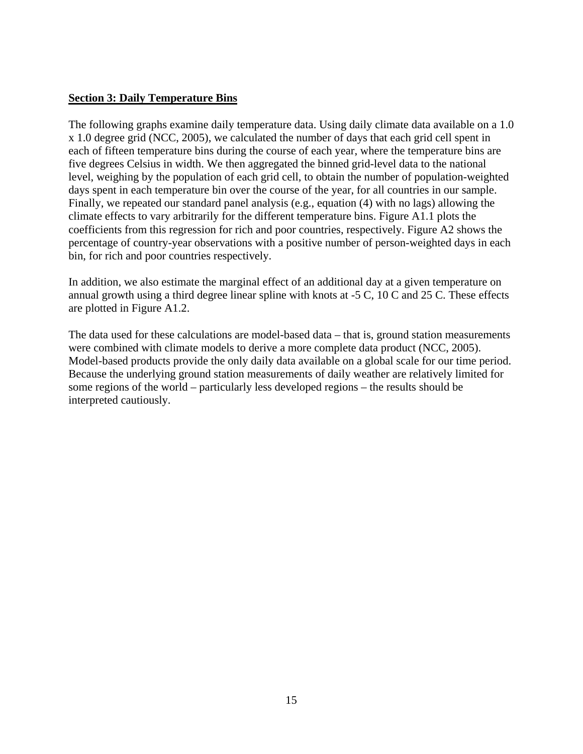**Section 3: Daily Temperature Bins**

The following graphs examine daily temperature data. Using daily climate data available on a 1.0 x 1.0 degree grid (NCC, 2005), we calculated the number of days that each grid cell spent in each of fifteen temperature bins during the course of each year, where the temperature bins are five degrees Celsius in width. We then aggregated the binned grid-level data to the national level, weighing by the population of each grid cell, to obtain the number of population-weighted days spent in each temperature bin over the course of the year, for all countries in our sample. Finally, we repeated our standard panel analysis (e.g., equation (4) with no lags) allowing the climate effects to vary arbitrarily for the different temperature bins. Figure A1.1 plots the coefficients from this regression for rich and poor countries, respectively. Figure A2 shows the percentage of country-year observations with a positive number of person-weighted days in each bin, for rich and poor countries respectively.

In addition, we also estimate the marginal effect of an additional day at a given temperature on annual growth using a third degree linear spline with knots at -5 C, 10 C and 25 C. These effects are plotted in Figure A1.2.

The data used for these calculations are model-based data – that is, ground station measurements were combined with climate models to derive a more complete data product (NCC, 2005). Model-based products provide the only daily data available on a global scale for our time period. Because the underlying ground station measurements of daily weather are relatively limited for some regions of the world – particularly less developed regions – the results should be interpreted cautiously.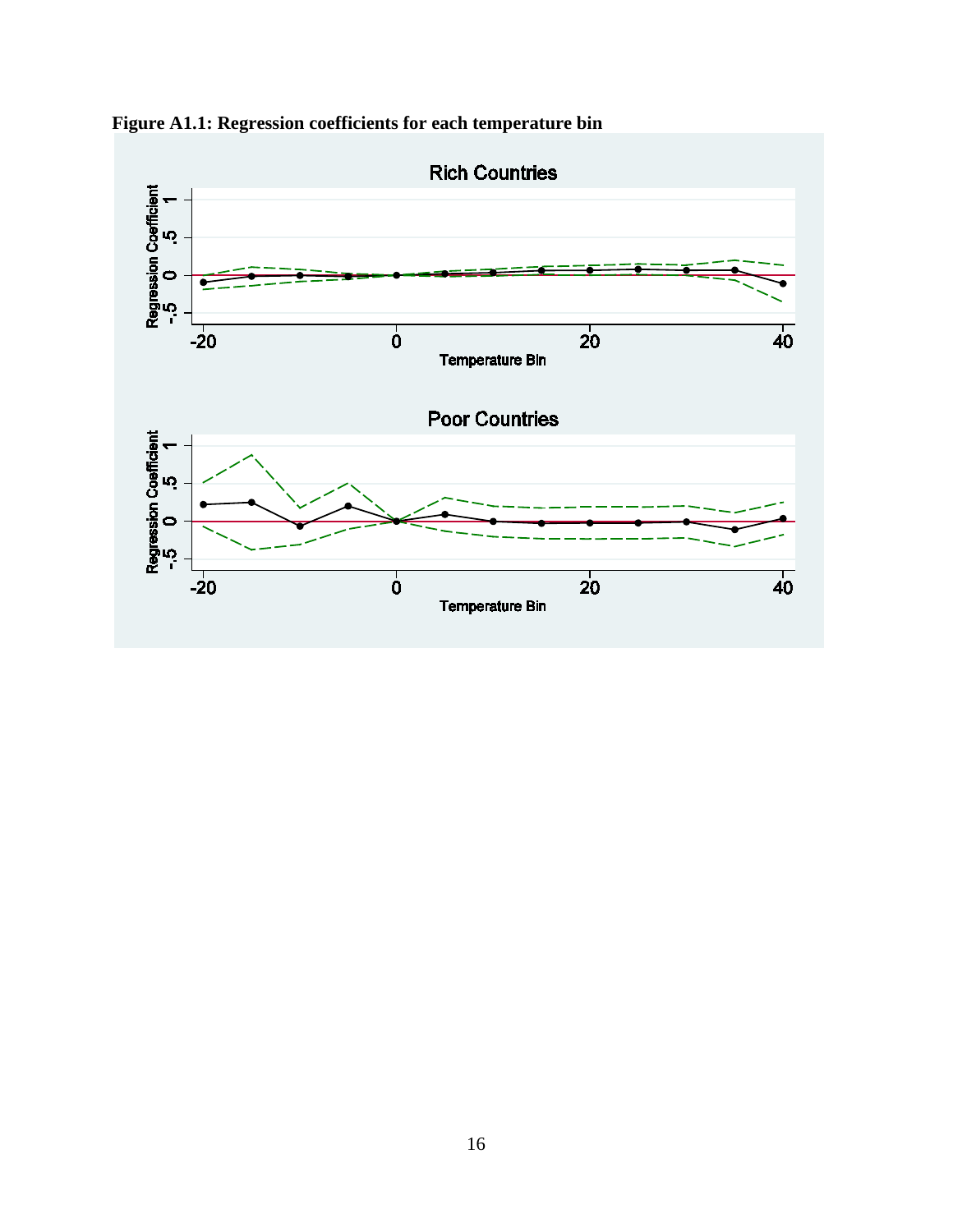**Figure A1.1: Regression coefficients for each temperature bin**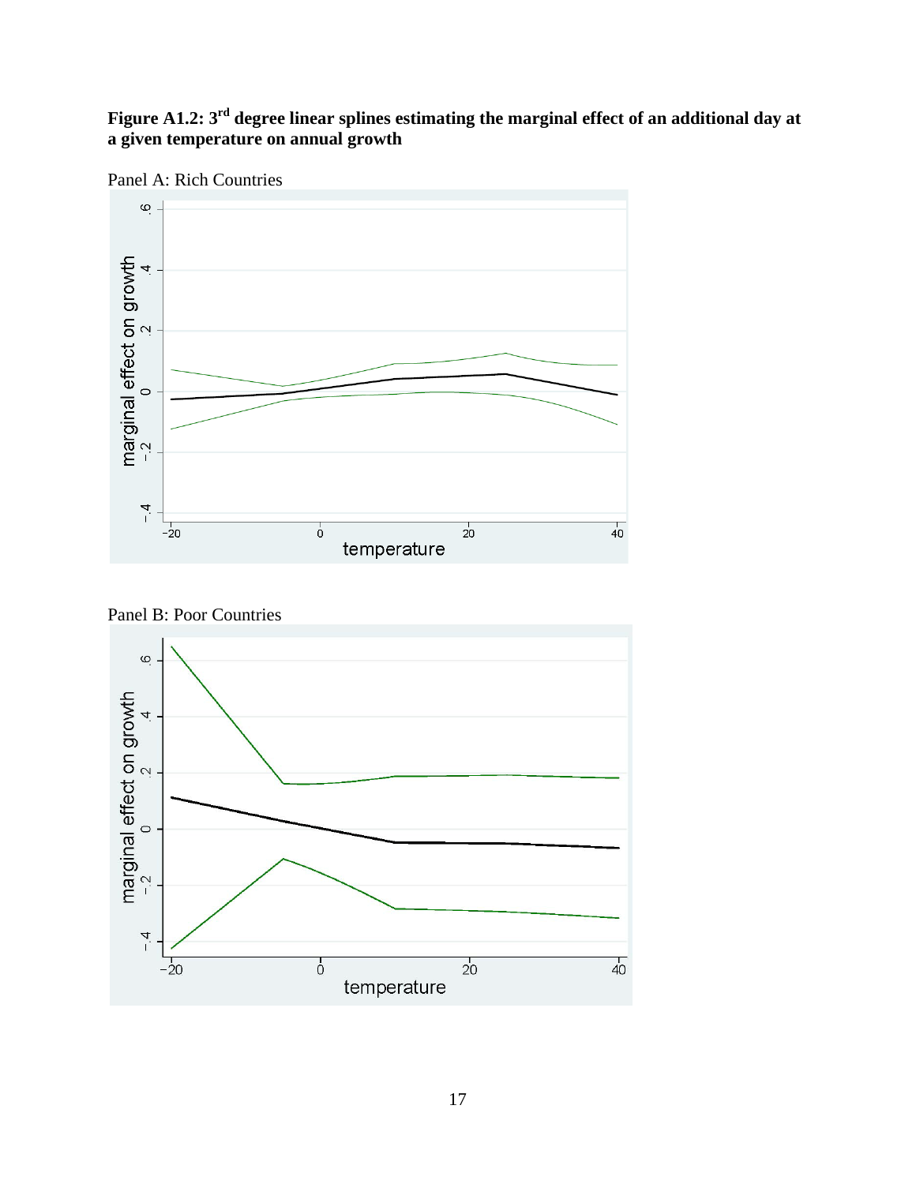**Figure A1.2: 3[rd] degree linear splines estimating the marginal effect of an additional day at a given temperature on annual growth**

Panel A: Rich Countries

Panel B: Poor Countries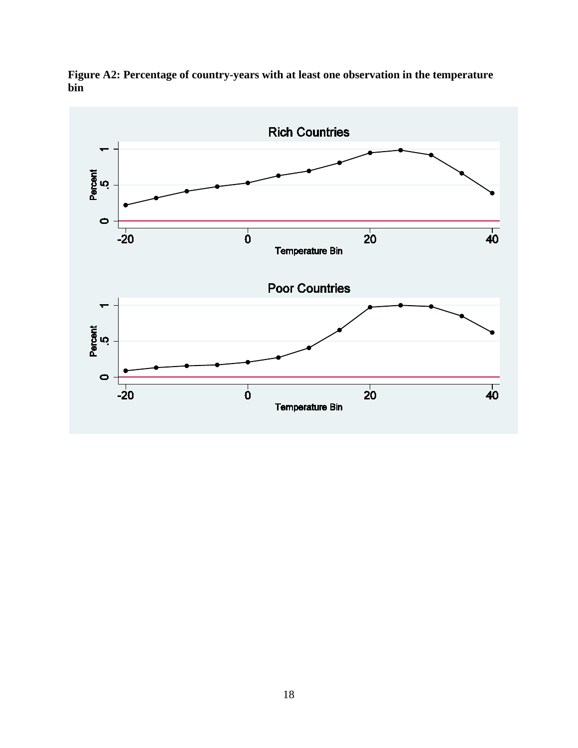**Figure A2: Percentage of country-years with at least one observation in the temperature bin**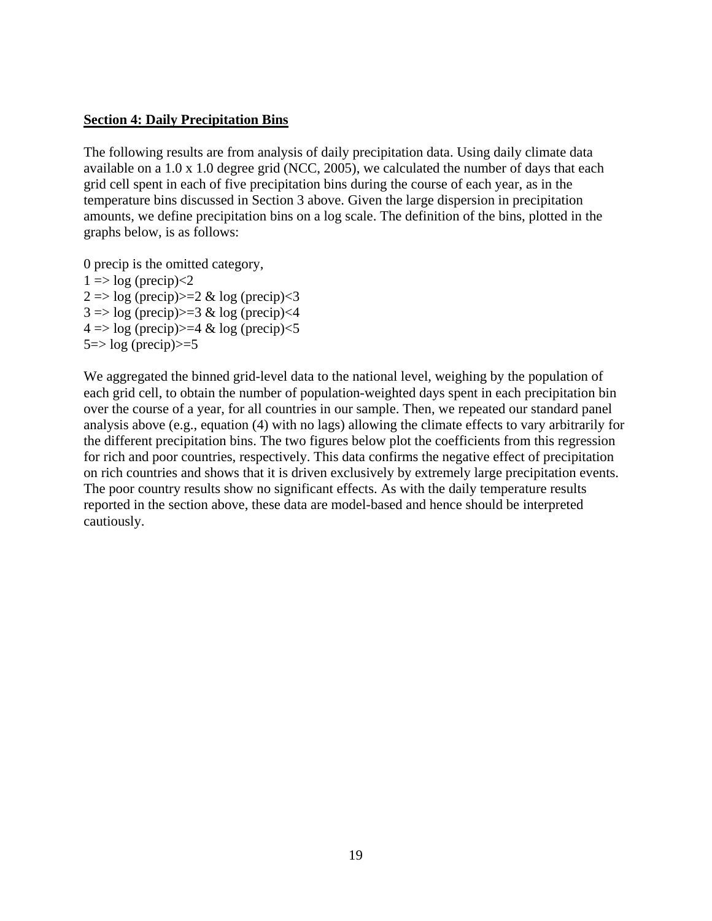**Section 4: Daily Precipitation Bins**

The following results are from analysis of daily precipitation data. Using daily climate data available on a 1.0 x 1.0 degree grid (NCC, 2005), we calculated the number of days that each grid cell spent in each of five precipitation bins during the course of each year, as in the temperature bins discussed in Section 3 above. Given the large dispersion in precipitation amounts, we define precipitation bins on a log scale. The definition of the bins, plotted in the graphs below, is as follows:

0 precip is the omitted category,
1 => log (precip)<2
2 => log (precip)>=2 & log (precip)<3
3 => log (precip)>=3 & log (precip)<4
4 => log (precip)>=4 & log (precip)<5
5=> log (precip)>=5

We aggregated the binned grid-level data to the national level, weighing by the population of each grid cell, to obtain the number of population-weighted days spent in each precipitation bin over the course of a year, for all countries in our sample. Then, we repeated our standard panel analysis above (e.g., equation (4) with no lags) allowing the climate effects to vary arbitrarily for the different precipitation bins. The two figures below plot the coefficients from this regression for rich and poor countries, respectively. This data confirms the negative effect of precipitation on rich countries and shows that it is driven exclusively by extremely large precipitation events. The poor country results show no significant effects. As with the daily temperature results reported in the section above, these data are model-based and hence should be interpreted cautiously.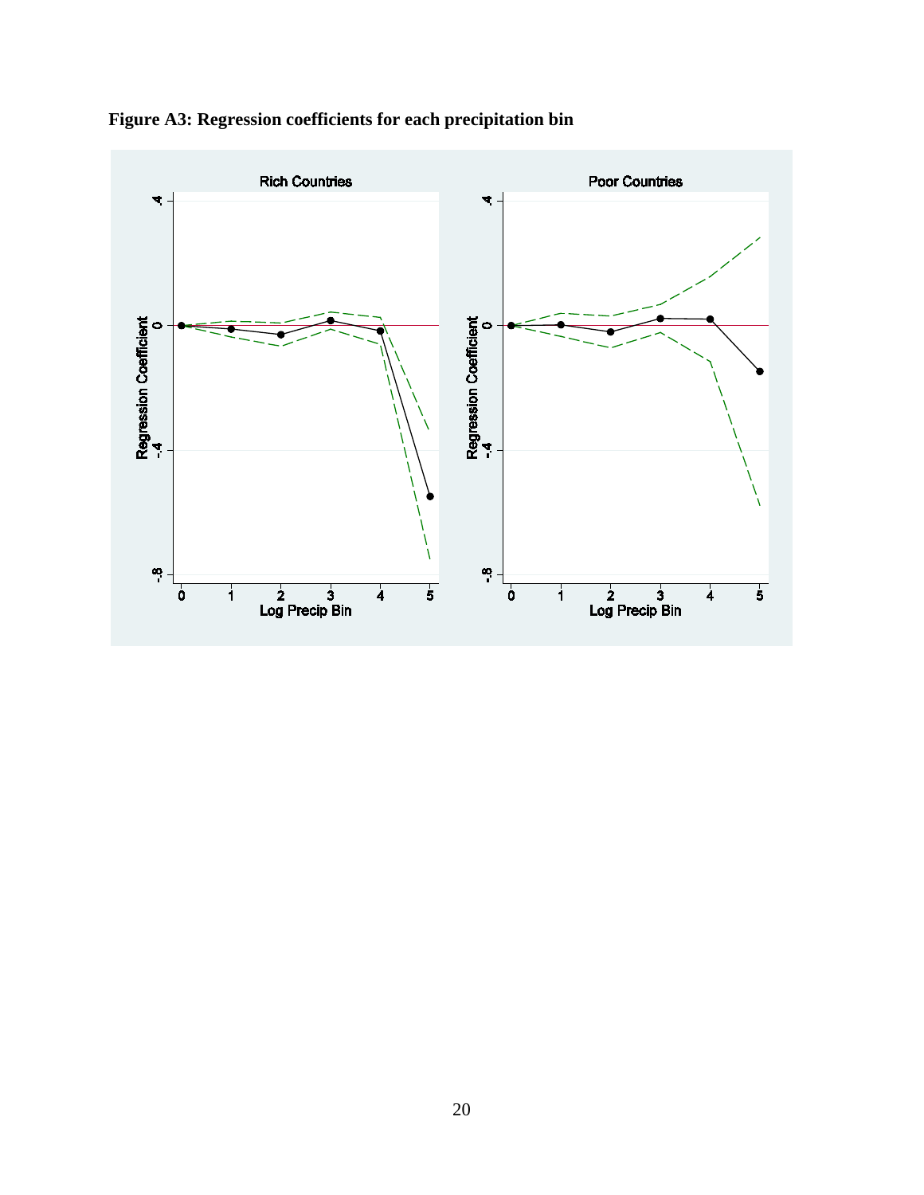**Figure A3: Regression coefficients for each precipitation bin**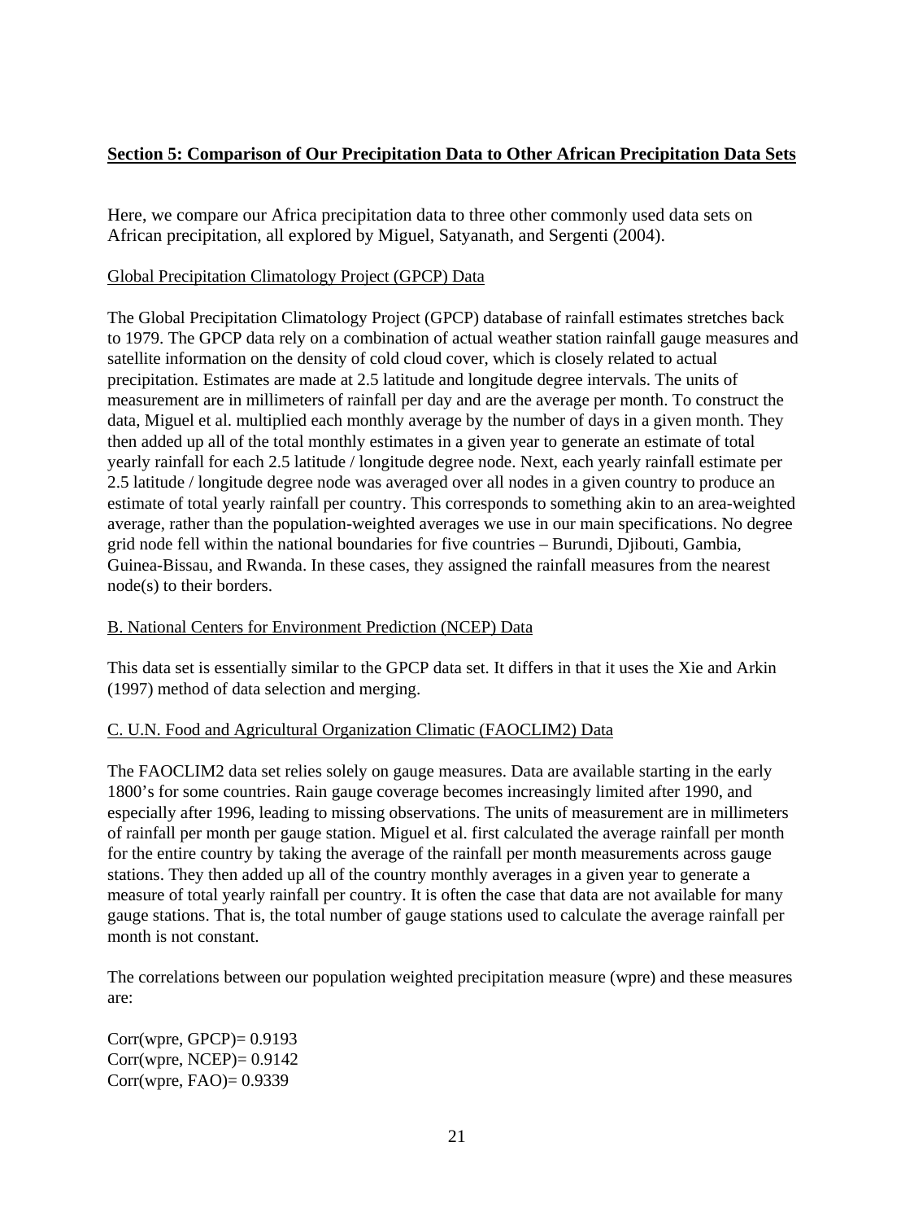## Section 5: Comparison of Our Precipitation Data to Other African Precipitation Data Sets

Here, we compare our Africa precipitation data to three other commonly used data sets on African precipitation, all explored by Miguel, Satyanath, and Sergenti (2004).

Global Precipitation Climatology Project (GPCP) Data

The Global Precipitation Climatology Project (GPCP) database of rainfall estimates stretches back to 1979. The GPCP data rely on a combination of actual weather station rainfall gauge measures and satellite information on the density of cold cloud cover, which is closely related to actual precipitation. Estimates are made at 2.5 latitude and longitude degree intervals. The units of measurement are in millimeters of rainfall per day and are the average per month. To construct the data, Miguel et al. multiplied each monthly average by the number of days in a given month. They then added up all of the total monthly estimates in a given year to generate an estimate of total yearly rainfall for each 2.5 latitude / longitude degree node. Next, each yearly rainfall estimate per 2.5 latitude / longitude degree node was averaged over all nodes in a given country to produce an estimate of total yearly rainfall per country. This corresponds to something akin to an area-weighted average, rather than the population-weighted averages we use in our main specifications. No degree grid node fell within the national boundaries for five countries – Burundi, Djibouti, Gambia, Guinea-Bissau, and Rwanda. In these cases, they assigned the rainfall measures from the nearest node(s) to their borders.

B. National Centers for Environment Prediction (NCEP) Data

This data set is essentially similar to the GPCP data set. It differs in that it uses the Xie and Arkin (1997) method of data selection and merging.

C. U.N. Food and Agricultural Organization Climatic (FAOCLIM2) Data

The FAOCLIM2 data set relies solely on gauge measures. Data are available starting in the early 1800's for some countries. Rain gauge coverage becomes increasingly limited after 1990, and especially after 1996, leading to missing observations. The units of measurement are in millimeters of rainfall per month per gauge station. Miguel et al. first calculated the average rainfall per month for the entire country by taking the average of the rainfall per month measurements across gauge stations. They then added up all of the country monthly averages in a given year to generate a measure of total yearly rainfall per country. It is often the case that data are not available for many gauge stations. That is, the total number of gauge stations used to calculate the average rainfall per month is not constant.

The correlations between our population weighted precipitation measure (wpre) and these measures are:

Corr(wpre, GPCP)= 0.9193
Corr(wpre, NCEP)= 0.9142
Corr(wpre, FAO)= 0.9339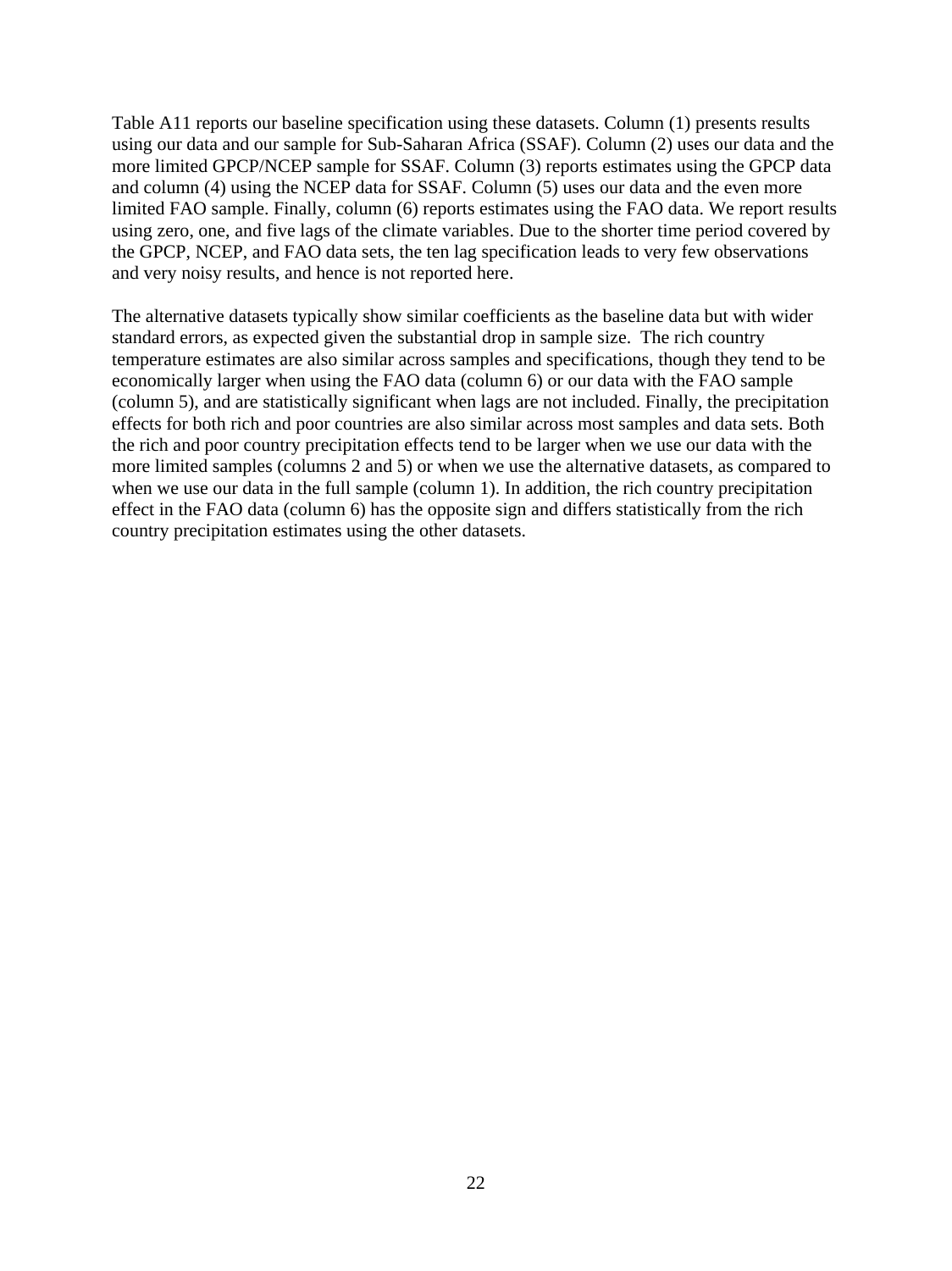Table A11 reports our baseline specification using these datasets. Column (1) presents results using our data and our sample for Sub-Saharan Africa (SSAF). Column (2) uses our data and the more limited GPCP/NCEP sample for SSAF. Column (3) reports estimates using the GPCP data and column (4) using the NCEP data for SSAF. Column (5) uses our data and the even more limited FAO sample. Finally, column (6) reports estimates using the FAO data. We report results using zero, one, and five lags of the climate variables. Due to the shorter time period covered by the GPCP, NCEP, and FAO data sets, the ten lag specification leads to very few observations and very noisy results, and hence is not reported here.

The alternative datasets typically show similar coefficients as the baseline data but with wider standard errors, as expected given the substantial drop in sample size. The rich country temperature estimates are also similar across samples and specifications, though they tend to be economically larger when using the FAO data (column 6) or our data with the FAO sample (column 5), and are statistically significant when lags are not included. Finally, the precipitation effects for both rich and poor countries are also similar across most samples and data sets. Both the rich and poor country precipitation effects tend to be larger when we use our data with the more limited samples (columns 2 and 5) or when we use the alternative datasets, as compared to when we use our data in the full sample (column 1). In addition, the rich country precipitation effect in the FAO data (column 6) has the opposite sign and differs statistically from the rich country precipitation estimates using the other datasets.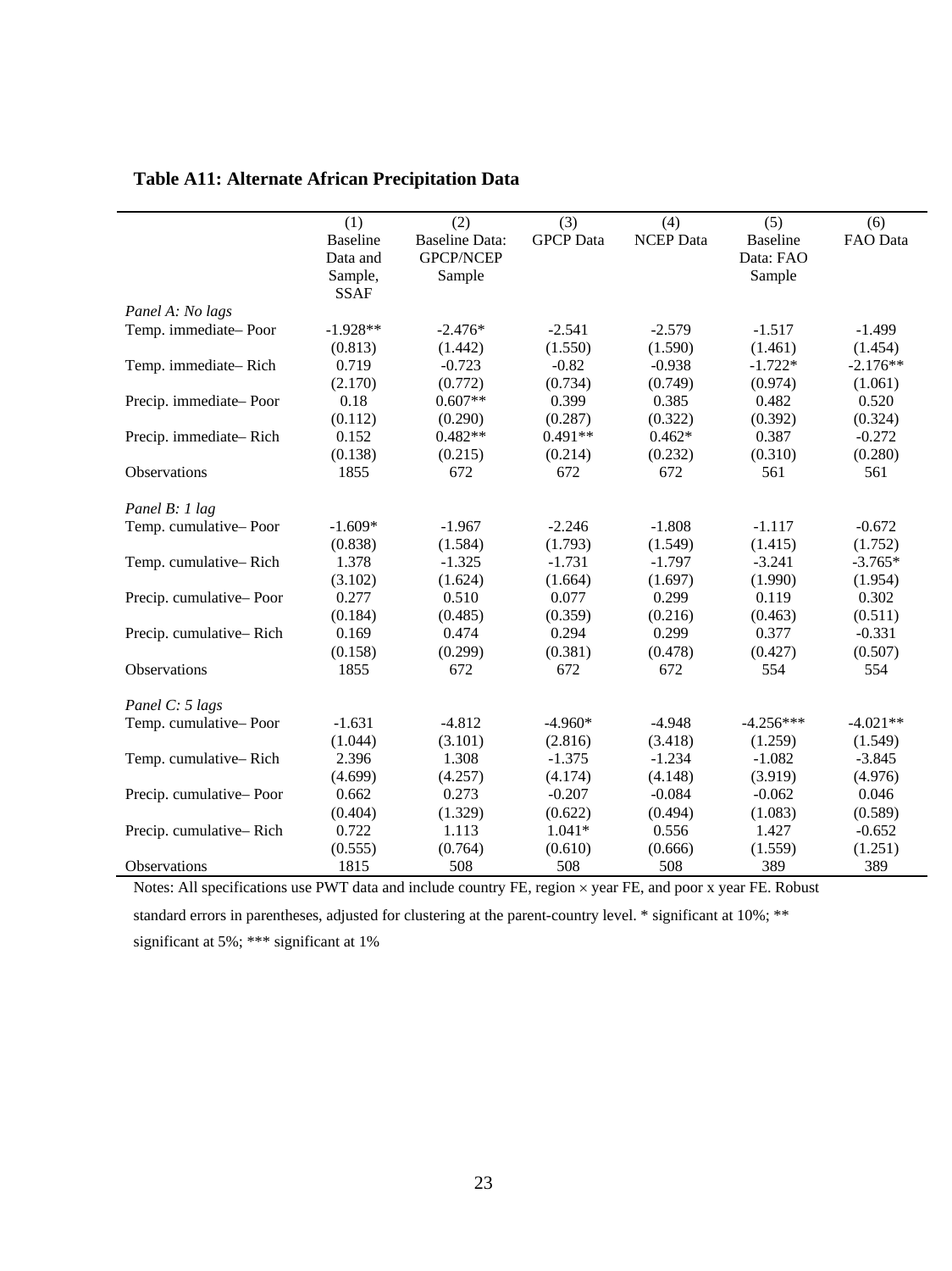**Table A11: Alternate African Precipitation Data**

| | (1) Baseline Data and Sample, SSAF | (2) Baseline Data: GPCP/NCEP Sample | (3) GPCP Data | (4) NCEP Data | (5) Baseline Data: FAO Sample | (6) FAO Data |
|---|---|---|---|---|---|---|
| *Panel A: No lags* | | | | | | |
| Temp. immediate– Poor | -1.928** | -2.476* | -2.541 | -2.579 | -1.517 | -1.499 |
| | (0.813) | (1.442) | (1.550) | (1.590) | (1.461) | (1.454) |
| Temp. immediate– Rich | 0.719 | -0.723 | -0.82 | -0.938 | -1.722* | -2.176** |
| | (2.170) | (0.772) | (0.734) | (0.749) | (0.974) | (1.061) |
| Precip. immediate– Poor | 0.18 | 0.607** | 0.399 | 0.385 | 0.482 | 0.520 |
| | (0.112) | (0.290) | (0.287) | (0.322) | (0.392) | (0.324) |
| Precip. immediate– Rich | 0.152 | 0.482** | 0.491** | 0.462* | 0.387 | -0.272 |
| | (0.138) | (0.215) | (0.214) | (0.232) | (0.310) | (0.280) |
| Observations | 1855 | 672 | 672 | 672 | 561 | 561 |
| *Panel B: 1 lag* | | | | | | |
| Temp. cumulative– Poor | -1.609* | -1.967 | -2.246 | -1.808 | -1.117 | -0.672 |
| | (0.838) | (1.584) | (1.793) | (1.549) | (1.415) | (1.752) |
| Temp. cumulative– Rich | 1.378 | -1.325 | -1.731 | -1.797 | -3.241 | -3.765* |
| | (3.102) | (1.624) | (1.664) | (1.697) | (1.990) | (1.954) |
| Precip. cumulative– Poor | 0.277 | 0.510 | 0.077 | 0.299 | 0.119 | 0.302 |
| | (0.184) | (0.485) | (0.359) | (0.216) | (0.463) | (0.511) |
| Precip. cumulative– Rich | 0.169 | 0.474 | 0.294 | 0.299 | 0.377 | -0.331 |
| | (0.158) | (0.299) | (0.381) | (0.478) | (0.427) | (0.507) |
| Observations | 1855 | 672 | 672 | 672 | 554 | 554 |
| *Panel C: 5 lags* | | | | | | |
| Temp. cumulative– Poor | -1.631 | -4.812 | -4.960* | -4.948 | -4.256*** | -4.021** |
| | (1.044) | (3.101) | (2.816) | (3.418) | (1.259) | (1.549) |
| Temp. cumulative– Rich | 2.396 | 1.308 | -1.375 | -1.234 | -1.082 | -3.845 |
| | (4.699) | (4.257) | (4.174) | (4.148) | (3.919) | (4.976) |
| Precip. cumulative– Poor | 0.662 | 0.273 | -0.207 | -0.084 | -0.062 | 0.046 |
| | (0.404) | (1.329) | (0.622) | (0.494) | (1.083) | (0.589) |
| Precip. cumulative– Rich | 0.722 | 1.113 | 1.041* | 0.556 | 1.427 | -0.652 |
| | (0.555) | (0.764) | (0.610) | (0.666) | (1.559) | (1.251) |
| Observations | 1815 | 508 | 508 | 508 | 389 | 389 |

Notes: All specifications use PWT data and include country FE, region × year FE, and poor x year FE. Robust standard errors in parentheses, adjusted for clustering at the parent-country level. * significant at 10%; ** significant at 5%; *** significant at 1%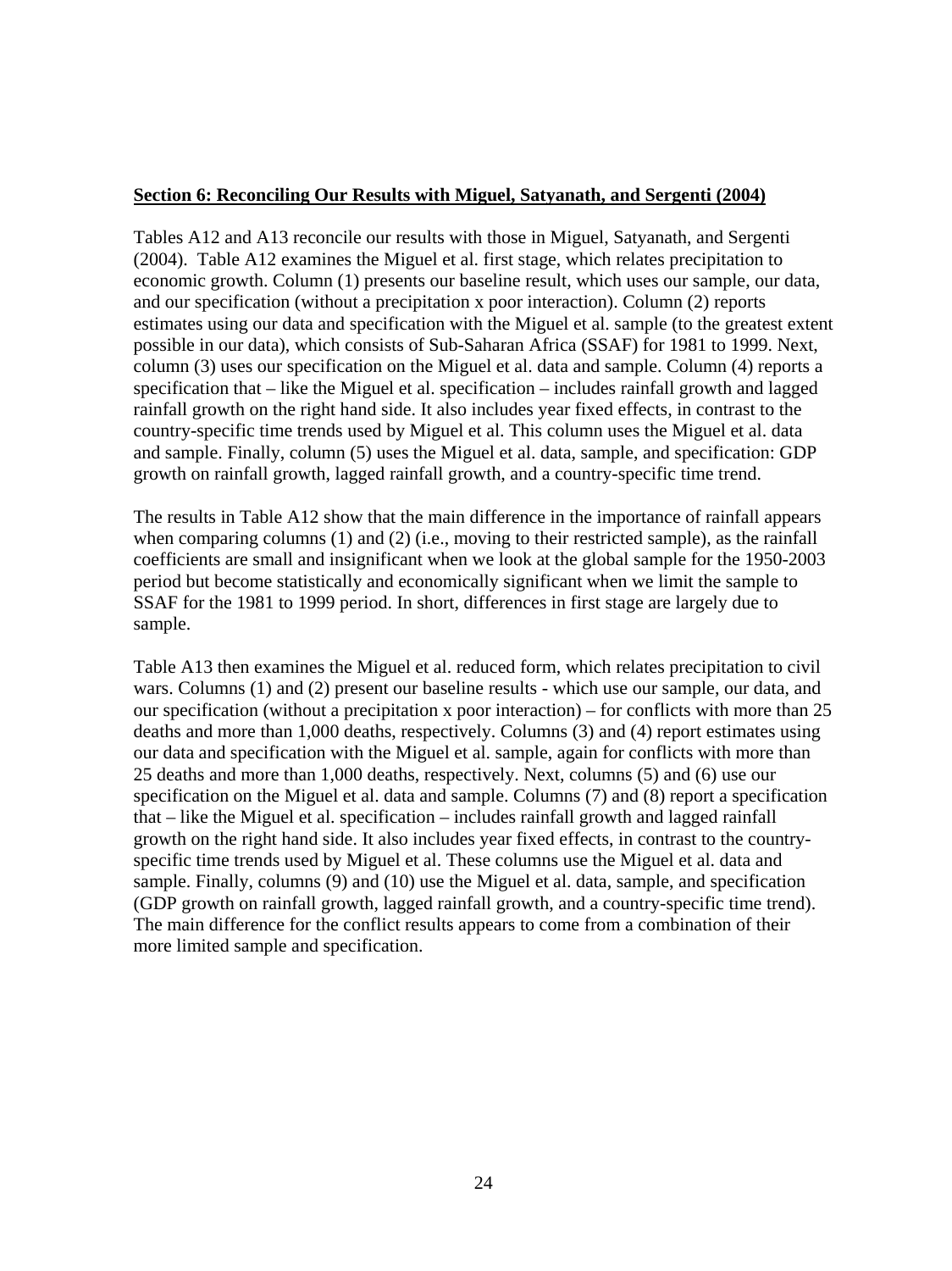## Section 6: Reconciling Our Results with Miguel, Satyanath, and Sergenti (2004)

Tables A12 and A13 reconcile our results with those in Miguel, Satyanath, and Sergenti (2004). Table A12 examines the Miguel et al. first stage, which relates precipitation to economic growth. Column (1) presents our baseline result, which uses our sample, our data, and our specification (without a precipitation x poor interaction). Column (2) reports estimates using our data and specification with the Miguel et al. sample (to the greatest extent possible in our data), which consists of Sub-Saharan Africa (SSAF) for 1981 to 1999. Next, column (3) uses our specification on the Miguel et al. data and sample. Column (4) reports a specification that – like the Miguel et al. specification – includes rainfall growth and lagged rainfall growth on the right hand side. It also includes year fixed effects, in contrast to the country-specific time trends used by Miguel et al. This column uses the Miguel et al. data and sample. Finally, column (5) uses the Miguel et al. data, sample, and specification: GDP growth on rainfall growth, lagged rainfall growth, and a country-specific time trend.

The results in Table A12 show that the main difference in the importance of rainfall appears when comparing columns (1) and (2) (i.e., moving to their restricted sample), as the rainfall coefficients are small and insignificant when we look at the global sample for the 1950-2003 period but become statistically and economically significant when we limit the sample to SSAF for the 1981 to 1999 period. In short, differences in first stage are largely due to sample.

Table A13 then examines the Miguel et al. reduced form, which relates precipitation to civil wars. Columns (1) and (2) present our baseline results - which use our sample, our data, and our specification (without a precipitation x poor interaction) – for conflicts with more than 25 deaths and more than 1,000 deaths, respectively. Columns (3) and (4) report estimates using our data and specification with the Miguel et al. sample, again for conflicts with more than 25 deaths and more than 1,000 deaths, respectively. Next, columns (5) and (6) use our specification on the Miguel et al. data and sample. Columns (7) and (8) report a specification that – like the Miguel et al. specification – includes rainfall growth and lagged rainfall growth on the right hand side. It also includes year fixed effects, in contrast to the country-specific time trends used by Miguel et al. These columns use the Miguel et al. data and sample. Finally, columns (9) and (10) use the Miguel et al. data, sample, and specification (GDP growth on rainfall growth, lagged rainfall growth, and a country-specific time trend). The main difference for the conflict results appears to come from a combination of their more limited sample and specification.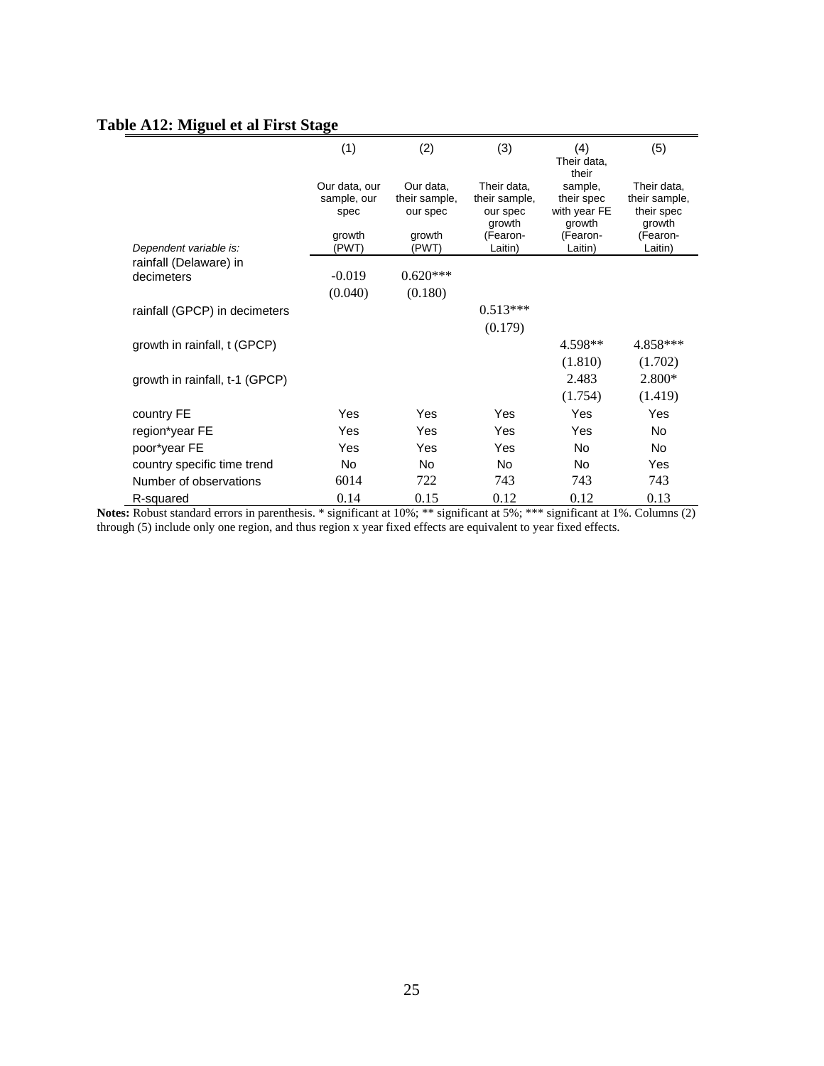**Table A12: Miguel et al First Stage**

| | (1) | (2) | (3) | (4) | (5) |
|---|---|---|---|---|---|
| | Our data, our sample, our spec | Our data, their sample, our spec | Their data, their sample, our spec | Their data, their sample, their spec with year FE | Their data, their sample, their spec |
| *Dependent variable is:* | growth (PWT) | growth (PWT) | growth (Fearon-Laitin) | growth (Fearon-Laitin) | growth (Fearon-Laitin) |
| rainfall (Delaware) in decimeters | -0.019 | 0.620*** | | | |
| | (0.040) | (0.180) | | | |
| rainfall (GPCP) in decimeters | | | 0.513*** | | |
| | | | (0.179) | | |
| growth in rainfall, t (GPCP) | | | | 4.598** | 4.858*** |
| | | | | (1.810) | (1.702) |
| growth in rainfall, t-1 (GPCP) | | | | 2.483 | 2.800* |
| | | | | (1.754) | (1.419) |
| country FE | Yes | Yes | Yes | Yes | Yes |
| region*year FE | Yes | Yes | Yes | Yes | No |
| poor*year FE | Yes | Yes | Yes | No | No |
| country specific time trend | No | No | No | No | Yes |
| Number of observations | 6014 | 722 | 743 | 743 | 743 |
| R-squared | 0.14 | 0.15 | 0.12 | 0.12 | 0.13 |

**Notes:** Robust standard errors in parenthesis. * significant at 10%; ** significant at 5%; *** significant at 1%. Columns (2) through (5) include only one region, and thus region x year fixed effects are equivalent to year fixed effects.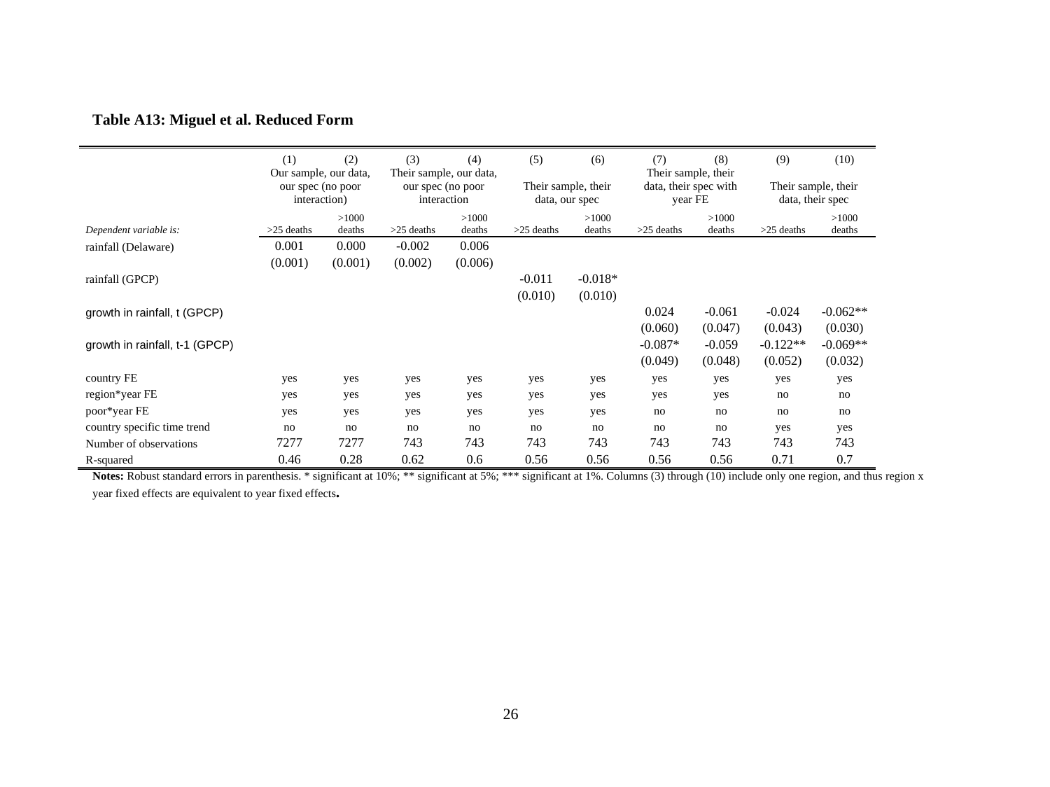**Table A13: Miguel et al. Reduced Form**

| | (1) | (2) | (3) | (4) | (5) | (6) | (7) | (8) | (9) | (10) |
|---|---|---|---|---|---|---|---|---|---|---|
| | Our sample, our data, our spec (no poor interaction) | | Their sample, our data, our spec (no poor interaction | | Their sample, their data, our spec | | Their sample, their data, their spec with year FE | | Their sample, their data, their spec | |
| *Dependent variable is:* | >25 deaths | >1000 deaths | >25 deaths | >1000 deaths | >25 deaths | >1000 deaths | >25 deaths | >1000 deaths | >25 deaths | >1000 deaths |
| rainfall (Delaware) | 0.001 | 0.000 | -0.002 | 0.006 | | | | | | |
| | (0.001) | (0.001) | (0.002) | (0.006) | | | | | | |
| rainfall (GPCP) | | | | | -0.011 | -0.018* | | | | |
| | | | | | (0.010) | (0.010) | | | | |
| growth in rainfall, t (GPCP) | | | | | | | 0.024 | -0.061 | -0.024 | -0.062** |
| | | | | | | | (0.060) | (0.047) | (0.043) | (0.030) |
| growth in rainfall, t-1 (GPCP) | | | | | | | -0.087* | -0.059 | -0.122** | -0.069** |
| | | | | | | | (0.049) | (0.048) | (0.052) | (0.032) |
| country FE | yes | yes | yes | yes | yes | yes | yes | yes | yes | yes |
| region*year FE | yes | yes | yes | yes | yes | yes | yes | yes | no | no |
| poor*year FE | yes | yes | yes | yes | yes | yes | no | no | no | no |
| country specific time trend | no | no | no | no | no | no | no | no | yes | yes |
| Number of observations | 7277 | 7277 | 743 | 743 | 743 | 743 | 743 | 743 | 743 | 743 |
| R-squared | 0.46 | 0.28 | 0.62 | 0.6 | 0.56 | 0.56 | 0.56 | 0.56 | 0.71 | 0.7 |

**Notes:** Robust standard errors in parenthesis. * significant at 10%; ** significant at 5%; *** significant at 1%. Columns (3) through (10) include only one region, and thus region x year fixed effects are equivalent to year fixed effects**.**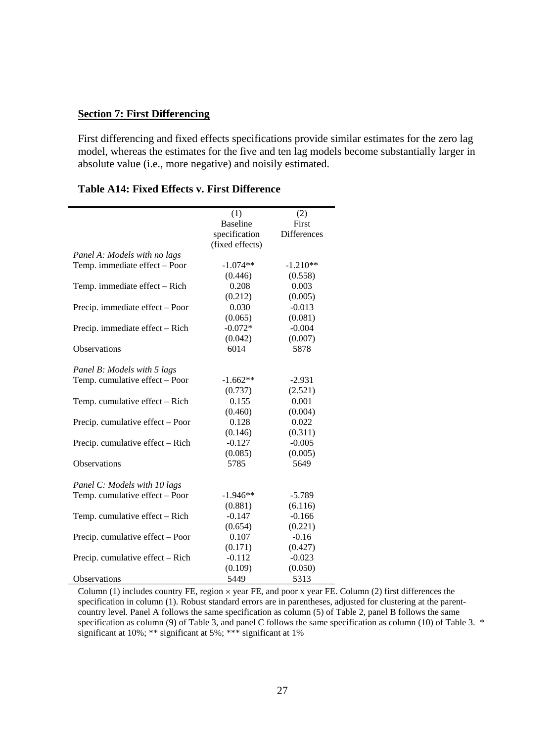**Section 7: First Differencing**

First differencing and fixed effects specifications provide similar estimates for the zero lag model, whereas the estimates for the five and ten lag models become substantially larger in absolute value (i.e., more negative) and noisily estimated.

**Table A14: Fixed Effects v. First Difference**

| | (1)<br>Baseline specification (fixed effects) | (2)<br>First Differences |
|---|---|---|
| *Panel A: Models with no lags* | | |
| Temp. immediate effect – Poor | -1.074** | -1.210** |
| | (0.446) | (0.558) |
| Temp. immediate effect – Rich | 0.208 | 0.003 |
| | (0.212) | (0.005) |
| Precip. immediate effect – Poor | 0.030 | -0.013 |
| | (0.065) | (0.081) |
| Precip. immediate effect – Rich | -0.072* | -0.004 |
| | (0.042) | (0.007) |
| Observations | 6014 | 5878 |
| *Panel B: Models with 5 lags* | | |
| Temp. cumulative effect – Poor | -1.662** | -2.931 |
| | (0.737) | (2.521) |
| Temp. cumulative effect – Rich | 0.155 | 0.001 |
| | (0.460) | (0.004) |
| Precip. cumulative effect – Poor | 0.128 | 0.022 |
| | (0.146) | (0.311) |
| Precip. cumulative effect – Rich | -0.127 | -0.005 |
| | (0.085) | (0.005) |
| Observations | 5785 | 5649 |
| *Panel C: Models with 10 lags* | | |
| Temp. cumulative effect – Poor | -1.946** | -5.789 |
| | (0.881) | (6.116) |
| Temp. cumulative effect – Rich | -0.147 | -0.166 |
| | (0.654) | (0.221) |
| Precip. cumulative effect – Poor | 0.107 | -0.16 |
| | (0.171) | (0.427) |
| Precip. cumulative effect – Rich | -0.112 | -0.023 |
| | (0.109) | (0.050) |
| Observations | 5449 | 5313 |

Column (1) includes country FE, region × year FE, and poor x year FE. Column (2) first differences the specification in column (1). Robust standard errors are in parentheses, adjusted for clustering at the parent-country level. Panel A follows the same specification as column (5) of Table 2, panel B follows the same specification as column (9) of Table 3, and panel C follows the same specification as column (10) of Table 3. * significant at 10%; ** significant at 5%; *** significant at 1%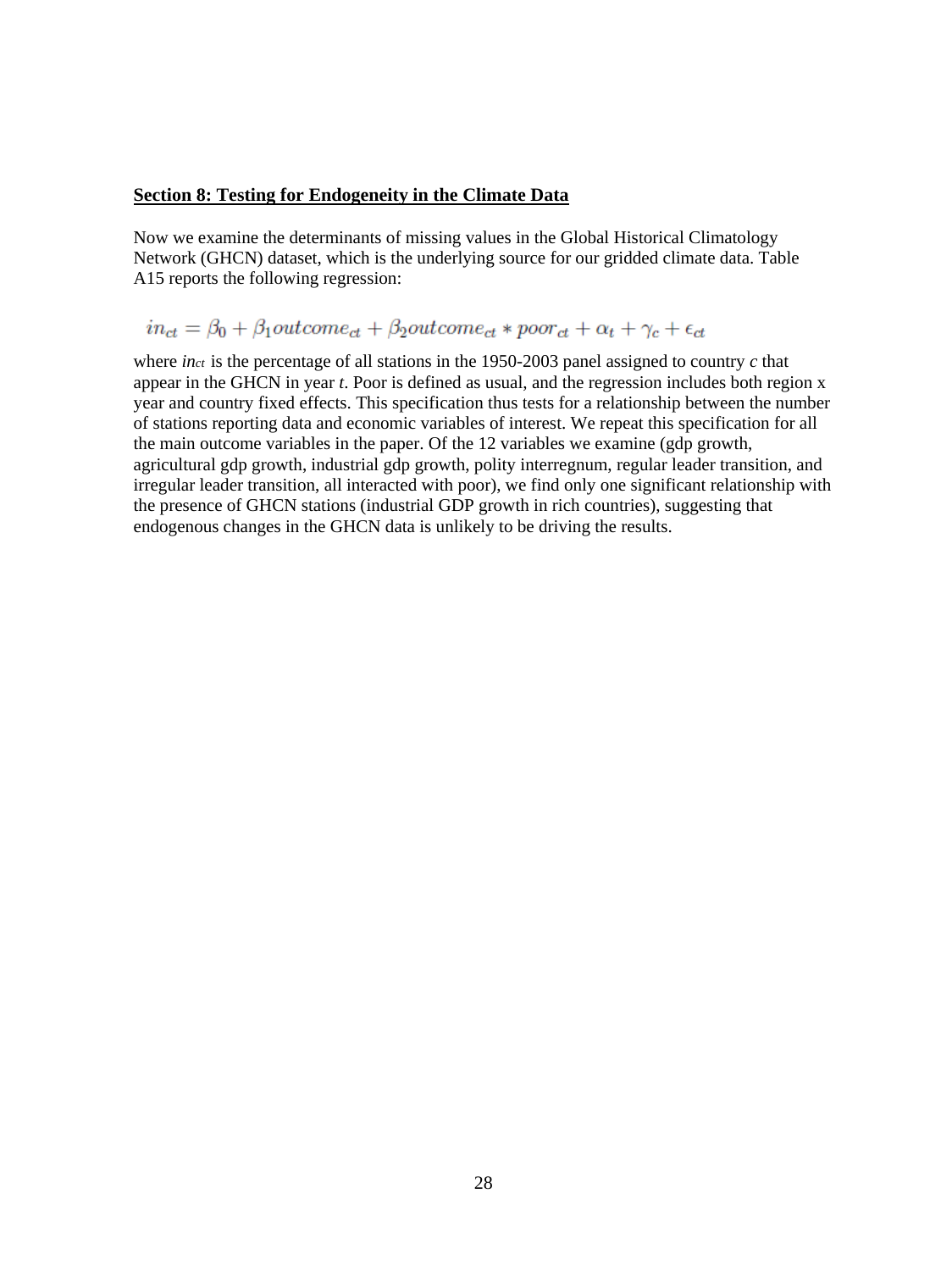## Section 8: Testing for Endogeneity in the Climate Data

Now we examine the determinants of missing values in the Global Historical Climatology Network (GHCN) dataset, which is the underlying source for our gridded climate data. Table A15 reports the following regression:

$$in_{ct} = \beta_0 + \beta_1 outcome_{ct} + \beta_2 outcome_{ct} * poor_{ct} + \alpha_t + \gamma_c + \epsilon_{ct}$$

where $in_{ct}$ is the percentage of all stations in the 1950-2003 panel assigned to country $c$ that appear in the GHCN in year $t$. Poor is defined as usual, and the regression includes both region x year and country fixed effects. This specification thus tests for a relationship between the number of stations reporting data and economic variables of interest. We repeat this specification for all the main outcome variables in the paper. Of the 12 variables we examine (gdp growth, agricultural gdp growth, industrial gdp growth, polity interregnum, regular leader transition, and irregular leader transition, all interacted with poor), we find only one significant relationship with the presence of GHCN stations (industrial GDP growth in rich countries), suggesting that endogenous changes in the GHCN data is unlikely to be driving the results.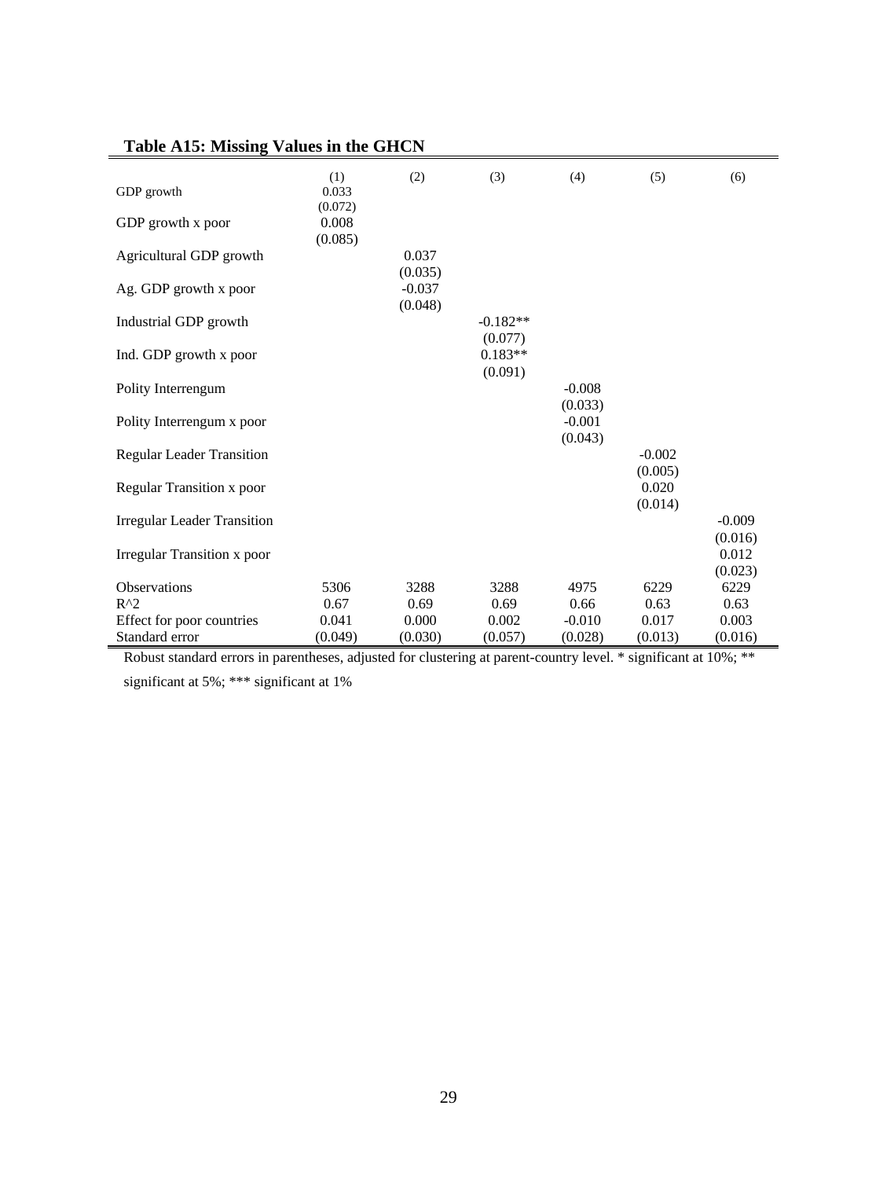**Table A15: Missing Values in the GHCN**

| | (1) | (2) | (3) | (4) | (5) | (6) |
|---|---|---|---|---|---|---|
| GDP growth | 0.033 | | | | | |
| | (0.072) | | | | | |
| GDP growth x poor | 0.008 | | | | | |
| | (0.085) | | | | | |
| Agricultural GDP growth | | 0.037 | | | | |
| | | (0.035) | | | | |
| Ag. GDP growth x poor | | -0.037 | | | | |
| | | (0.048) | | | | |
| Industrial GDP growth | | | -0.182** | | | |
| | | | (0.077) | | | |
| Ind. GDP growth x poor | | | 0.183** | | | |
| | | | (0.091) | | | |
| Polity Interrengum | | | | -0.008 | | |
| | | | | (0.033) | | |
| Polity Interrengum x poor | | | | -0.001 | | |
| | | | | (0.043) | | |
| Regular Leader Transition | | | | | -0.002 | |
| | | | | | (0.005) | |
| Regular Transition x poor | | | | | 0.020 | |
| | | | | | (0.014) | |
| Irregular Leader Transition | | | | | | -0.009 |
| | | | | | | (0.016) |
| Irregular Transition x poor | | | | | | 0.012 |
| | | | | | | (0.023) |
| Observations | 5306 | 3288 | 3288 | 4975 | 6229 | 6229 |
| R^2 | 0.67 | 0.69 | 0.69 | 0.66 | 0.63 | 0.63 |
| Effect for poor countries | 0.041 | 0.000 | 0.002 | -0.010 | 0.017 | 0.003 |
| Standard error | (0.049) | (0.030) | (0.057) | (0.028) | (0.013) | (0.016) |

Robust standard errors in parentheses, adjusted for clustering at parent-country level. * significant at 10%; ** significant at 5%; *** significant at 1%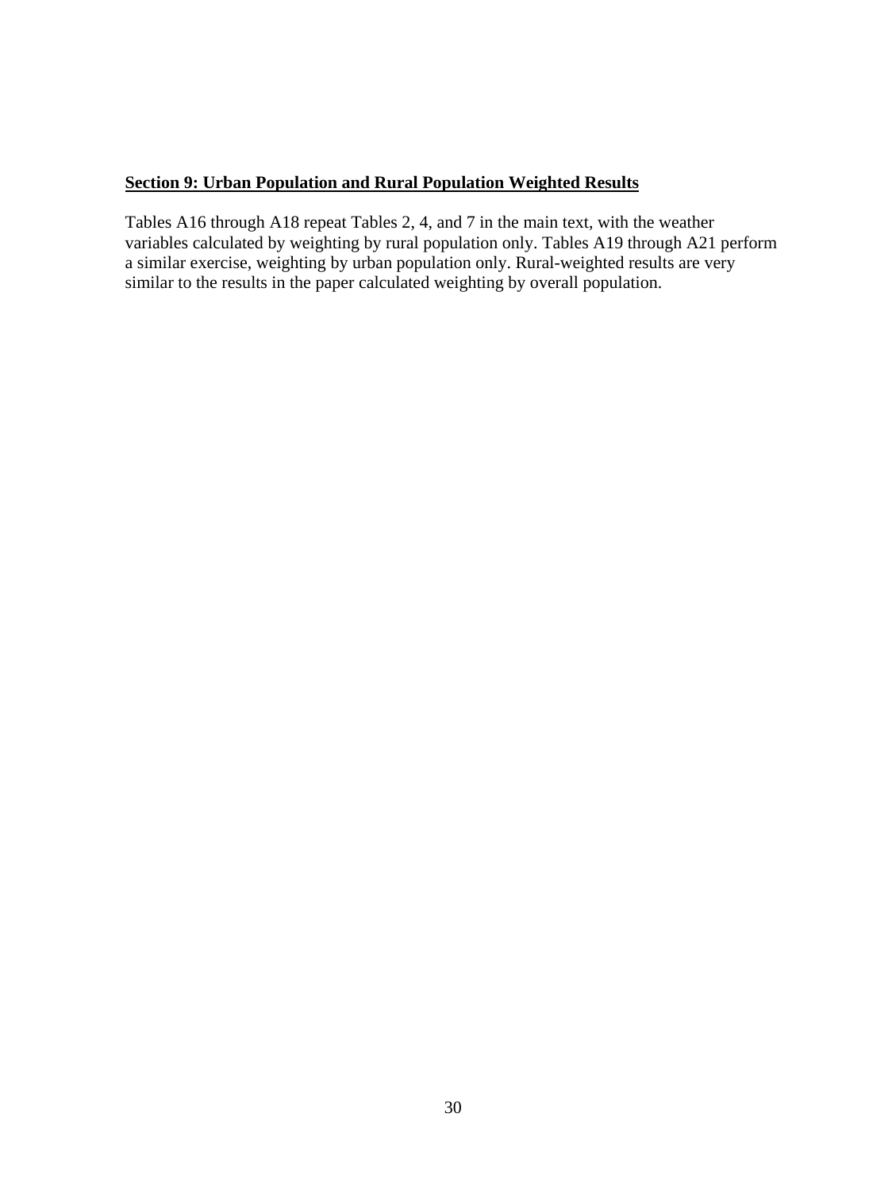## Section 9: Urban Population and Rural Population Weighted Results

Tables A16 through A18 repeat Tables 2, 4, and 7 in the main text, with the weather variables calculated by weighting by rural population only. Tables A19 through A21 perform a similar exercise, weighting by urban population only. Rural-weighted results are very similar to the results in the paper calculated weighting by overall population.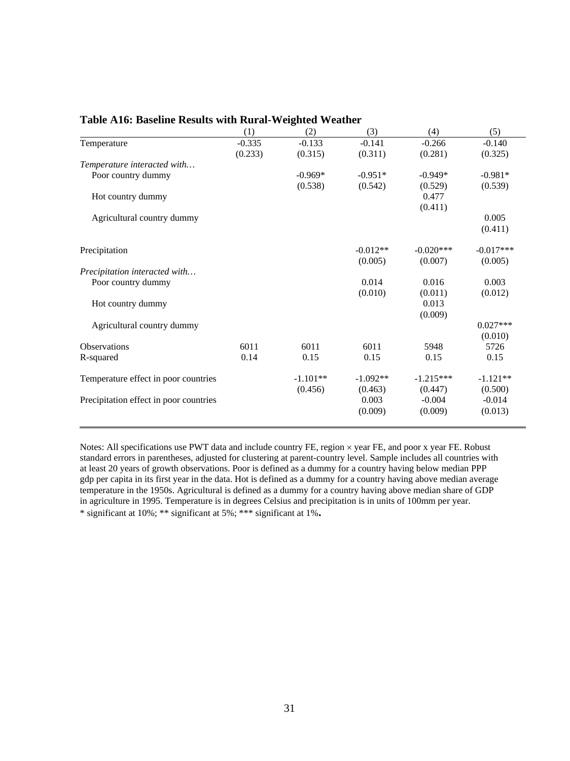**Table A16: Baseline Results with Rural-Weighted Weather**

| | (1) | (2) | (3) | (4) | (5) |
|---|---|---|---|---|---|
| Temperature | -0.335 | -0.133 | -0.141 | -0.266 | -0.140 |
| | (0.233) | (0.315) | (0.311) | (0.281) | (0.325) |
| *Temperature interacted with…* | | | | | |
| Poor country dummy | | -0.969* | -0.951* | -0.949* | -0.981* |
| | | (0.538) | (0.542) | (0.529) | (0.539) |
| Hot country dummy | | | | 0.477 | |
| | | | | (0.411) | |
| Agricultural country dummy | | | | | 0.005 |
| | | | | | (0.411) |
| Precipitation | | | -0.012** | -0.020*** | -0.017*** |
| | | | (0.005) | (0.007) | (0.005) |
| *Precipitation interacted with…* | | | | | |
| Poor country dummy | | | 0.014 | 0.016 | 0.003 |
| | | | (0.010) | (0.011) | (0.012) |
| Hot country dummy | | | | 0.013 | |
| | | | | (0.009) | |
| Agricultural country dummy | | | | | 0.027*** |
| | | | | | (0.010) |
| Observations | 6011 | 6011 | 6011 | 5948 | 5726 |
| R-squared | 0.14 | 0.15 | 0.15 | 0.15 | 0.15 |
| Temperature effect in poor countries | | -1.101** | -1.092** | -1.215*** | -1.121** |
| | | (0.456) | (0.463) | (0.447) | (0.500) |
| Precipitation effect in poor countries | | | 0.003 | -0.004 | -0.014 |
| | | | (0.009) | (0.009) | (0.013) |

Notes: All specifications use PWT data and include country FE, region × year FE, and poor x year FE. Robust standard errors in parentheses, adjusted for clustering at parent-country level. Sample includes all countries with at least 20 years of growth observations. Poor is defined as a dummy for a country having below median PPP gdp per capita in its first year in the data. Hot is defined as a dummy for a country having above median average temperature in the 1950s. Agricultural is defined as a dummy for a country having above median share of GDP in agriculture in 1995. Temperature is in degrees Celsius and precipitation is in units of 100mm per year.
* significant at 10%; ** significant at 5%; *** significant at 1%**.**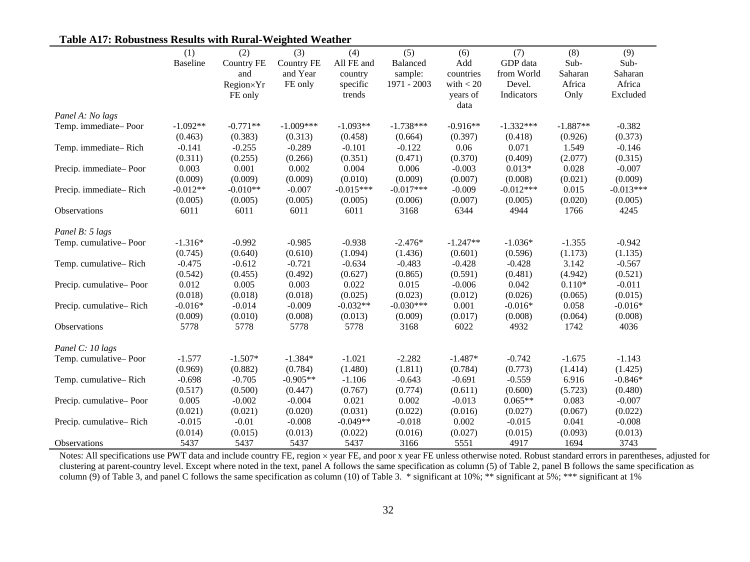**Table A17: Robustness Results with Rural-Weighted Weather**

| | (1) | (2) | (3) | (4) | (5) | (6) | (7) | (8) | (9) |
|---|---|---|---|---|---|---|---|---|---|
| | Baseline | Country FE and Region×Yr FE only | Country FE and Year FE only | All FE and country specific trends | Balanced sample: 1971 - 2003 | Add countries with < 20 years of data | GDP data from World Devel. Indicators | Sub-Saharan Africa Only | Sub-Saharan Africa Excluded |
| *Panel A: No lags* | | | | | | | | | |
| Temp. immediate– Poor | -1.092** | -0.771** | -1.009*** | -1.093** | -1.738*** | -0.916** | -1.332*** | -1.887** | -0.382 |
| | (0.463) | (0.383) | (0.313) | (0.458) | (0.664) | (0.397) | (0.418) | (0.926) | (0.373) |
| Temp. immediate– Rich | -0.141 | -0.255 | -0.289 | -0.101 | -0.122 | 0.06 | 0.071 | 1.549 | -0.146 |
| | (0.311) | (0.255) | (0.266) | (0.351) | (0.471) | (0.370) | (0.409) | (2.077) | (0.315) |
| Precip. immediate– Poor | 0.003 | 0.001 | 0.002 | 0.004 | 0.006 | -0.003 | 0.013* | 0.028 | -0.007 |
| | (0.009) | (0.009) | (0.009) | (0.010) | (0.009) | (0.007) | (0.008) | (0.021) | (0.009) |
| Precip. immediate– Rich | -0.012** | -0.010** | -0.007 | -0.015*** | -0.017*** | -0.009 | -0.012*** | 0.015 | -0.013*** |
| | (0.005) | (0.005) | (0.005) | (0.005) | (0.006) | (0.007) | (0.005) | (0.020) | (0.005) |
| Observations | 6011 | 6011 | 6011 | 6011 | 3168 | 6344 | 4944 | 1766 | 4245 |
| *Panel B: 5 lags* | | | | | | | | | |
| Temp. cumulative– Poor | -1.316* | -0.992 | -0.985 | -0.938 | -2.476* | -1.247** | -1.036* | -1.355 | -0.942 |
| | (0.745) | (0.640) | (0.610) | (1.094) | (1.436) | (0.601) | (0.596) | (1.173) | (1.135) |
| Temp. cumulative– Rich | -0.475 | -0.612 | -0.721 | -0.634 | -0.483 | -0.428 | -0.428 | 3.142 | -0.567 |
| | (0.542) | (0.455) | (0.492) | (0.627) | (0.865) | (0.591) | (0.481) | (4.942) | (0.521) |
| Precip. cumulative– Poor | 0.012 | 0.005 | 0.003 | 0.022 | 0.015 | -0.006 | 0.042 | 0.110* | -0.011 |
| | (0.018) | (0.018) | (0.018) | (0.025) | (0.023) | (0.012) | (0.026) | (0.065) | (0.015) |
| Precip. cumulative– Rich | -0.016* | -0.014 | -0.009 | -0.032** | -0.030*** | 0.001 | -0.016* | 0.058 | -0.016* |
| | (0.009) | (0.010) | (0.008) | (0.013) | (0.009) | (0.017) | (0.008) | (0.064) | (0.008) |
| Observations | 5778 | 5778 | 5778 | 5778 | 3168 | 6022 | 4932 | 1742 | 4036 |
| *Panel C: 10 lags* | | | | | | | | | |
| Temp. cumulative– Poor | -1.577 | -1.507* | -1.384* | -1.021 | -2.282 | -1.487* | -0.742 | -1.675 | -1.143 |
| | (0.969) | (0.882) | (0.784) | (1.480) | (1.811) | (0.784) | (0.773) | (1.414) | (1.425) |
| Temp. cumulative– Rich | -0.698 | -0.705 | -0.905** | -1.106 | -0.643 | -0.691 | -0.559 | 6.916 | -0.846* |
| | (0.517) | (0.500) | (0.447) | (0.767) | (0.774) | (0.611) | (0.600) | (5.723) | (0.480) |
| Precip. cumulative– Poor | 0.005 | -0.002 | -0.004 | 0.021 | 0.002 | -0.013 | 0.065** | 0.083 | -0.007 |
| | (0.021) | (0.021) | (0.020) | (0.031) | (0.022) | (0.016) | (0.027) | (0.067) | (0.022) |
| Precip. cumulative– Rich | -0.015 | -0.01 | -0.008 | -0.049** | -0.018 | 0.002 | -0.015 | 0.041 | -0.008 |
| | (0.014) | (0.015) | (0.013) | (0.022) | (0.016) | (0.027) | (0.015) | (0.093) | (0.013) |
| Observations | 5437 | 5437 | 5437 | 5437 | 3166 | 5551 | 4917 | 1694 | 3743 |

Notes: All specifications use PWT data and include country FE, region × year FE, and poor x year FE unless otherwise noted. Robust standard errors in parentheses, adjusted for clustering at parent-country level. Except where noted in the text, panel A follows the same specification as column (5) of Table 2, panel B follows the same specification as column (9) of Table 3, and panel C follows the same specification as column (10) of Table 3. * significant at 10%; ** significant at 5%; *** significant at 1%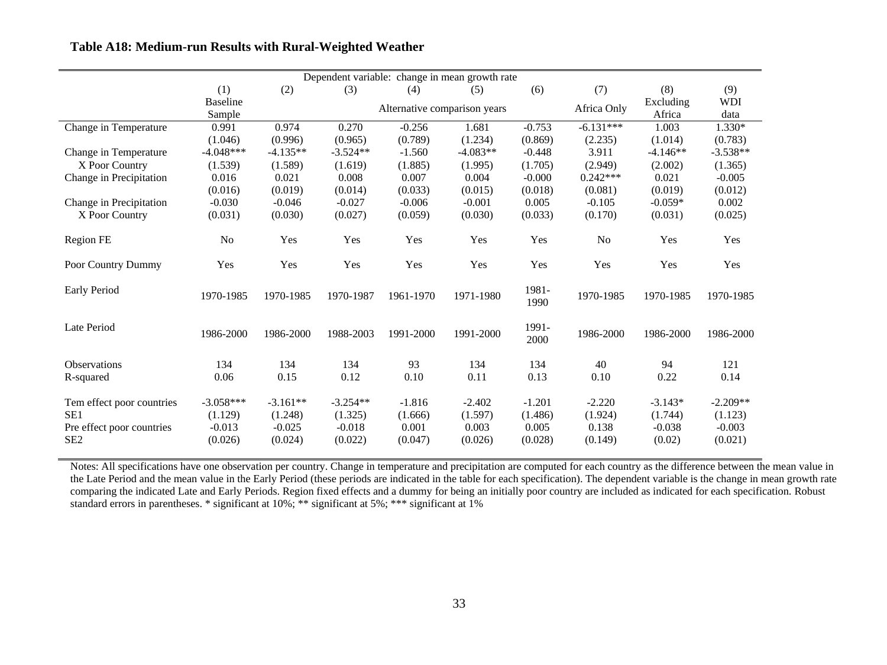**Table A18: Medium-run Results with Rural-Weighted Weather**

| Dependent variable: change in mean growth rate | | | | | | | | | |
|---|---|---|---|---|---|---|---|---|---|
| | (1) | (2) | (3) | (4) | (5) | (6) | (7) | (8) | (9) |
| | Baseline Sample | Alternative comparison years | | | | | Africa Only | Excluding Africa | WDI data |
| Change in Temperature | 0.991 | 0.974 | 0.270 | -0.256 | 1.681 | -0.753 | -6.131*** | 1.003 | 1.330* |
| | (1.046) | (0.996) | (0.965) | (0.789) | (1.234) | (0.869) | (2.235) | (1.014) | (0.783) |
| Change in Temperature X Poor Country | -4.048*** | -4.135** | -3.524** | -1.560 | -4.083** | -0.448 | 3.911 | -4.146** | -3.538** |
| | (1.539) | (1.589) | (1.619) | (1.885) | (1.995) | (1.705) | (2.949) | (2.002) | (1.365) |
| Change in Precipitation | 0.016 | 0.021 | 0.008 | 0.007 | 0.004 | -0.000 | 0.242*** | 0.021 | -0.005 |
| | (0.016) | (0.019) | (0.014) | (0.033) | (0.015) | (0.018) | (0.081) | (0.019) | (0.012) |
| Change in Precipitation X Poor Country | -0.030 | -0.046 | -0.027 | -0.006 | -0.001 | 0.005 | -0.105 | -0.059* | 0.002 |
| | (0.031) | (0.030) | (0.027) | (0.059) | (0.030) | (0.033) | (0.170) | (0.031) | (0.025) |
| Region FE | No | Yes | Yes | Yes | Yes | Yes | No | Yes | Yes |
| Poor Country Dummy | Yes | Yes | Yes | Yes | Yes | Yes | Yes | Yes | Yes |
| Early Period | 1970-1985 | 1970-1985 | 1970-1987 | 1961-1970 | 1971-1980 | 1981-1990 | 1970-1985 | 1970-1985 | 1970-1985 |
| Late Period | 1986-2000 | 1986-2000 | 1988-2003 | 1991-2000 | 1991-2000 | 1991-2000 | 1986-2000 | 1986-2000 | 1986-2000 |
| Observations | 134 | 134 | 134 | 93 | 134 | 134 | 40 | 94 | 121 |
| R-squared | 0.06 | 0.15 | 0.12 | 0.10 | 0.11 | 0.13 | 0.10 | 0.22 | 0.14 |
| Tem effect poor countries | -3.058*** | -3.161** | -3.254** | -1.816 | -2.402 | -1.201 | -2.220 | -3.143* | -2.209** |
| SE1 | (1.129) | (1.248) | (1.325) | (1.666) | (1.597) | (1.486) | (1.924) | (1.744) | (1.123) |
| Pre effect poor countries | -0.013 | -0.025 | -0.018 | 0.001 | 0.003 | 0.005 | 0.138 | -0.038 | -0.003 |
| SE2 | (0.026) | (0.024) | (0.022) | (0.047) | (0.026) | (0.028) | (0.149) | (0.02) | (0.021) |

Notes: All specifications have one observation per country. Change in temperature and precipitation are computed for each country as the difference between the mean value in the Late Period and the mean value in the Early Period (these periods are indicated in the table for each specification). The dependent variable is the change in mean growth rate comparing the indicated Late and Early Periods. Region fixed effects and a dummy for being an initially poor country are included as indicated for each specification. Robust standard errors in parentheses. * significant at 10%; ** significant at 5%; *** significant at 1%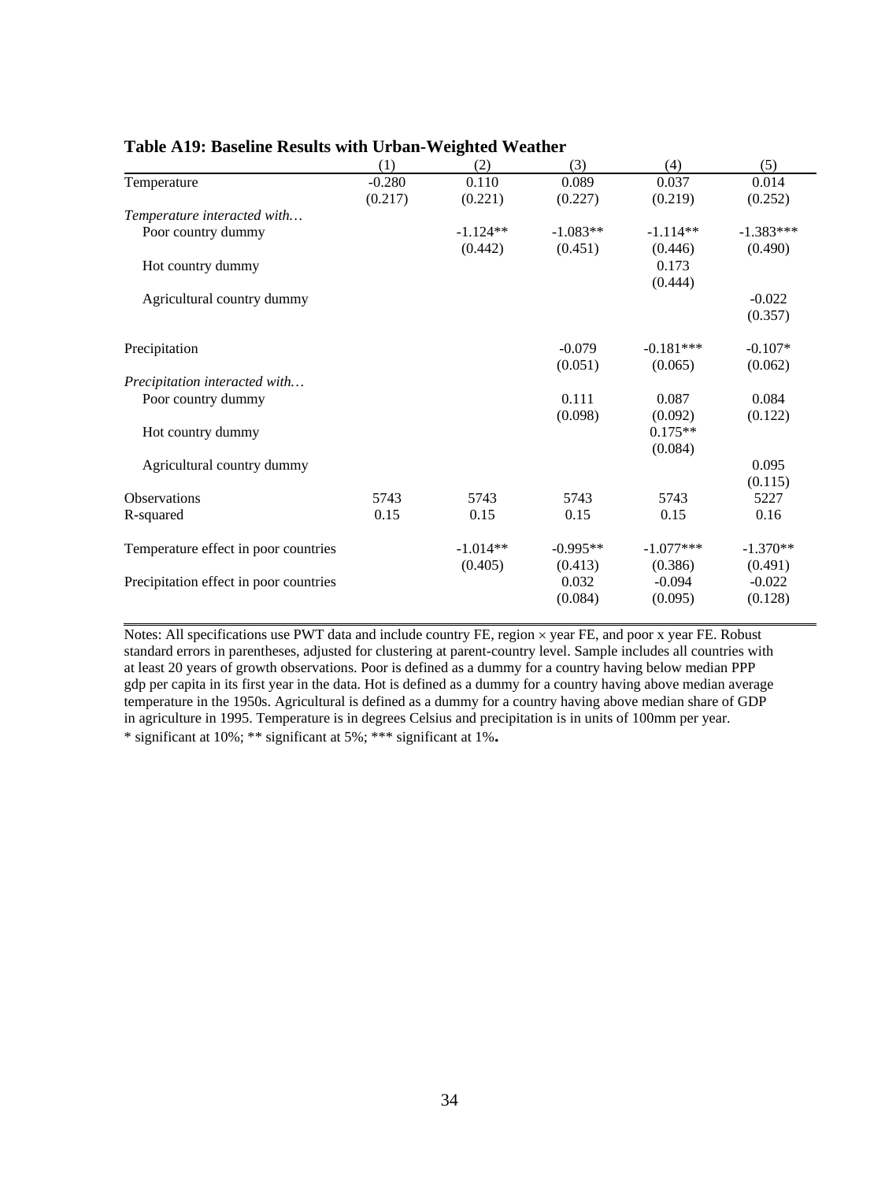**Table A19: Baseline Results with Urban-Weighted Weather**

| | (1) | (2) | (3) | (4) | (5) |
|---|---|---|---|---|---|
| Temperature | -0.280 | 0.110 | 0.089 | 0.037 | 0.014 |
| | (0.217) | (0.221) | (0.227) | (0.219) | (0.252) |
| *Temperature interacted with…* | | | | | |
| Poor country dummy | | -1.124** | -1.083** | -1.114** | -1.383*** |
| | | (0.442) | (0.451) | (0.446) | (0.490) |
| Hot country dummy | | | | 0.173 | |
| | | | | (0.444) | |
| Agricultural country dummy | | | | | -0.022 |
| | | | | | (0.357) |
| Precipitation | | | -0.079 | -0.181*** | -0.107* |
| | | | (0.051) | (0.065) | (0.062) |
| *Precipitation interacted with…* | | | | | |
| Poor country dummy | | | 0.111 | 0.087 | 0.084 |
| | | | (0.098) | (0.092) | (0.122) |
| Hot country dummy | | | | 0.175** | |
| | | | | (0.084) | |
| Agricultural country dummy | | | | | 0.095 |
| | | | | | (0.115) |
| Observations | 5743 | 5743 | 5743 | 5743 | 5227 |
| R-squared | 0.15 | 0.15 | 0.15 | 0.15 | 0.16 |
| Temperature effect in poor countries | | -1.014** | -0.995** | -1.077*** | -1.370** |
| | | (0.405) | (0.413) | (0.386) | (0.491) |
| Precipitation effect in poor countries | | | 0.032 | -0.094 | -0.022 |
| | | | (0.084) | (0.095) | (0.128) |

Notes: All specifications use PWT data and include country FE, region × year FE, and poor x year FE. Robust standard errors in parentheses, adjusted for clustering at parent-country level. Sample includes all countries with at least 20 years of growth observations. Poor is defined as a dummy for a country having below median PPP gdp per capita in its first year in the data. Hot is defined as a dummy for a country having above median average temperature in the 1950s. Agricultural is defined as a dummy for a country having above median share of GDP in agriculture in 1995. Temperature is in degrees Celsius and precipitation is in units of 100mm per year.
* significant at 10%; ** significant at 5%; *** significant at 1%.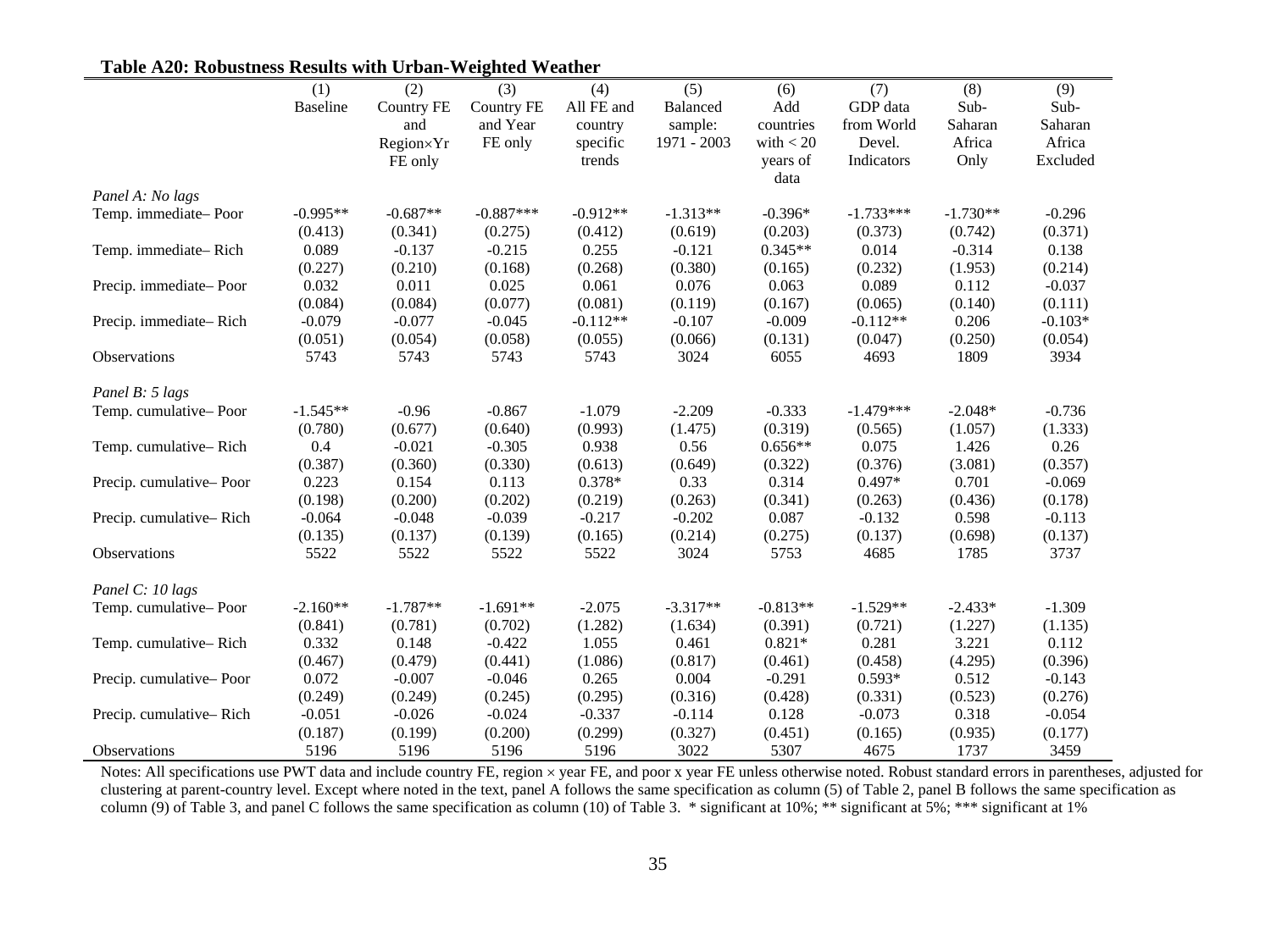**Table A20: Robustness Results with Urban-Weighted Weather**

| | (1) Baseline | (2) Country FE and Region×Yr FE only | (3) Country FE and Year FE only | (4) All FE and country specific trends | (5) Balanced sample: 1971 - 2003 | (6) Add countries with < 20 years of data | (7) GDP data from World Devel. Indicators | (8) Sub-Saharan Africa Only | (9) Sub-Saharan Africa Excluded |
|---|---|---|---|---|---|---|---|---|---|
| *Panel A: No lags* | | | | | | | | | |
| Temp. immediate– Poor | -0.995** | -0.687** | -0.887*** | -0.912** | -1.313** | -0.396* | -1.733*** | -1.730** | -0.296 |
| | (0.413) | (0.341) | (0.275) | (0.412) | (0.619) | (0.203) | (0.373) | (0.742) | (0.371) |
| Temp. immediate– Rich | 0.089 | -0.137 | -0.215 | 0.255 | -0.121 | 0.345** | 0.014 | -0.314 | 0.138 |
| | (0.227) | (0.210) | (0.168) | (0.268) | (0.380) | (0.165) | (0.232) | (1.953) | (0.214) |
| Precip. immediate– Poor | 0.032 | 0.011 | 0.025 | 0.061 | 0.076 | 0.063 | 0.089 | 0.112 | -0.037 |
| | (0.084) | (0.084) | (0.077) | (0.081) | (0.119) | (0.167) | (0.065) | (0.140) | (0.111) |
| Precip. immediate– Rich | -0.079 | -0.077 | -0.045 | -0.112** | -0.107 | -0.009 | -0.112** | 0.206 | -0.103* |
| | (0.051) | (0.054) | (0.058) | (0.055) | (0.066) | (0.131) | (0.047) | (0.250) | (0.054) |
| Observations | 5743 | 5743 | 5743 | 5743 | 3024 | 6055 | 4693 | 1809 | 3934 |
| *Panel B: 5 lags* | | | | | | | | | |
| Temp. cumulative– Poor | -1.545** | -0.96 | -0.867 | -1.079 | -2.209 | -0.333 | -1.479*** | -2.048* | -0.736 |
| | (0.780) | (0.677) | (0.640) | (0.993) | (1.475) | (0.319) | (0.565) | (1.057) | (1.333) |
| Temp. cumulative– Rich | 0.4 | -0.021 | -0.305 | 0.938 | 0.56 | 0.656** | 0.075 | 1.426 | 0.26 |
| | (0.387) | (0.360) | (0.330) | (0.613) | (0.649) | (0.322) | (0.376) | (3.081) | (0.357) |
| Precip. cumulative– Poor | 0.223 | 0.154 | 0.113 | 0.378* | 0.33 | 0.314 | 0.497* | 0.701 | -0.069 |
| | (0.198) | (0.200) | (0.202) | (0.219) | (0.263) | (0.341) | (0.263) | (0.436) | (0.178) |
| Precip. cumulative– Rich | -0.064 | -0.048 | -0.039 | -0.217 | -0.202 | 0.087 | -0.132 | 0.598 | -0.113 |
| | (0.135) | (0.137) | (0.139) | (0.165) | (0.214) | (0.275) | (0.137) | (0.698) | (0.137) |
| Observations | 5522 | 5522 | 5522 | 5522 | 3024 | 5753 | 4685 | 1785 | 3737 |
| *Panel C: 10 lags* | | | | | | | | | |
| Temp. cumulative– Poor | -2.160** | -1.787** | -1.691** | -2.075 | -3.317** | -0.813** | -1.529** | -2.433* | -1.309 |
| | (0.841) | (0.781) | (0.702) | (1.282) | (1.634) | (0.391) | (0.721) | (1.227) | (1.135) |
| Temp. cumulative– Rich | 0.332 | 0.148 | -0.422 | 1.055 | 0.461 | 0.821* | 0.281 | 3.221 | 0.112 |
| | (0.467) | (0.479) | (0.441) | (1.086) | (0.817) | (0.461) | (0.458) | (4.295) | (0.396) |
| Precip. cumulative– Poor | 0.072 | -0.007 | -0.046 | 0.265 | 0.004 | -0.291 | 0.593* | 0.512 | -0.143 |
| | (0.249) | (0.249) | (0.245) | (0.295) | (0.316) | (0.428) | (0.331) | (0.523) | (0.276) |
| Precip. cumulative– Rich | -0.051 | -0.026 | -0.024 | -0.337 | -0.114 | 0.128 | -0.073 | 0.318 | -0.054 |
| | (0.187) | (0.199) | (0.200) | (0.299) | (0.327) | (0.451) | (0.165) | (0.935) | (0.177) |
| Observations | 5196 | 5196 | 5196 | 5196 | 3022 | 5307 | 4675 | 1737 | 3459 |

Notes: All specifications use PWT data and include country FE, region × year FE, and poor x year FE unless otherwise noted. Robust standard errors in parentheses, adjusted for clustering at parent-country level. Except where noted in the text, panel A follows the same specification as column (5) of Table 2, panel B follows the same specification as column (9) of Table 3, and panel C follows the same specification as column (10) of Table 3. * significant at 10%; ** significant at 5%; *** significant at 1%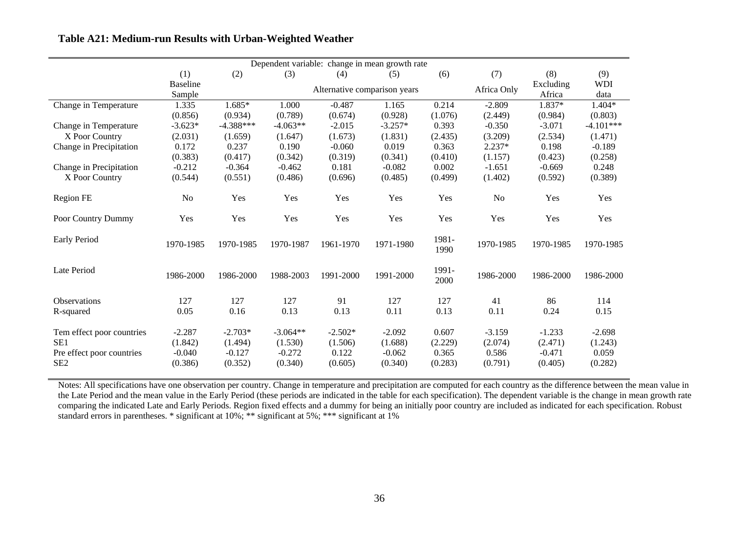**Table A21: Medium-run Results with Urban-Weighted Weather**

| | Dependent variable: change in mean growth rate | | | | | | | | |
|---|---|---|---|---|---|---|---|---|---|
| | (1) | (2) | (3) | (4) | (5) | (6) | (7) | (8) | (9) |
| | Baseline Sample | Alternative comparison years | | | | | Africa Only | Excluding Africa | WDI data |
| Change in Temperature | 1.335 | 1.685* | 1.000 | -0.487 | 1.165 | 0.214 | -2.809 | 1.837* | 1.404* |
| | (0.856) | (0.934) | (0.789) | (0.674) | (0.928) | (1.076) | (2.449) | (0.984) | (0.803) |
| Change in Temperature X Poor Country | -3.623* | -4.388*** | -4.063** | -2.015 | -3.257* | 0.393 | -0.350 | -3.071 | -4.101*** |
| | (2.031) | (1.659) | (1.647) | (1.673) | (1.831) | (2.435) | (3.209) | (2.534) | (1.471) |
| Change in Precipitation | 0.172 | 0.237 | 0.190 | -0.060 | 0.019 | 0.363 | 2.237* | 0.198 | -0.189 |
| | (0.383) | (0.417) | (0.342) | (0.319) | (0.341) | (0.410) | (1.157) | (0.423) | (0.258) |
| Change in Precipitation X Poor Country | -0.212 | -0.364 | -0.462 | 0.181 | -0.082 | 0.002 | -1.651 | -0.669 | 0.248 |
| | (0.544) | (0.551) | (0.486) | (0.696) | (0.485) | (0.499) | (1.402) | (0.592) | (0.389) |
| Region FE | No | Yes | Yes | Yes | Yes | Yes | No | Yes | Yes |
| Poor Country Dummy | Yes | Yes | Yes | Yes | Yes | Yes | Yes | Yes | Yes |
| Early Period | 1970-1985 | 1970-1985 | 1970-1987 | 1961-1970 | 1971-1980 | 1981-1990 | 1970-1985 | 1970-1985 | 1970-1985 |
| Late Period | 1986-2000 | 1986-2000 | 1988-2003 | 1991-2000 | 1991-2000 | 1991-2000 | 1986-2000 | 1986-2000 | 1986-2000 |
| Observations | 127 | 127 | 127 | 91 | 127 | 127 | 41 | 86 | 114 |
| R-squared | 0.05 | 0.16 | 0.13 | 0.13 | 0.11 | 0.13 | 0.11 | 0.24 | 0.15 |
| Tem effect poor countries | -2.287 | -2.703* | -3.064** | -2.502* | -2.092 | 0.607 | -3.159 | -1.233 | -2.698 |
| SE1 | (1.842) | (1.494) | (1.530) | (1.506) | (1.688) | (2.229) | (2.074) | (2.471) | (1.243) |
| Pre effect poor countries | -0.040 | -0.127 | -0.272 | 0.122 | -0.062 | 0.365 | 0.586 | -0.471 | 0.059 |
| SE2 | (0.386) | (0.352) | (0.340) | (0.605) | (0.340) | (0.283) | (0.791) | (0.405) | (0.282) |

Notes: All specifications have one observation per country. Change in temperature and precipitation are computed for each country as the difference between the mean value in the Late Period and the mean value in the Early Period (these periods are indicated in the table for each specification). The dependent variable is the change in mean growth rate comparing the indicated Late and Early Periods. Region fixed effects and a dummy for being an initially poor country are included as indicated for each specification. Robust standard errors in parentheses. * significant at 10%; ** significant at 5%; *** significant at 1%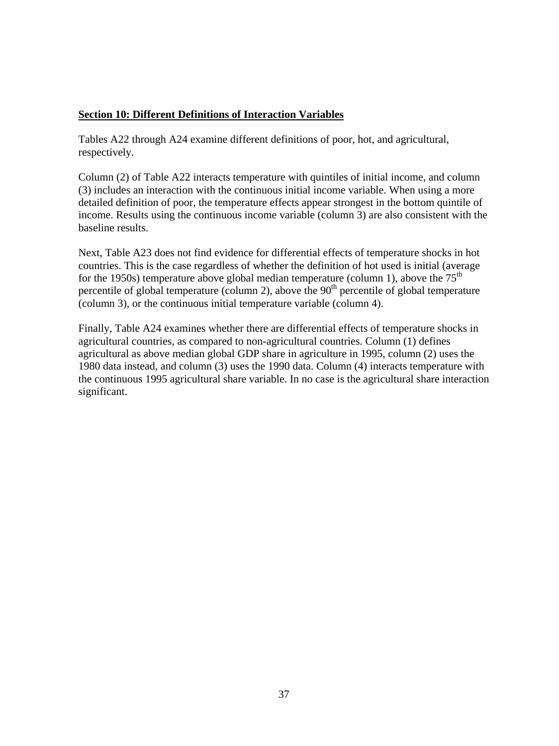## Section 10: Different Definitions of Interaction Variables

Tables A22 through A24 examine different definitions of poor, hot, and agricultural, respectively.

Column (2) of Table A22 interacts temperature with quintiles of initial income, and column (3) includes an interaction with the continuous initial income variable. When using a more detailed definition of poor, the temperature effects appear strongest in the bottom quintile of income. Results using the continuous income variable (column 3) are also consistent with the baseline results.

Next, Table A23 does not find evidence for differential effects of temperature shocks in hot countries. This is the case regardless of whether the definition of hot used is initial (average for the 1950s) temperature above global median temperature (column 1), above the 75$^{th}$ percentile of global temperature (column 2), above the 90$^{th}$ percentile of global temperature (column 3), or the continuous initial temperature variable (column 4).

Finally, Table A24 examines whether there are differential effects of temperature shocks in agricultural countries, as compared to non-agricultural countries. Column (1) defines agricultural as above median global GDP share in agriculture in 1995, column (2) uses the 1980 data instead, and column (3) uses the 1990 data. Column (4) interacts temperature with the continuous 1995 agricultural share variable. In no case is the agricultural share interaction significant.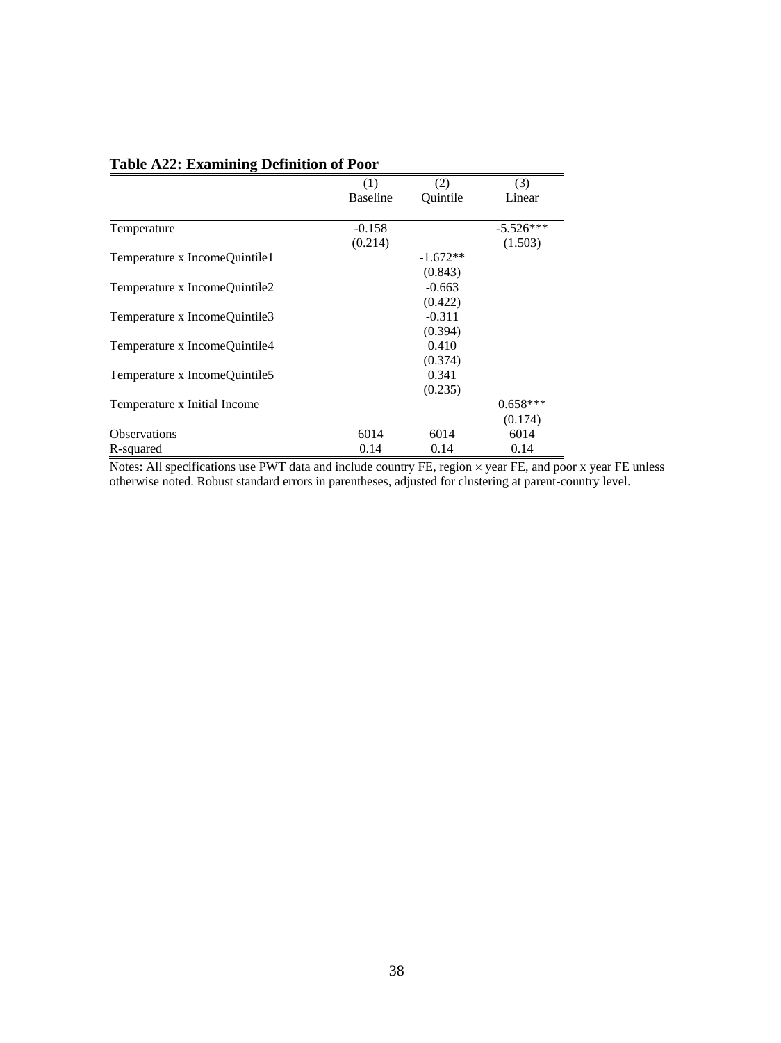**Table A22: Examining Definition of Poor**

| | (1) | (2) | (3) |
|---|---|---|---|
| | Baseline | Quintile | Linear |
| Temperature | -0.158 | | -5.526*** |
| | (0.214) | | (1.503) |
| Temperature x IncomeQuintile1 | | -1.672** | |
| | | (0.843) | |
| Temperature x IncomeQuintile2 | | -0.663 | |
| | | (0.422) | |
| Temperature x IncomeQuintile3 | | -0.311 | |
| | | (0.394) | |
| Temperature x IncomeQuintile4 | | 0.410 | |
| | | (0.374) | |
| Temperature x IncomeQuintile5 | | 0.341 | |
| | | (0.235) | |
| Temperature x Initial Income | | | 0.658*** |
| | | | (0.174) |
| Observations | 6014 | 6014 | 6014 |
| R-squared | 0.14 | 0.14 | 0.14 |

Notes: All specifications use PWT data and include country FE, region × year FE, and poor x year FE unless otherwise noted. Robust standard errors in parentheses, adjusted for clustering at parent-country level.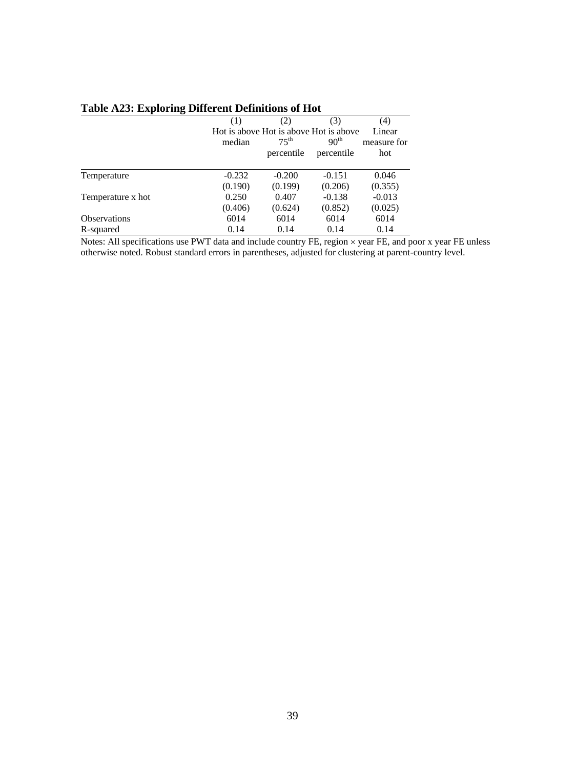**Table A23: Exploring Different Definitions of Hot**

| | (1) | (2) | (3) | (4) |
|---|---|---|---|---|
| | Hot is above median | Hot is above $75^{th}$ percentile | Hot is above $90^{th}$ percentile | Linear measure for hot |
| Temperature | -0.232 | -0.200 | -0.151 | 0.046 |
| | (0.190) | (0.199) | (0.206) | (0.355) |
| Temperature x hot | 0.250 | 0.407 | -0.138 | -0.013 |
| | (0.406) | (0.624) | (0.852) | (0.025) |
| Observations | 6014 | 6014 | 6014 | 6014 |
| R-squared | 0.14 | 0.14 | 0.14 | 0.14 |

Notes: All specifications use PWT data and include country FE, region × year FE, and poor x year FE unless otherwise noted. Robust standard errors in parentheses, adjusted for clustering at parent-country level.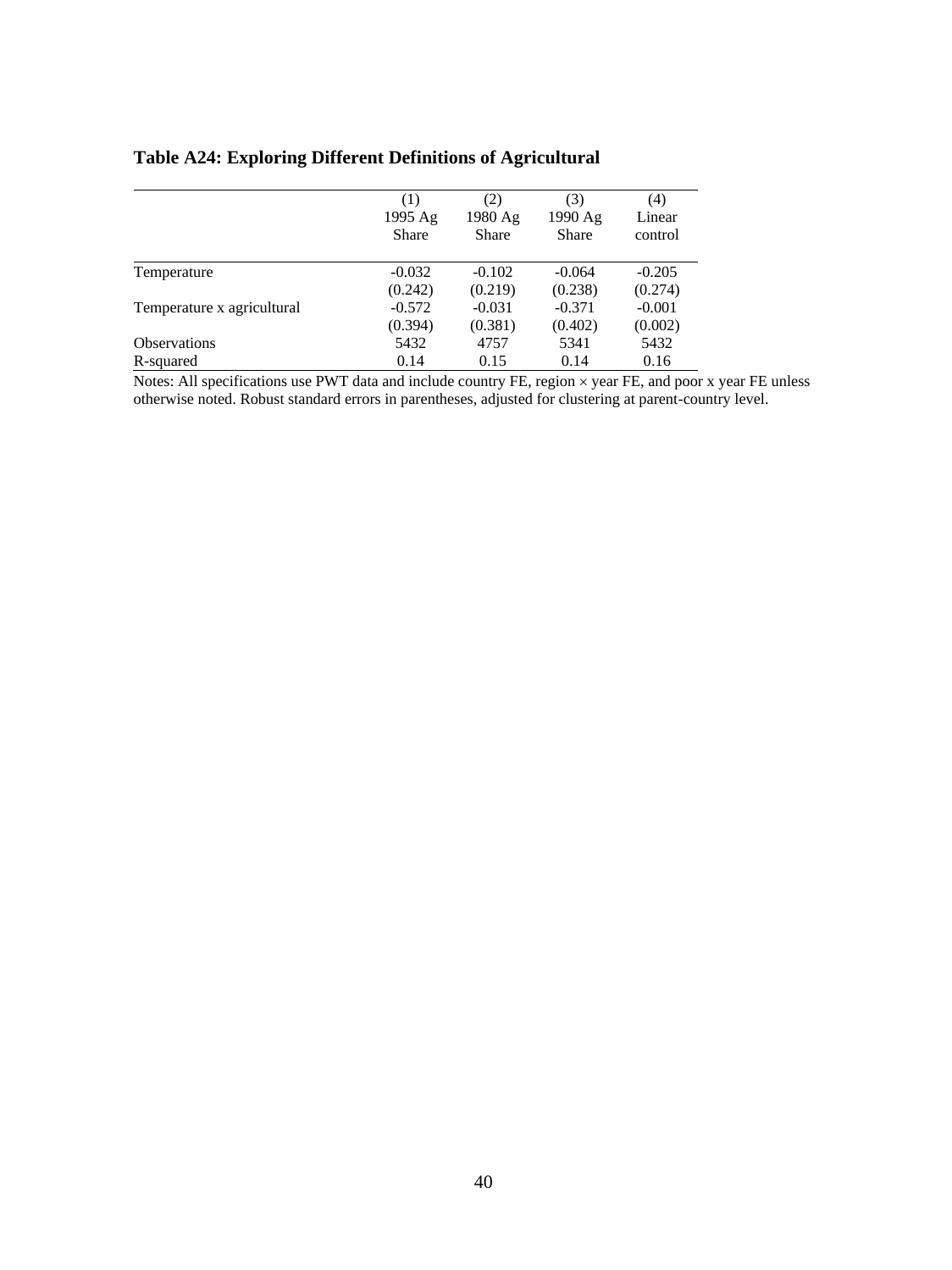**Table A24: Exploring Different Definitions of Agricultural**

| | (1)<br>1995 Ag<br>Share | (2)<br>1980 Ag<br>Share | (3)<br>1990 Ag<br>Share | (4)<br>Linear<br>control |
|---|---|---|---|---|
| Temperature | -0.032 | -0.102 | -0.064 | -0.205 |
| | (0.242) | (0.219) | (0.238) | (0.274) |
| Temperature x agricultural | -0.572 | -0.031 | -0.371 | -0.001 |
| | (0.394) | (0.381) | (0.402) | (0.002) |
| Observations | 5432 | 4757 | 5341 | 5432 |
| R-squared | 0.14 | 0.15 | 0.14 | 0.16 |

Notes: All specifications use PWT data and include country FE, region × year FE, and poor x year FE unless otherwise noted. Robust standard errors in parentheses, adjusted for clustering at parent-country level.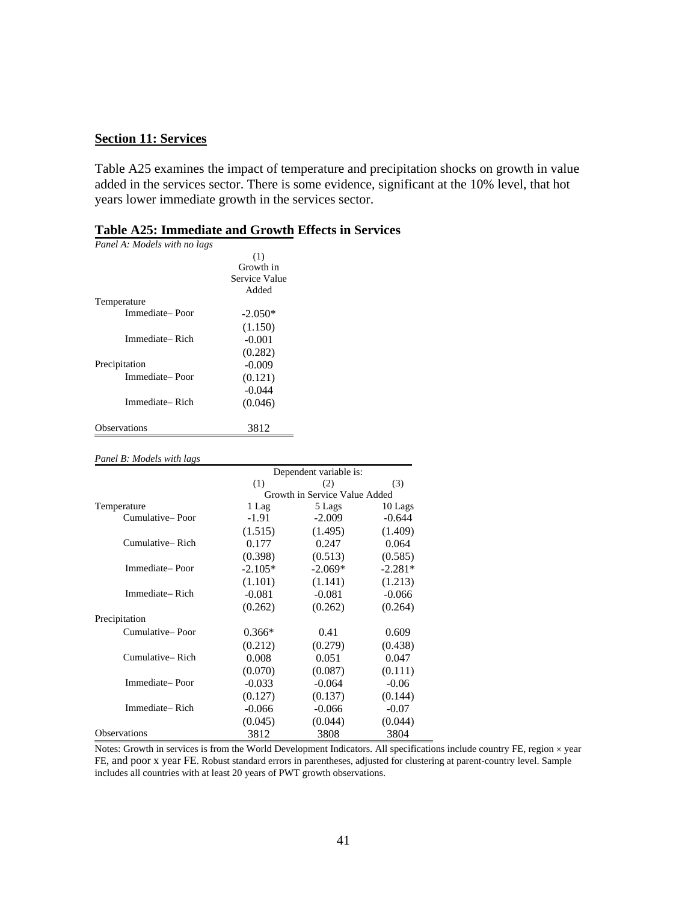## Section 11: Services

Table A25 examines the impact of temperature and precipitation shocks on growth in value added in the services sector. There is some evidence, significant at the 10% level, that hot years lower immediate growth in the services sector.

### Table A25: Immediate and Growth Effects in Services

*Panel A: Models with no lags*

| | (1) |
|---|---|
| | Growth in Service Value Added |
| Temperature | |
| Immediate– Poor | -2.050* |
| | (1.150) |
| Immediate– Rich | -0.001 |
| | (0.282) |
| Precipitation | -0.009 |
| Immediate– Poor | (0.121) |
| | -0.044 |
| Immediate– Rich | (0.046) |
| Observations | 3812 |

*Panel B: Models with lags*

| | Dependent variable is: | | |
|---|---|---|---|
| | (1) | (2) | (3) |
| | Growth in Service Value Added | | |
| Temperature | 1 Lag | 5 Lags | 10 Lags |
| Cumulative– Poor | -1.91 | -2.009 | -0.644 |
| | (1.515) | (1.495) | (1.409) |
| Cumulative– Rich | 0.177 | 0.247 | 0.064 |
| | (0.398) | (0.513) | (0.585) |
| Immediate– Poor | -2.105* | -2.069* | -2.281* |
| | (1.101) | (1.141) | (1.213) |
| Immediate– Rich | -0.081 | -0.081 | -0.066 |
| | (0.262) | (0.262) | (0.264) |
| Precipitation | | | |
| Cumulative– Poor | 0.366* | 0.41 | 0.609 |
| | (0.212) | (0.279) | (0.438) |
| Cumulative– Rich | 0.008 | 0.051 | 0.047 |
| | (0.070) | (0.087) | (0.111) |
| Immediate– Poor | -0.033 | -0.064 | -0.06 |
| | (0.127) | (0.137) | (0.144) |
| Immediate– Rich | -0.066 | -0.066 | -0.07 |
| | (0.045) | (0.044) | (0.044) |
| Observations | 3812 | 3808 | 3804 |

Notes: Growth in services is from the World Development Indicators. All specifications include country FE, region × year FE, and poor x year FE. Robust standard errors in parentheses, adjusted for clustering at parent-country level. Sample includes all countries with at least 20 years of PWT growth observations.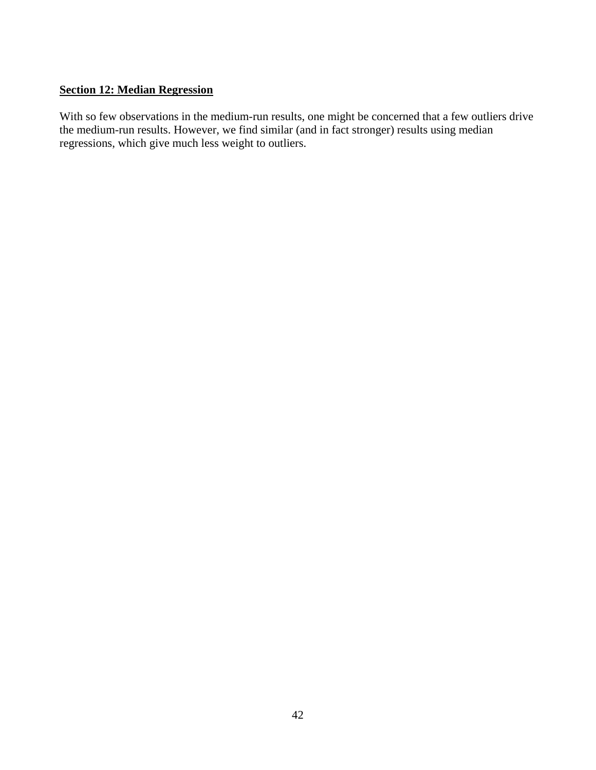## Section 12: Median Regression

With so few observations in the medium-run results, one might be concerned that a few outliers drive the medium-run results. However, we find similar (and in fact stronger) results using median regressions, which give much less weight to outliers.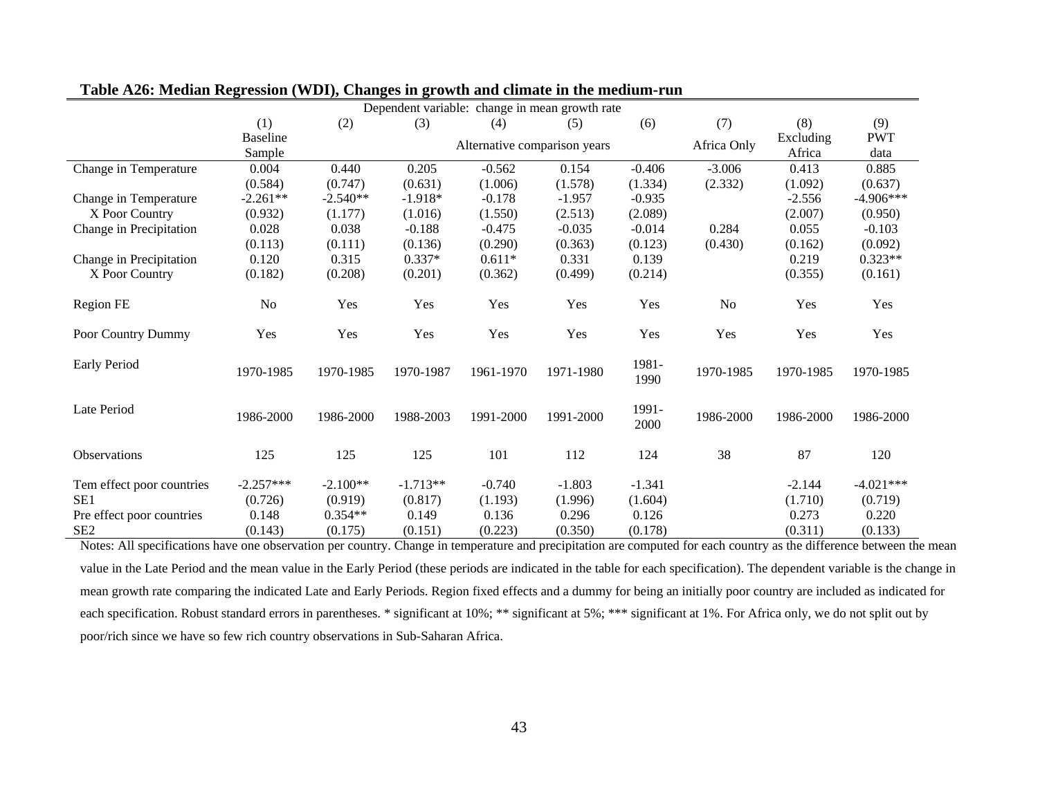**Table A26: Median Regression (WDI), Changes in growth and climate in the medium-run**

| | Dependent variable: change in mean growth rate | | | | | | | | |
|---|---|---|---|---|---|---|---|---|---|
| | (1) | (2) | (3) | (4) | (5) | (6) | (7) | (8) | (9) |
| | Baseline Sample | Alternative comparison years | | | | | Africa Only | Excluding Africa | PWT data |
| Change in Temperature | 0.004 | 0.440 | 0.205 | -0.562 | 0.154 | -0.406 | -3.006 | 0.413 | 0.885 |
| | (0.584) | (0.747) | (0.631) | (1.006) | (1.578) | (1.334) | (2.332) | (1.092) | (0.637) |
| Change in Temperature X Poor Country | -2.261** | -2.540** | -1.918* | -0.178 | -1.957 | -0.935 | | -2.556 | -4.906*** |
| | (0.932) | (1.177) | (1.016) | (1.550) | (2.513) | (2.089) | | (2.007) | (0.950) |
| Change in Precipitation | 0.028 | 0.038 | -0.188 | -0.475 | -0.035 | -0.014 | 0.284 | 0.055 | -0.103 |
| | (0.113) | (0.111) | (0.136) | (0.290) | (0.363) | (0.123) | (0.430) | (0.162) | (0.092) |
| Change in Precipitation X Poor Country | 0.120 | 0.315 | 0.337* | 0.611* | 0.331 | 0.139 | | 0.219 | 0.323** |
| | (0.182) | (0.208) | (0.201) | (0.362) | (0.499) | (0.214) | | (0.355) | (0.161) |
| Region FE | No | Yes | Yes | Yes | Yes | Yes | No | Yes | Yes |
| Poor Country Dummy | Yes | Yes | Yes | Yes | Yes | Yes | Yes | Yes | Yes |
| Early Period | 1970-1985 | 1970-1985 | 1970-1987 | 1961-1970 | 1971-1980 | 1981-1990 | 1970-1985 | 1970-1985 | 1970-1985 |
| Late Period | 1986-2000 | 1986-2000 | 1988-2003 | 1991-2000 | 1991-2000 | 1991-2000 | 1986-2000 | 1986-2000 | 1986-2000 |
| Observations | 125 | 125 | 125 | 101 | 112 | 124 | 38 | 87 | 120 |
| Tem effect poor countries | -2.257*** | -2.100** | -1.713** | -0.740 | -1.803 | -1.341 | | -2.144 | -4.021*** |
| SE1 | (0.726) | (0.919) | (0.817) | (1.193) | (1.996) | (1.604) | | (1.710) | (0.719) |
| Pre effect poor countries | 0.148 | 0.354** | 0.149 | 0.136 | 0.296 | 0.126 | | 0.273 | 0.220 |
| SE2 | (0.143) | (0.175) | (0.151) | (0.223) | (0.350) | (0.178) | | (0.311) | (0.133) |

Notes: All specifications have one observation per country. Change in temperature and precipitation are computed for each country as the difference between the mean value in the Late Period and the mean value in the Early Period (these periods are indicated in the table for each specification). The dependent variable is the change in mean growth rate comparing the indicated Late and Early Periods. Region fixed effects and a dummy for being an initially poor country are included as indicated for each specification. Robust standard errors in parentheses. * significant at 10%; ** significant at 5%; *** significant at 1%. For Africa only, we do not split out by poor/rich since we have so few rich country observations in Sub-Saharan Africa.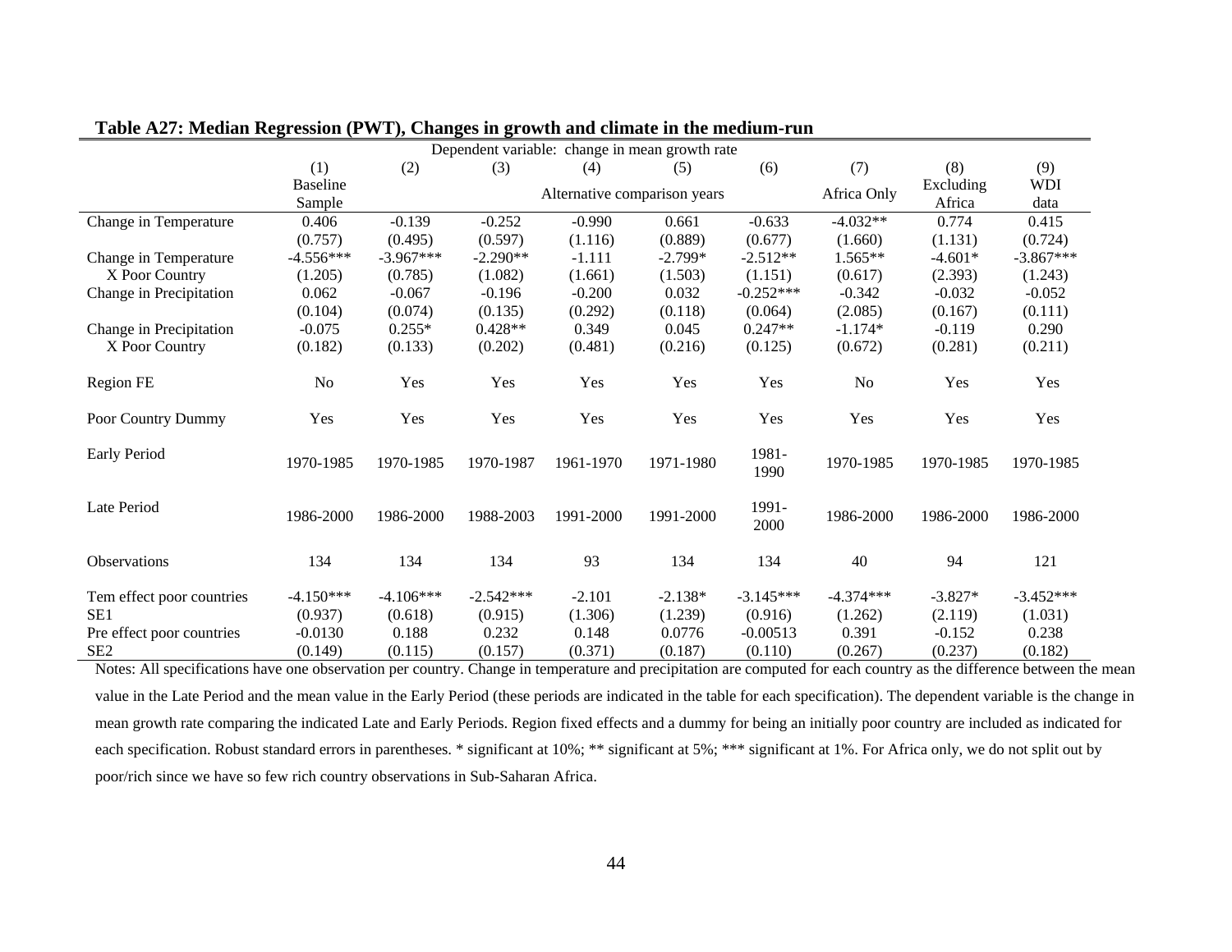**Table A27: Median Regression (PWT), Changes in growth and climate in the medium-run**

| | Dependent variable: change in mean growth rate | | | | | | | | |
|---|---|---|---|---|---|---|---|---|---|
| | (1) | (2) | (3) | (4) | (5) | (6) | (7) | (8) | (9) |
| | Baseline Sample | Alternative comparison years | | | | | Africa Only | Excluding Africa | WDI data |
| Change in Temperature | 0.406 | -0.139 | -0.252 | -0.990 | 0.661 | -0.633 | -4.032** | 0.774 | 0.415 |
| | (0.757) | (0.495) | (0.597) | (1.116) | (0.889) | (0.677) | (1.660) | (1.131) | (0.724) |
| Change in Temperature X Poor Country | -4.556*** | -3.967*** | -2.290** | -1.111 | -2.799* | -2.512** | 1.565** | -4.601* | -3.867*** |
| | (1.205) | (0.785) | (1.082) | (1.661) | (1.503) | (1.151) | (0.617) | (2.393) | (1.243) |
| Change in Precipitation | 0.062 | -0.067 | -0.196 | -0.200 | 0.032 | -0.252*** | -0.342 | -0.032 | -0.052 |
| | (0.104) | (0.074) | (0.135) | (0.292) | (0.118) | (0.064) | (2.085) | (0.167) | (0.111) |
| Change in Precipitation X Poor Country | -0.075 | 0.255* | 0.428** | 0.349 | 0.045 | 0.247** | -1.174* | -0.119 | 0.290 |
| | (0.182) | (0.133) | (0.202) | (0.481) | (0.216) | (0.125) | (0.672) | (0.281) | (0.211) |
| Region FE | No | Yes | Yes | Yes | Yes | Yes | No | Yes | Yes |
| Poor Country Dummy | Yes | Yes | Yes | Yes | Yes | Yes | Yes | Yes | Yes |
| Early Period | 1970-1985 | 1970-1985 | 1970-1987 | 1961-1970 | 1971-1980 | 1981-1990 | 1970-1985 | 1970-1985 | 1970-1985 |
| Late Period | 1986-2000 | 1986-2000 | 1988-2003 | 1991-2000 | 1991-2000 | 1991-2000 | 1986-2000 | 1986-2000 | 1986-2000 |
| Observations | 134 | 134 | 134 | 93 | 134 | 134 | 40 | 94 | 121 |
| Tem effect poor countries | -4.150*** | -4.106*** | -2.542*** | -2.101 | -2.138* | -3.145*** | -4.374*** | -3.827* | -3.452*** |
| SE1 | (0.937) | (0.618) | (0.915) | (1.306) | (1.239) | (0.916) | (1.262) | (2.119) | (1.031) |
| Pre effect poor countries | -0.0130 | 0.188 | 0.232 | 0.148 | 0.0776 | -0.00513 | 0.391 | -0.152 | 0.238 |
| SE2 | (0.149) | (0.115) | (0.157) | (0.371) | (0.187) | (0.110) | (0.267) | (0.237) | (0.182) |

Notes: All specifications have one observation per country. Change in temperature and precipitation are computed for each country as the difference between the mean value in the Late Period and the mean value in the Early Period (these periods are indicated in the table for each specification). The dependent variable is the change in mean growth rate comparing the indicated Late and Early Periods. Region fixed effects and a dummy for being an initially poor country are included as indicated for each specification. Robust standard errors in parentheses. * significant at 10%; ** significant at 5%; *** significant at 1%. For Africa only, we do not split out by poor/rich since we have so few rich country observations in Sub-Saharan Africa.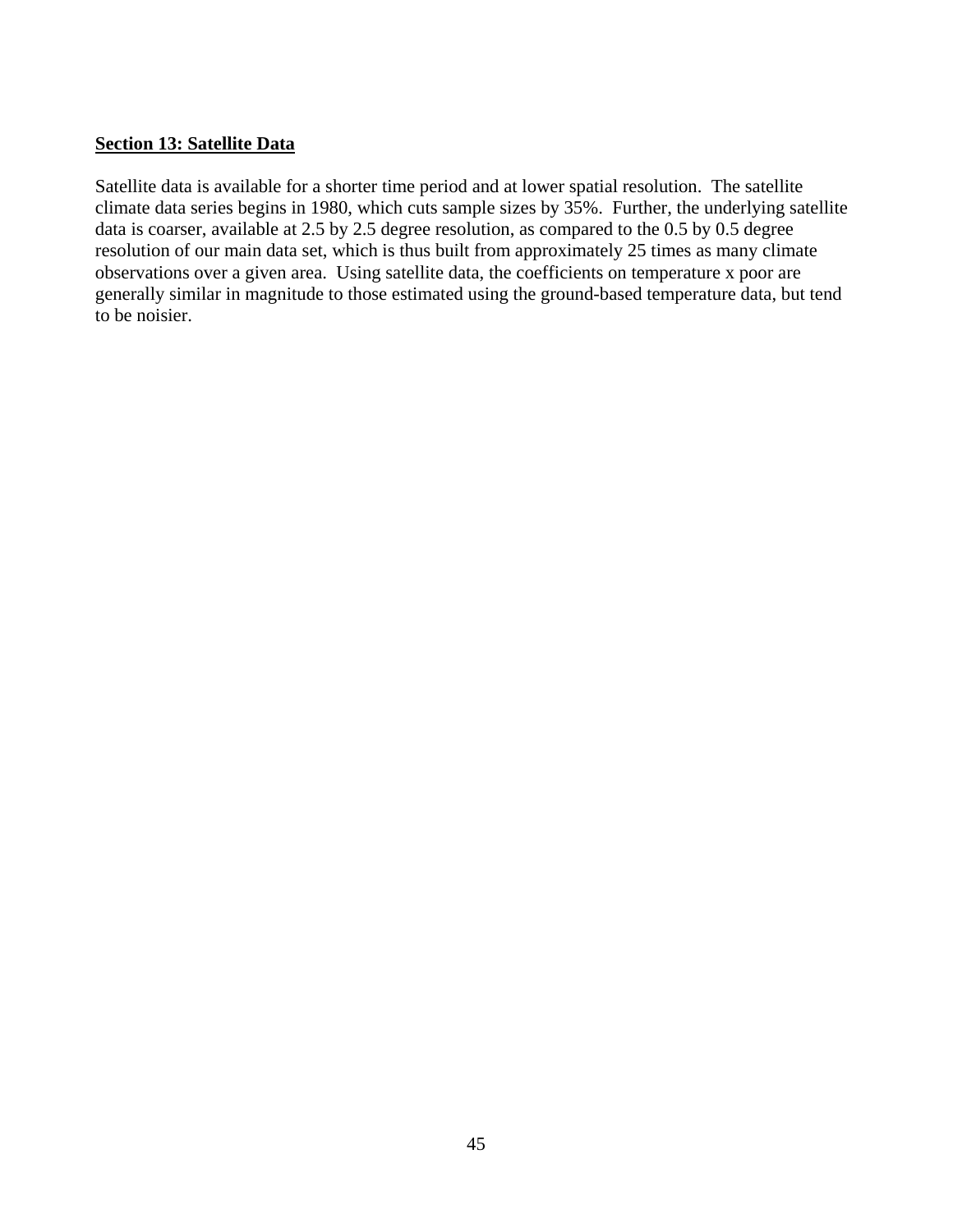**Section 13: Satellite Data**

Satellite data is available for a shorter time period and at lower spatial resolution. The satellite climate data series begins in 1980, which cuts sample sizes by 35%. Further, the underlying satellite data is coarser, available at 2.5 by 2.5 degree resolution, as compared to the 0.5 by 0.5 degree resolution of our main data set, which is thus built from approximately 25 times as many climate observations over a given area. Using satellite data, the coefficients on temperature x poor are generally similar in magnitude to those estimated using the ground-based temperature data, but tend to be noisier.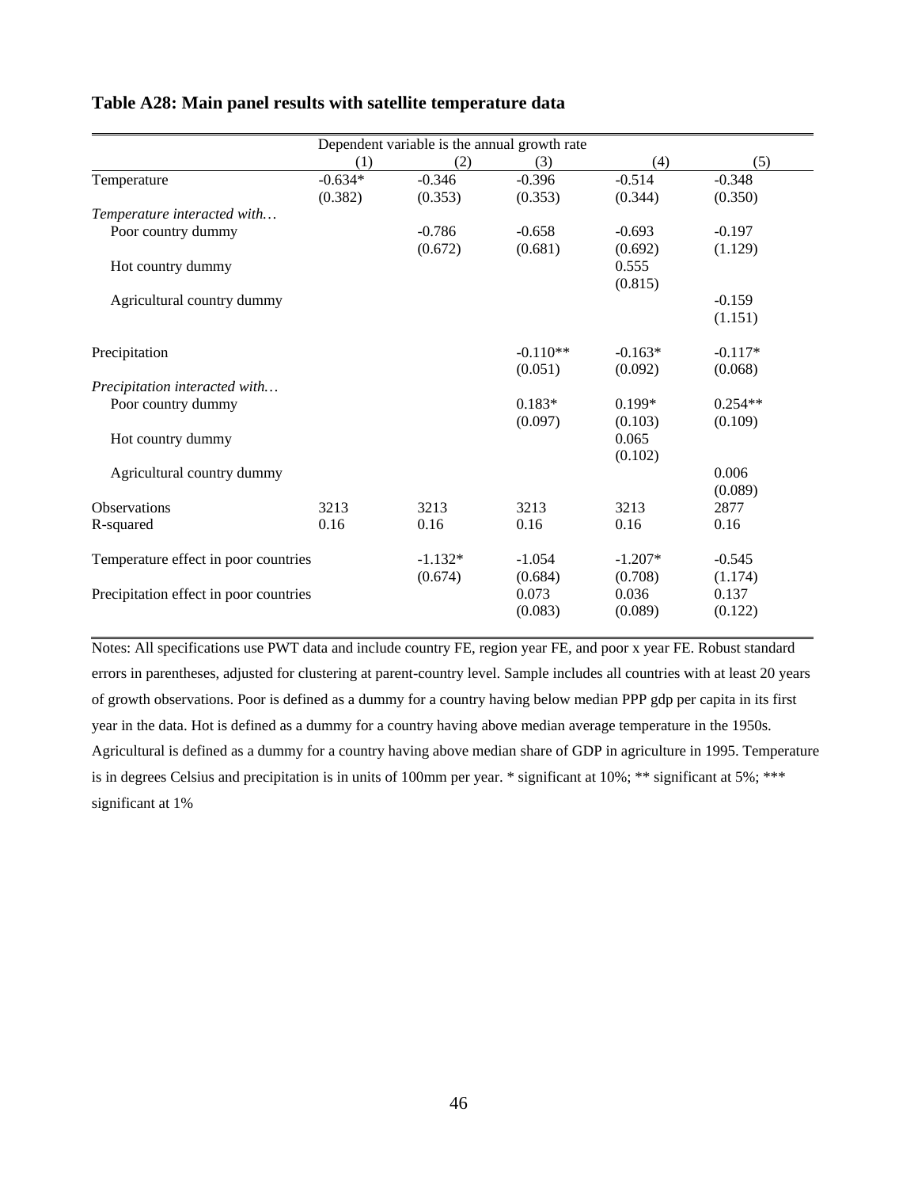**Table A28: Main panel results with satellite temperature data**

| | Dependent variable is the annual growth rate | | | | |
|---|---|---|---|---|---|
| | (1) | (2) | (3) | (4) | (5) |
| Temperature | -0.634* | -0.346 | -0.396 | -0.514 | -0.348 |
| | (0.382) | (0.353) | (0.353) | (0.344) | (0.350) |
| *Temperature interacted with…* | | | | | |
| Poor country dummy | | -0.786 | -0.658 | -0.693 | -0.197 |
| | | (0.672) | (0.681) | (0.692) | (1.129) |
| Hot country dummy | | | | 0.555 | |
| | | | | (0.815) | |
| Agricultural country dummy | | | | | -0.159 |
| | | | | | (1.151) |
| Precipitation | | | -0.110** | -0.163* | -0.117* |
| | | | (0.051) | (0.092) | (0.068) |
| *Precipitation interacted with…* | | | | | |
| Poor country dummy | | | 0.183* | 0.199* | 0.254** |
| | | | (0.097) | (0.103) | (0.109) |
| Hot country dummy | | | | 0.065 | |
| | | | | (0.102) | |
| Agricultural country dummy | | | | | 0.006 |
| | | | | | (0.089) |
| Observations | 3213 | 3213 | 3213 | 3213 | 2877 |
| R-squared | 0.16 | 0.16 | 0.16 | 0.16 | 0.16 |
| Temperature effect in poor countries | | -1.132* | -1.054 | -1.207* | -0.545 |
| | | (0.674) | (0.684) | (0.708) | (1.174) |
| Precipitation effect in poor countries | | | 0.073 | 0.036 | 0.137 |
| | | | (0.083) | (0.089) | (0.122) |

Notes: All specifications use PWT data and include country FE, region year FE, and poor x year FE. Robust standard errors in parentheses, adjusted for clustering at parent-country level. Sample includes all countries with at least 20 years of growth observations. Poor is defined as a dummy for a country having below median PPP gdp per capita in its first year in the data. Hot is defined as a dummy for a country having above median average temperature in the 1950s. Agricultural is defined as a dummy for a country having above median share of GDP in agriculture in 1995. Temperature is in degrees Celsius and precipitation is in units of 100mm per year. * significant at 10%; ** significant at 5%; *** significant at 1%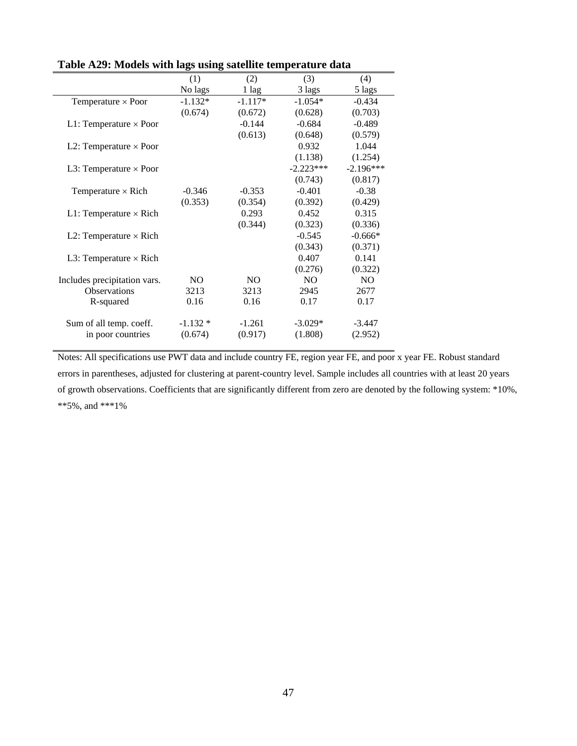**Table A29: Models with lags using satellite temperature data**

| | (1) | (2) | (3) | (4) |
|---|---|---|---|---|
| | No lags | 1 lag | 3 lags | 5 lags |
| Temperature × Poor | -1.132* | -1.117* | -1.054* | -0.434 |
| | (0.674) | (0.672) | (0.628) | (0.703) |
| L1: Temperature × Poor | | -0.144 | -0.684 | -0.489 |
| | | (0.613) | (0.648) | (0.579) |
| L2: Temperature × Poor | | | 0.932 | 1.044 |
| | | | (1.138) | (1.254) |
| L3: Temperature × Poor | | | -2.223*** | -2.196*** |
| | | | (0.743) | (0.817) |
| Temperature × Rich | -0.346 | -0.353 | -0.401 | -0.38 |
| | (0.353) | (0.354) | (0.392) | (0.429) |
| L1: Temperature × Rich | | 0.293 | 0.452 | 0.315 |
| | | (0.344) | (0.323) | (0.336) |
| L2: Temperature × Rich | | | -0.545 | -0.666* |
| | | | (0.343) | (0.371) |
| L3: Temperature × Rich | | | 0.407 | 0.141 |
| | | | (0.276) | (0.322) |
| Includes precipitation vars. | NO | NO | NO | NO |
| Observations | 3213 | 3213 | 2945 | 2677 |
| R-squared | 0.16 | 0.16 | 0.17 | 0.17 |
| | | | | |
| Sum of all temp. coeff. | -1.132 * | -1.261 | -3.029* | -3.447 |
| in poor countries | (0.674) | (0.917) | (1.808) | (2.952) |

Notes: All specifications use PWT data and include country FE, region year FE, and poor x year FE. Robust standard errors in parentheses, adjusted for clustering at parent-country level. Sample includes all countries with at least 20 years of growth observations. Coefficients that are significantly different from zero are denoted by the following system: *10%, **5%, and ***1%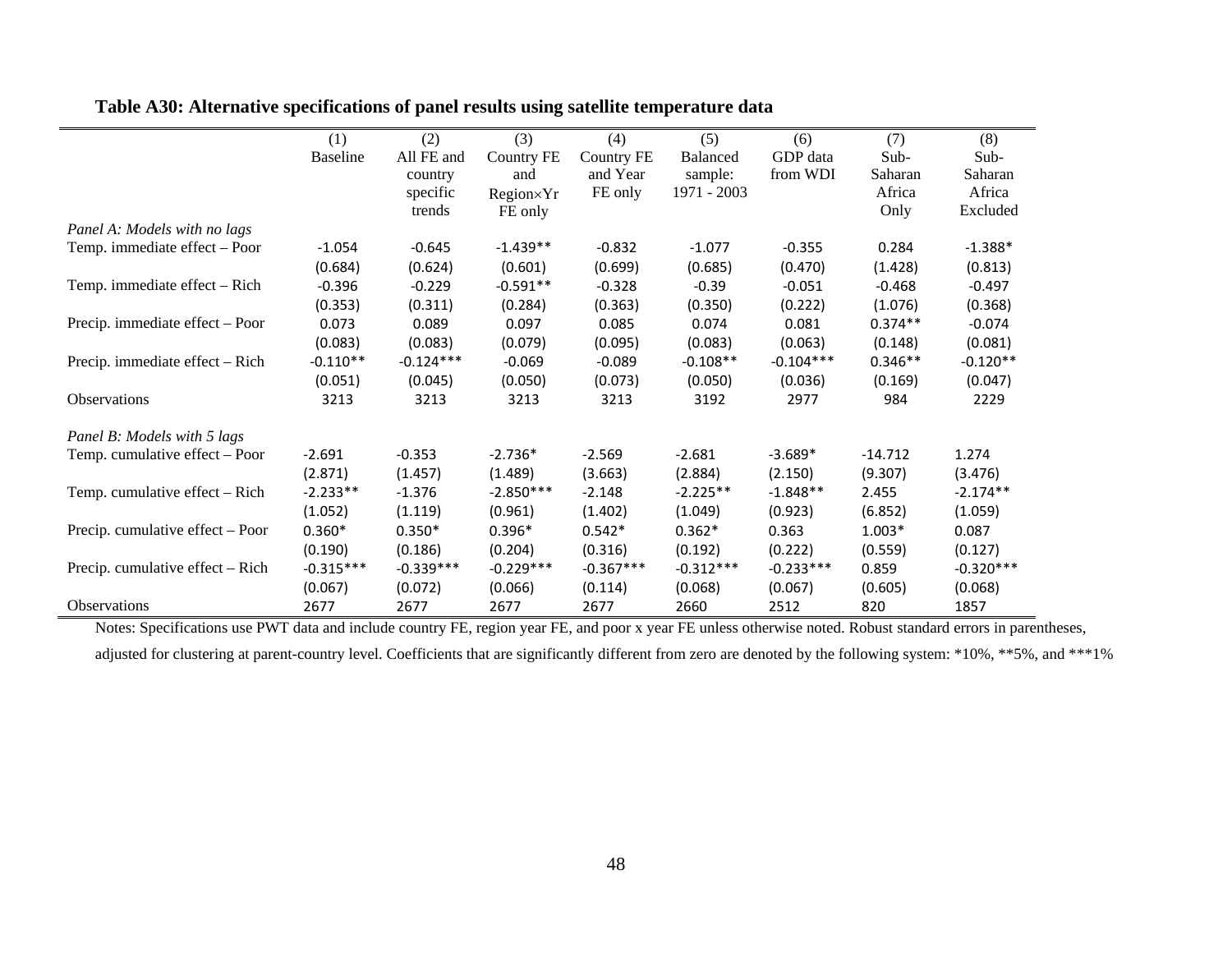**Table A30: Alternative specifications of panel results using satellite temperature data**

| | (1) Baseline | (2) All FE and country specific trends | (3) Country FE and Region×Yr FE only | (4) Country FE and Year FE only | (5) Balanced sample: 1971 - 2003 | (6) GDP data from WDI | (7) Sub-Saharan Africa Only | (8) Sub-Saharan Africa Excluded |
|---|---|---|---|---|---|---|---|---|
| *Panel A: Models with no lags* | | | | | | | | |
| Temp. immediate effect – Poor | -1.054 | -0.645 | -1.439** | -0.832 | -1.077 | -0.355 | 0.284 | -1.388* |
| | (0.684) | (0.624) | (0.601) | (0.699) | (0.685) | (0.470) | (1.428) | (0.813) |
| Temp. immediate effect – Rich | -0.396 | -0.229 | -0.591** | -0.328 | -0.39 | -0.051 | -0.468 | -0.497 |
| | (0.353) | (0.311) | (0.284) | (0.363) | (0.350) | (0.222) | (1.076) | (0.368) |
| Precip. immediate effect – Poor | 0.073 | 0.089 | 0.097 | 0.085 | 0.074 | 0.081 | 0.374** | -0.074 |
| | (0.083) | (0.083) | (0.079) | (0.095) | (0.083) | (0.063) | (0.148) | (0.081) |
| Precip. immediate effect – Rich | -0.110** | -0.124*** | -0.069 | -0.089 | -0.108** | -0.104*** | 0.346** | -0.120** |
| | (0.051) | (0.045) | (0.050) | (0.073) | (0.050) | (0.036) | (0.169) | (0.047) |
| Observations | 3213 | 3213 | 3213 | 3213 | 3192 | 2977 | 984 | 2229 |
| *Panel B: Models with 5 lags* | | | | | | | | |
| Temp. cumulative effect – Poor | -2.691 | -0.353 | -2.736* | -2.569 | -2.681 | -3.689* | -14.712 | 1.274 |
| | (2.871) | (1.457) | (1.489) | (3.663) | (2.884) | (2.150) | (9.307) | (3.476) |
| Temp. cumulative effect – Rich | -2.233** | -1.376 | -2.850*** | -2.148 | -2.225** | -1.848** | 2.455 | -2.174** |
| | (1.052) | (1.119) | (0.961) | (1.402) | (1.049) | (0.923) | (6.852) | (1.059) |
| Precip. cumulative effect – Poor | 0.360* | 0.350* | 0.396* | 0.542* | 0.362* | 0.363 | 1.003* | 0.087 |
| | (0.190) | (0.186) | (0.204) | (0.316) | (0.192) | (0.222) | (0.559) | (0.127) |
| Precip. cumulative effect – Rich | -0.315*** | -0.339*** | -0.229*** | -0.367*** | -0.312*** | -0.233*** | 0.859 | -0.320*** |
| | (0.067) | (0.072) | (0.066) | (0.114) | (0.068) | (0.067) | (0.605) | (0.068) |
| Observations | 2677 | 2677 | 2677 | 2677 | 2660 | 2512 | 820 | 1857 |

Notes: Specifications use PWT data and include country FE, region year FE, and poor x year FE unless otherwise noted. Robust standard errors in parentheses, adjusted for clustering at parent-country level. Coefficients that are significantly different from zero are denoted by the following system: *10%, **5%, and ***1%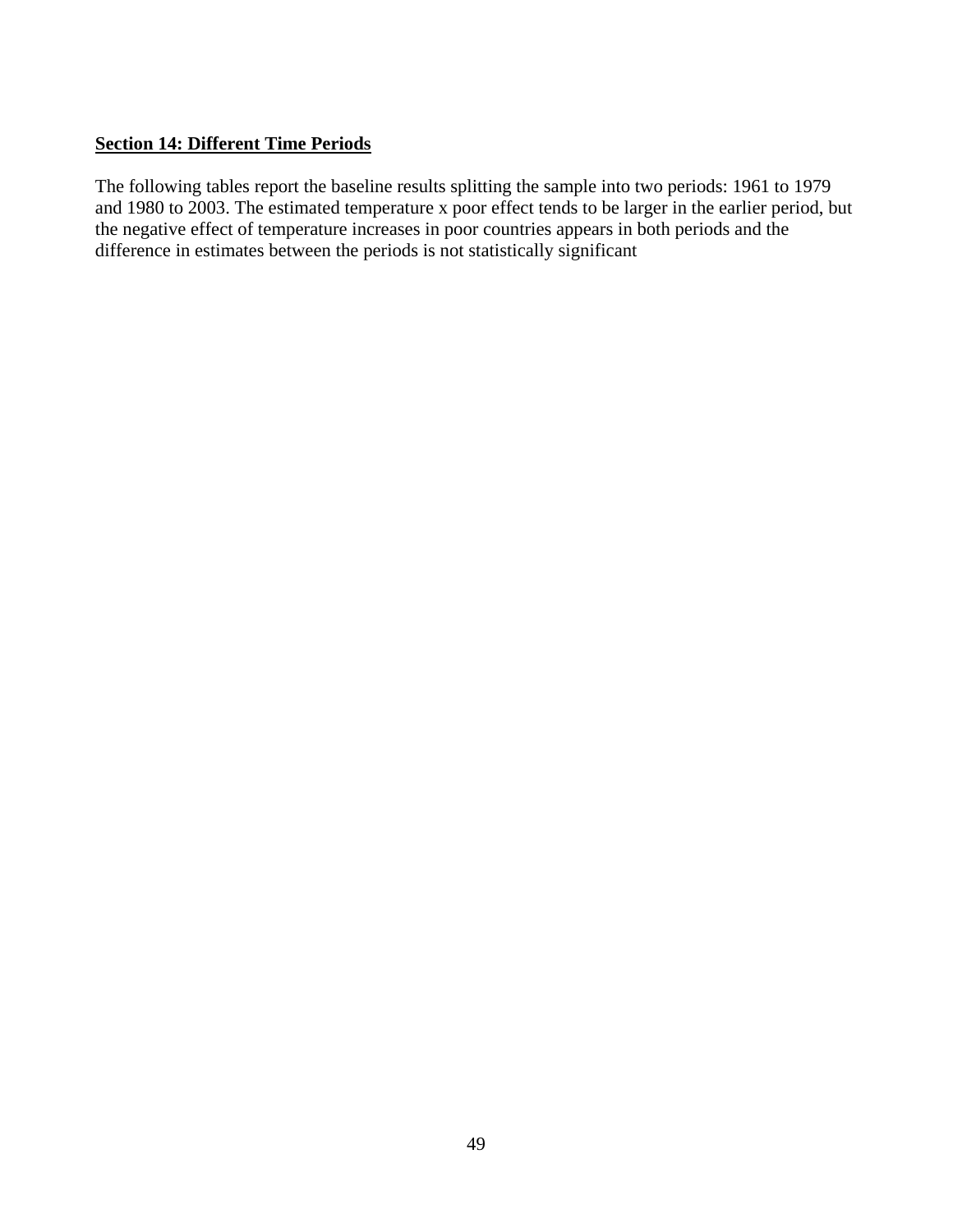**Section 14: Different Time Periods**

The following tables report the baseline results splitting the sample into two periods: 1961 to 1979 and 1980 to 2003. The estimated temperature x poor effect tends to be larger in the earlier period, but the negative effect of temperature increases in poor countries appears in both periods and the difference in estimates between the periods is not statistically significant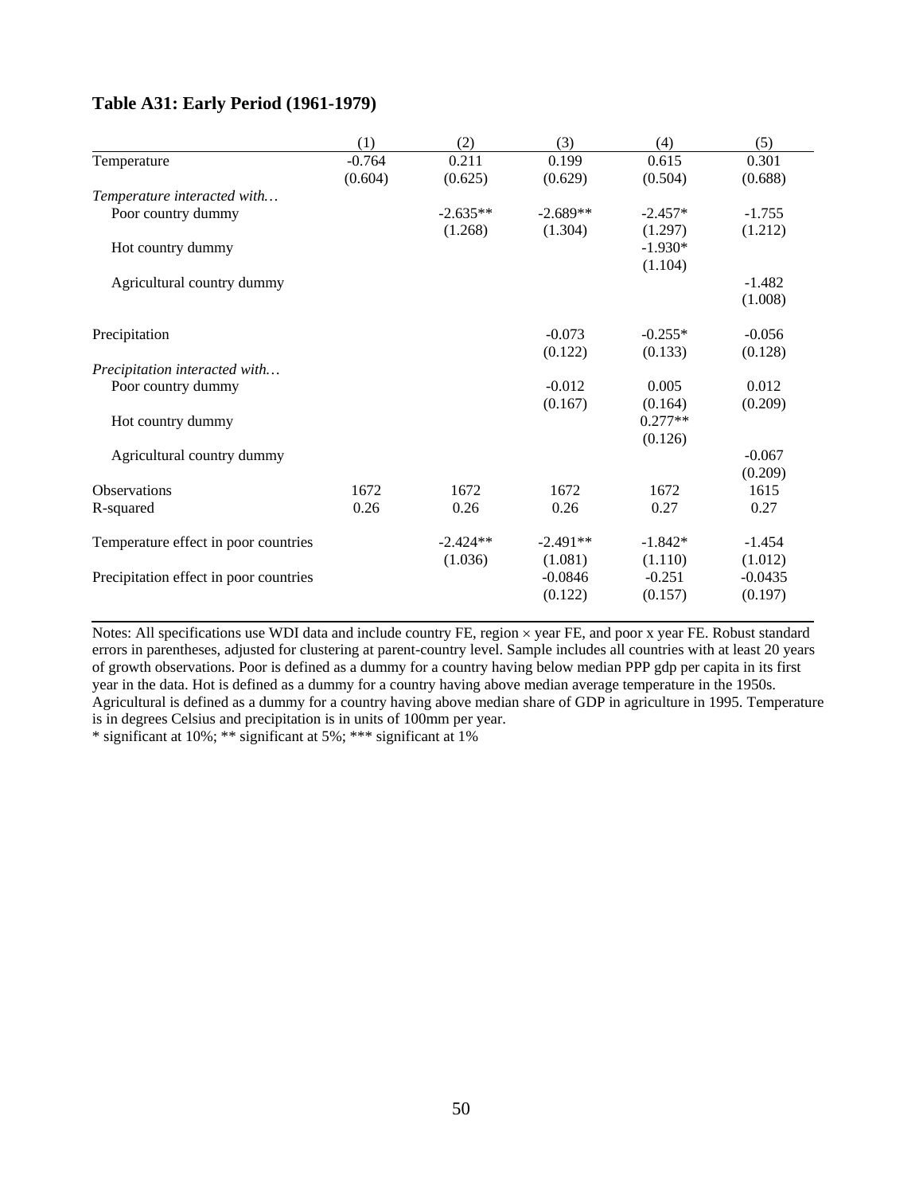### Table A31: Early Period (1961-1979)

| | (1) | (2) | (3) | (4) | (5) |
|---|---|---|---|---|---|
| Temperature | -0.764 | 0.211 | 0.199 | 0.615 | 0.301 |
| | (0.604) | (0.625) | (0.629) | (0.504) | (0.688) |
| *Temperature interacted with…* | | | | | |
| Poor country dummy | | -2.635** | -2.689** | -2.457* | -1.755 |
| | | (1.268) | (1.304) | (1.297) | (1.212) |
| Hot country dummy | | | | -1.930* | |
| | | | | (1.104) | |
| Agricultural country dummy | | | | | -1.482 |
| | | | | | (1.008) |
| Precipitation | | | -0.073 | -0.255* | -0.056 |
| | | | (0.122) | (0.133) | (0.128) |
| *Precipitation interacted with…* | | | | | |
| Poor country dummy | | | -0.012 | 0.005 | 0.012 |
| | | | (0.167) | (0.164) | (0.209) |
| Hot country dummy | | | | 0.277** | |
| | | | | (0.126) | |
| Agricultural country dummy | | | | | -0.067 |
| | | | | | (0.209) |
| Observations | 1672 | 1672 | 1672 | 1672 | 1615 |
| R-squared | 0.26 | 0.26 | 0.26 | 0.27 | 0.27 |
| Temperature effect in poor countries | | -2.424** | -2.491** | -1.842* | -1.454 |
| | | (1.036) | (1.081) | (1.110) | (1.012) |
| Precipitation effect in poor countries | | | -0.0846 | -0.251 | -0.0435 |
| | | | (0.122) | (0.157) | (0.197) |

Notes: All specifications use WDI data and include country FE, region × year FE, and poor x year FE. Robust standard errors in parentheses, adjusted for clustering at parent-country level. Sample includes all countries with at least 20 years of growth observations. Poor is defined as a dummy for a country having below median PPP gdp per capita in its first year in the data. Hot is defined as a dummy for a country having above median average temperature in the 1950s. Agricultural is defined as a dummy for a country having above median share of GDP in agriculture in 1995. Temperature is in degrees Celsius and precipitation is in units of 100mm per year.
* significant at 10%; ** significant at 5%; *** significant at 1%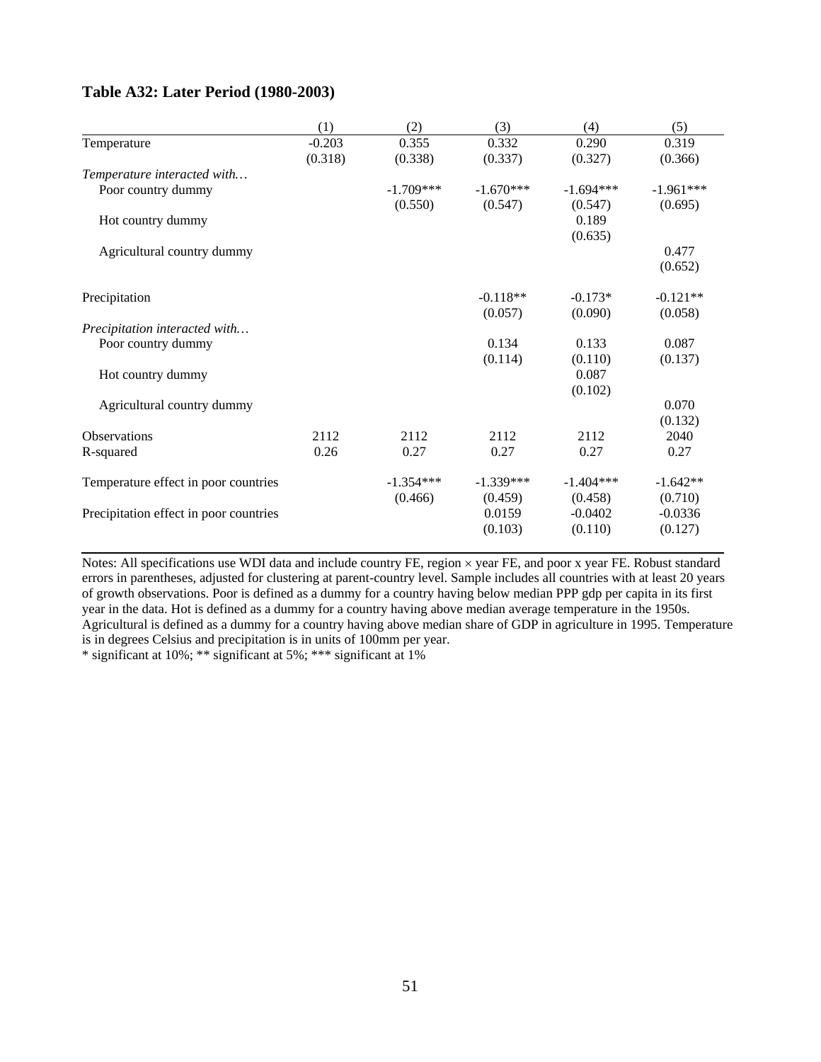### Table A32: Later Period (1980-2003)

| | (1) | (2) | (3) | (4) | (5) |
|---|---|---|---|---|---|
| Temperature | -0.203 | 0.355 | 0.332 | 0.290 | 0.319 |
| | (0.318) | (0.338) | (0.337) | (0.327) | (0.366) |
| *Temperature interacted with…* | | | | | |
| Poor country dummy | | -1.709*** | -1.670*** | -1.694*** | -1.961*** |
| | | (0.550) | (0.547) | (0.547) | (0.695) |
| Hot country dummy | | | | 0.189 | |
| | | | | (0.635) | |
| Agricultural country dummy | | | | | 0.477 |
| | | | | | (0.652) |
| Precipitation | | | -0.118** | -0.173* | -0.121** |
| | | | (0.057) | (0.090) | (0.058) |
| *Precipitation interacted with…* | | | | | |
| Poor country dummy | | | 0.134 | 0.133 | 0.087 |
| | | | (0.114) | (0.110) | (0.137) |
| Hot country dummy | | | | 0.087 | |
| | | | | (0.102) | |
| Agricultural country dummy | | | | | 0.070 |
| | | | | | (0.132) |
| Observations | 2112 | 2112 | 2112 | 2112 | 2040 |
| R-squared | 0.26 | 0.27 | 0.27 | 0.27 | 0.27 |
| Temperature effect in poor countries | | -1.354*** | -1.339*** | -1.404*** | -1.642** |
| | | (0.466) | (0.459) | (0.458) | (0.710) |
| Precipitation effect in poor countries | | | 0.0159 | -0.0402 | -0.0336 |
| | | | (0.103) | (0.110) | (0.127) |

Notes: All specifications use WDI data and include country FE, region × year FE, and poor x year FE. Robust standard errors in parentheses, adjusted for clustering at parent-country level. Sample includes all countries with at least 20 years of growth observations. Poor is defined as a dummy for a country having below median PPP gdp per capita in its first year in the data. Hot is defined as a dummy for a country having above median average temperature in the 1950s. Agricultural is defined as a dummy for a country having above median share of GDP in agriculture in 1995. Temperature is in degrees Celsius and precipitation is in units of 100mm per year.
* significant at 10%; ** significant at 5%; *** significant at 1%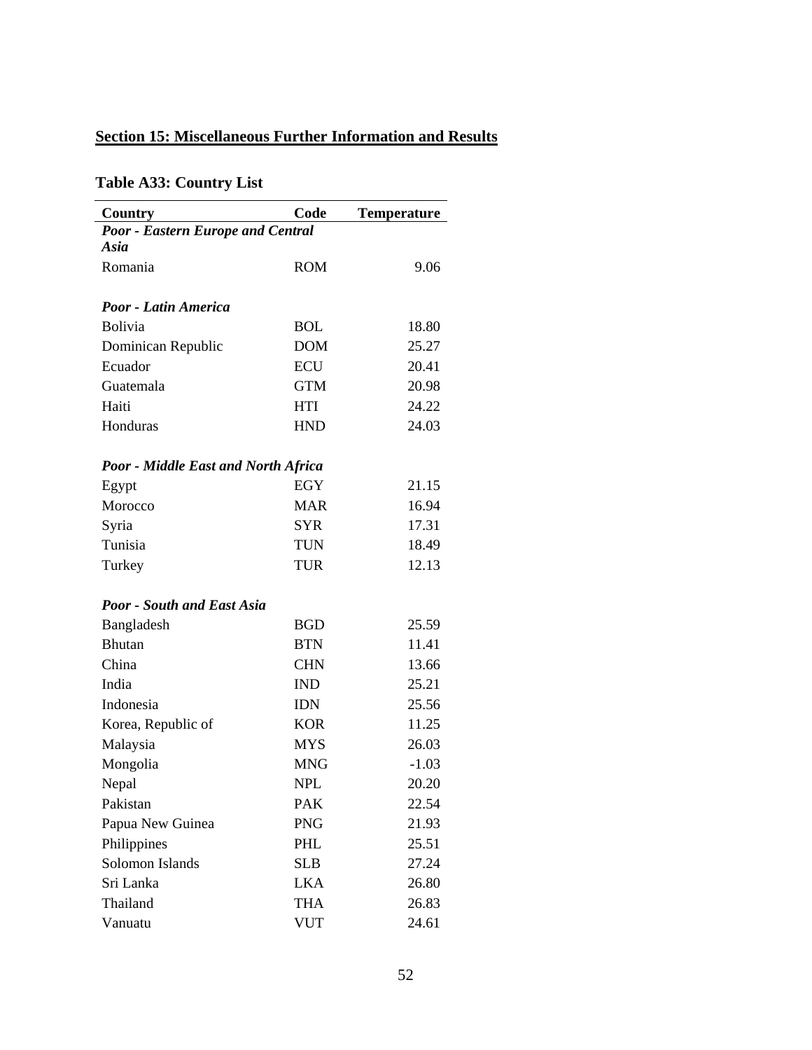## Section 15: Miscellaneous Further Information and Results

### Table A33: Country List

| Country | Code | Temperature |
|---|---|---|
| ***Poor - Eastern Europe and Central Asia*** | | |
| Romania | ROM | 9.06 |
| ***Poor - Latin America*** | | |
| Bolivia | BOL | 18.80 |
| Dominican Republic | DOM | 25.27 |
| Ecuador | ECU | 20.41 |
| Guatemala | GTM | 20.98 |
| Haiti | HTI | 24.22 |
| Honduras | HND | 24.03 |
| ***Poor - Middle East and North Africa*** | | |
| Egypt | EGY | 21.15 |
| Morocco | MAR | 16.94 |
| Syria | SYR | 17.31 |
| Tunisia | TUN | 18.49 |
| Turkey | TUR | 12.13 |
| ***Poor - South and East Asia*** | | |
| Bangladesh | BGD | 25.59 |
| Bhutan | BTN | 11.41 |
| China | CHN | 13.66 |
| India | IND | 25.21 |
| Indonesia | IDN | 25.56 |
| Korea, Republic of | KOR | 11.25 |
| Malaysia | MYS | 26.03 |
| Mongolia | MNG | -1.03 |
| Nepal | NPL | 20.20 |
| Pakistan | PAK | 22.54 |
| Papua New Guinea | PNG | 21.93 |
| Philippines | PHL | 25.51 |
| Solomon Islands | SLB | 27.24 |
| Sri Lanka | LKA | 26.80 |
| Thailand | THA | 26.83 |
| Vanuatu | VUT | 24.61 |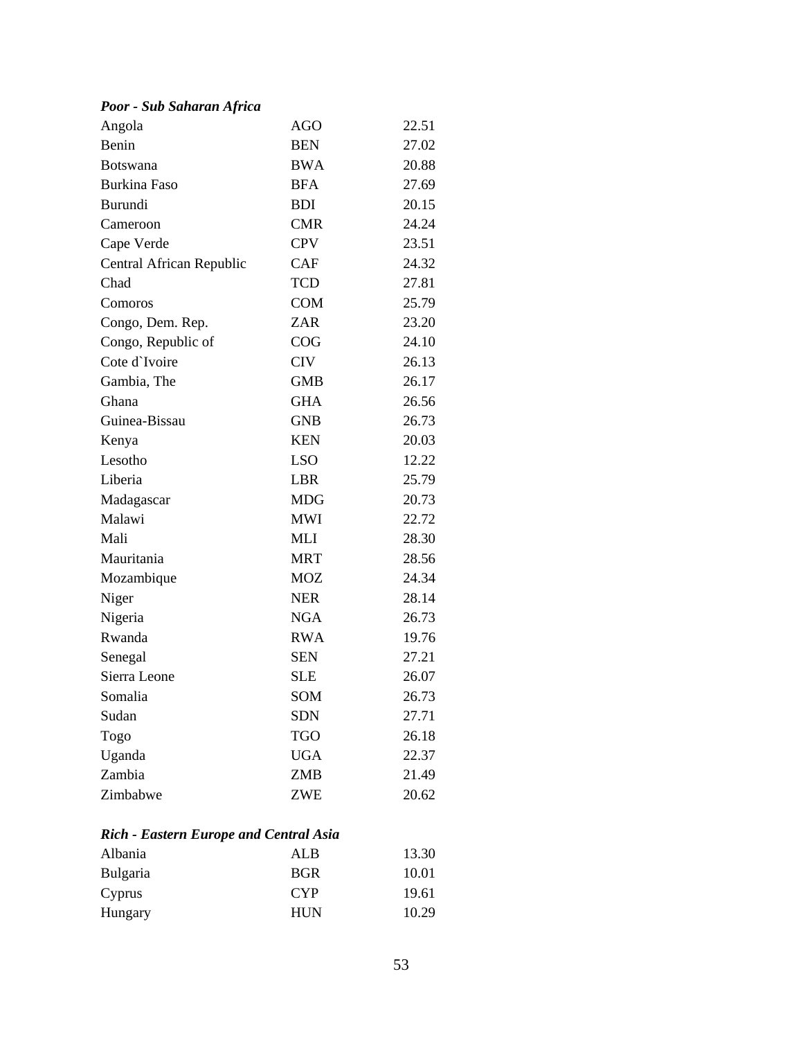***Poor - Sub Saharan Africa***

| | | |
|---|---|---|
| Angola | AGO | 22.51 |
| Benin | BEN | 27.02 |
| Botswana | BWA | 20.88 |
| Burkina Faso | BFA | 27.69 |
| Burundi | BDI | 20.15 |
| Cameroon | CMR | 24.24 |
| Cape Verde | CPV | 23.51 |
| Central African Republic | CAF | 24.32 |
| Chad | TCD | 27.81 |
| Comoros | COM | 25.79 |
| Congo, Dem. Rep. | ZAR | 23.20 |
| Congo, Republic of | COG | 24.10 |
| Cote d`Ivoire | CIV | 26.13 |
| Gambia, The | GMB | 26.17 |
| Ghana | GHA | 26.56 |
| Guinea-Bissau | GNB | 26.73 |
| Kenya | KEN | 20.03 |
| Lesotho | LSO | 12.22 |
| Liberia | LBR | 25.79 |
| Madagascar | MDG | 20.73 |
| Malawi | MWI | 22.72 |
| Mali | MLI | 28.30 |
| Mauritania | MRT | 28.56 |
| Mozambique | MOZ | 24.34 |
| Niger | NER | 28.14 |
| Nigeria | NGA | 26.73 |
| Rwanda | RWA | 19.76 |
| Senegal | SEN | 27.21 |
| Sierra Leone | SLE | 26.07 |
| Somalia | SOM | 26.73 |
| Sudan | SDN | 27.71 |
| Togo | TGO | 26.18 |
| Uganda | UGA | 22.37 |
| Zambia | ZMB | 21.49 |
| Zimbabwe | ZWE | 20.62 |

***Rich - Eastern Europe and Central Asia***

| | | |
|---|---|---|
| Albania | ALB | 13.30 |
| Bulgaria | BGR | 10.01 |
| Cyprus | CYP | 19.61 |
| Hungary | HUN | 10.29 |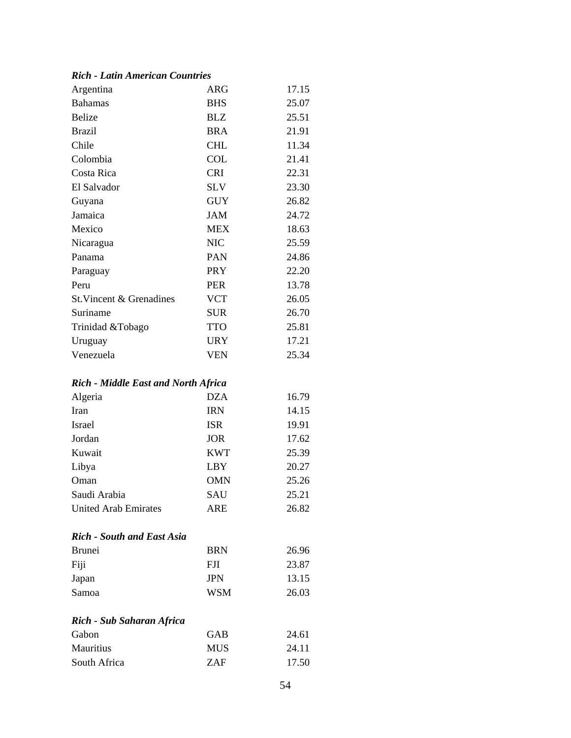***Rich - Latin American Countries***

| | | |
|---|---|---|
| Argentina | ARG | 17.15 |
| Bahamas | BHS | 25.07 |
| Belize | BLZ | 25.51 |
| Brazil | BRA | 21.91 |
| Chile | CHL | 11.34 |
| Colombia | COL | 21.41 |
| Costa Rica | CRI | 22.31 |
| El Salvador | SLV | 23.30 |
| Guyana | GUY | 26.82 |
| Jamaica | JAM | 24.72 |
| Mexico | MEX | 18.63 |
| Nicaragua | NIC | 25.59 |
| Panama | PAN | 24.86 |
| Paraguay | PRY | 22.20 |
| Peru | PER | 13.78 |
| St.Vincent & Grenadines | VCT | 26.05 |
| Suriname | SUR | 26.70 |
| Trinidad &Tobago | TTO | 25.81 |
| Uruguay | URY | 17.21 |
| Venezuela | VEN | 25.34 |

***Rich - Middle East and North Africa***

| | | |
|---|---|---|
| Algeria | DZA | 16.79 |
| Iran | IRN | 14.15 |
| Israel | ISR | 19.91 |
| Jordan | JOR | 17.62 |
| Kuwait | KWT | 25.39 |
| Libya | LBY | 20.27 |
| Oman | OMN | 25.26 |
| Saudi Arabia | SAU | 25.21 |
| United Arab Emirates | ARE | 26.82 |

***Rich - South and East Asia***

| | | |
|---|---|---|
| Brunei | BRN | 26.96 |
| Fiji | FJI | 23.87 |
| Japan | JPN | 13.15 |
| Samoa | WSM | 26.03 |

***Rich - Sub Saharan Africa***

| | | |
|---|---|---|
| Gabon | GAB | 24.61 |
| Mauritius | MUS | 24.11 |
| South Africa | ZAF | 17.50 |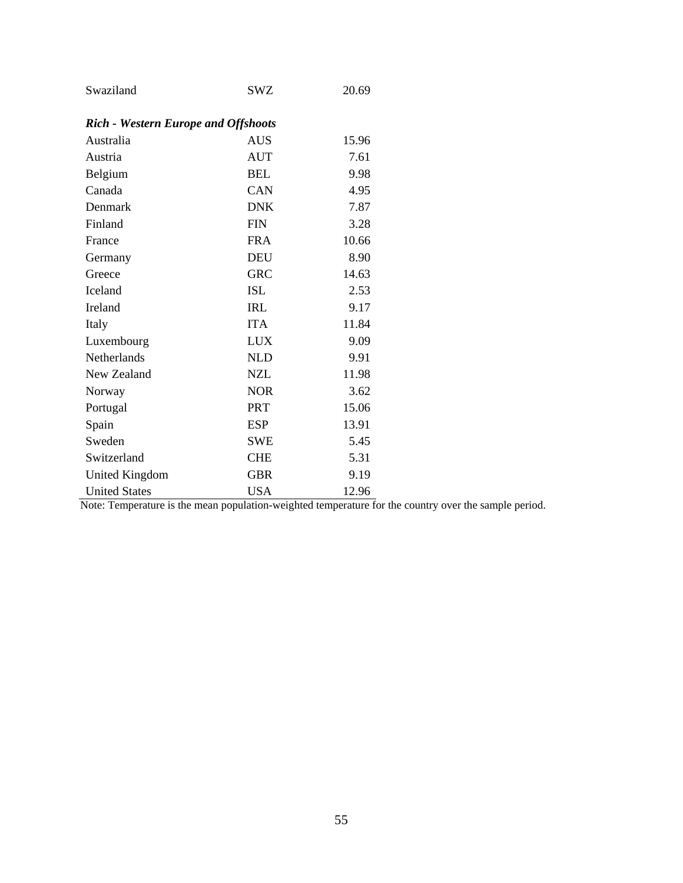| | | |
|---|---|---|
| Swaziland | SWZ | 20.69 |
| ***Rich - Western Europe and Offshoots*** | | |
| Australia | AUS | 15.96 |
| Austria | AUT | 7.61 |
| Belgium | BEL | 9.98 |
| Canada | CAN | 4.95 |
| Denmark | DNK | 7.87 |
| Finland | FIN | 3.28 |
| France | FRA | 10.66 |
| Germany | DEU | 8.90 |
| Greece | GRC | 14.63 |
| Iceland | ISL | 2.53 |
| Ireland | IRL | 9.17 |
| Italy | ITA | 11.84 |
| Luxembourg | LUX | 9.09 |
| Netherlands | NLD | 9.91 |
| New Zealand | NZL | 11.98 |
| Norway | NOR | 3.62 |
| Portugal | PRT | 15.06 |
| Spain | ESP | 13.91 |
| Sweden | SWE | 5.45 |
| Switzerland | CHE | 5.31 |
| United Kingdom | GBR | 9.19 |
| United States | USA | 12.96 |

Note: Temperature is the mean population-weighted temperature for the country over the sample period.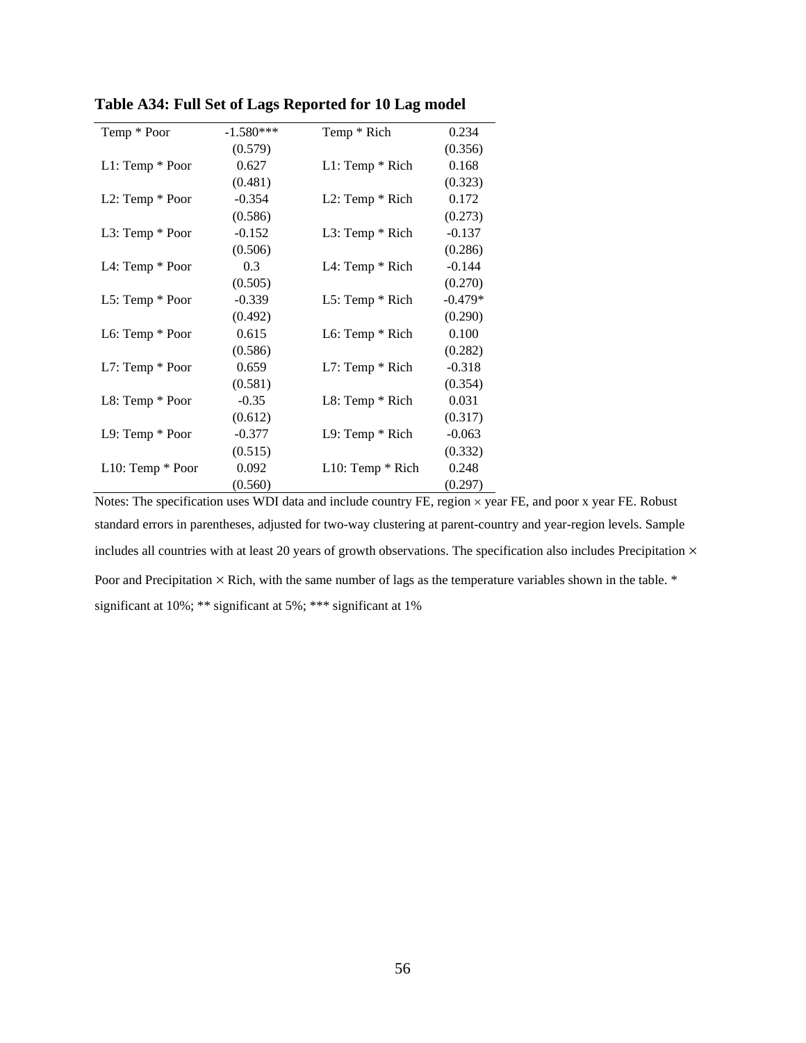**Table A34: Full Set of Lags Reported for 10 Lag model**

| | | | |
|---|---|---|---|
| Temp * Poor | -1.580*** | Temp * Rich | 0.234 |
| | (0.579) | | (0.356) |
| L1: Temp * Poor | 0.627 | L1: Temp * Rich | 0.168 |
| | (0.481) | | (0.323) |
| L2: Temp * Poor | -0.354 | L2: Temp * Rich | 0.172 |
| | (0.586) | | (0.273) |
| L3: Temp * Poor | -0.152 | L3: Temp * Rich | -0.137 |
| | (0.506) | | (0.286) |
| L4: Temp * Poor | 0.3 | L4: Temp * Rich | -0.144 |
| | (0.505) | | (0.270) |
| L5: Temp * Poor | -0.339 | L5: Temp * Rich | -0.479* |
| | (0.492) | | (0.290) |
| L6: Temp * Poor | 0.615 | L6: Temp * Rich | 0.100 |
| | (0.586) | | (0.282) |
| L7: Temp * Poor | 0.659 | L7: Temp * Rich | -0.318 |
| | (0.581) | | (0.354) |
| L8: Temp * Poor | -0.35 | L8: Temp * Rich | 0.031 |
| | (0.612) | | (0.317) |
| L9: Temp * Poor | -0.377 | L9: Temp * Rich | -0.063 |
| | (0.515) | | (0.332) |
| L10: Temp * Poor | 0.092 | L10: Temp * Rich | 0.248 |
| | (0.560) | | (0.297) |

Notes: The specification uses WDI data and include country FE, region × year FE, and poor x year FE. Robust standard errors in parentheses, adjusted for two-way clustering at parent-country and year-region levels. Sample includes all countries with at least 20 years of growth observations. The specification also includes Precipitation × Poor and Precipitation × Rich, with the same number of lags as the temperature variables shown in the table. * significant at 10%; ** significant at 5%; *** significant at 1%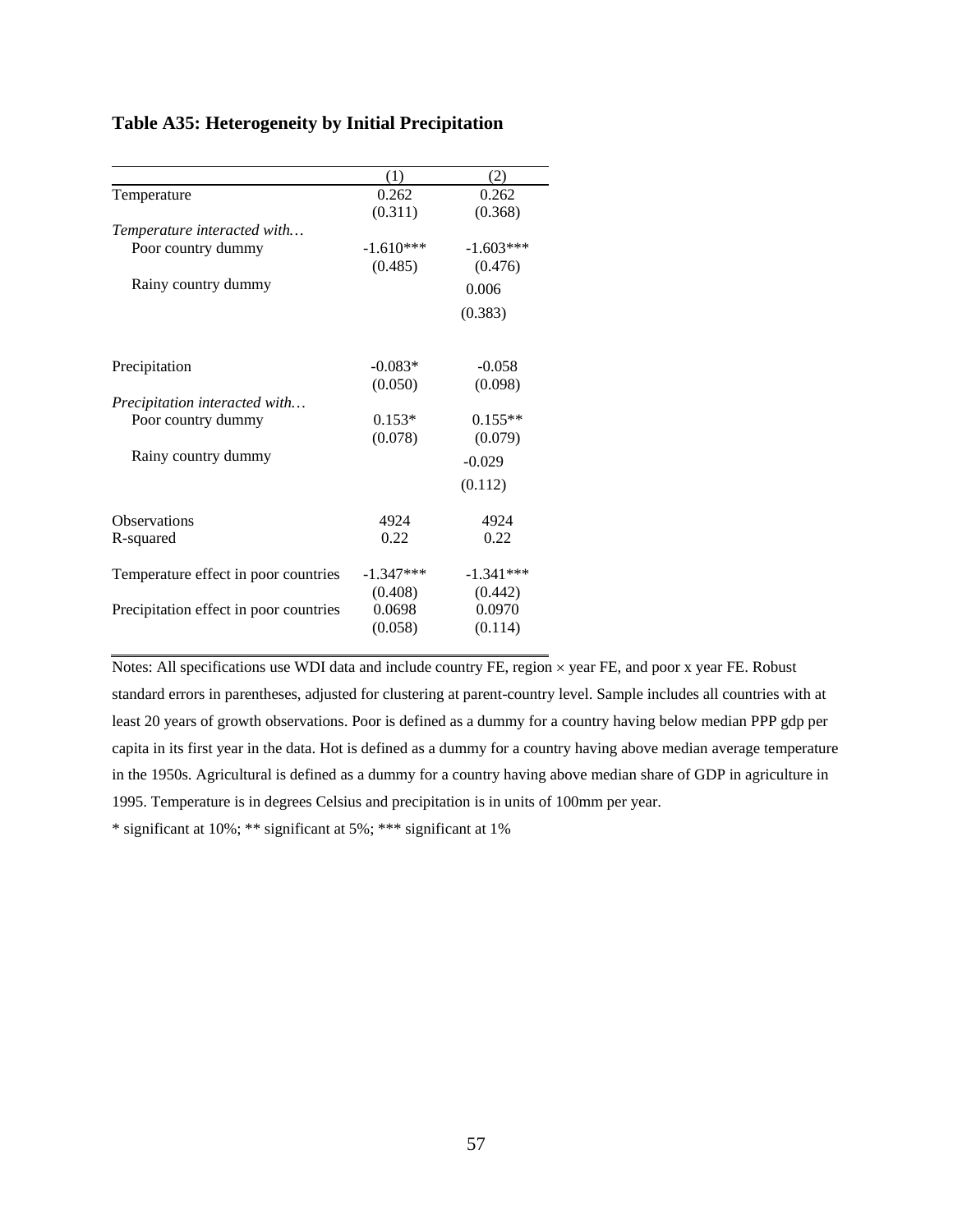**Table A35: Heterogeneity by Initial Precipitation**

| | (1) | (2) |
|---|---|---|
| Temperature | 0.262 | 0.262 |
| | (0.311) | (0.368) |
| *Temperature interacted with…* | | |
| Poor country dummy | -1.610*** | -1.603*** |
| | (0.485) | (0.476) |
| Rainy country dummy | | 0.006 |
| | | (0.383) |
| | | |
| Precipitation | -0.083* | -0.058 |
| | (0.050) | (0.098) |
| *Precipitation interacted with…* | | |
| Poor country dummy | 0.153* | 0.155** |
| | (0.078) | (0.079) |
| Rainy country dummy | | -0.029 |
| | | (0.112) |
| | | |
| Observations | 4924 | 4924 |
| R-squared | 0.22 | 0.22 |
| | | |
| Temperature effect in poor countries | -1.347*** | -1.341*** |
| | (0.408) | (0.442) |
| Precipitation effect in poor countries | 0.0698 | 0.0970 |
| | (0.058) | (0.114) |

Notes: All specifications use WDI data and include country FE, region × year FE, and poor x year FE. Robust standard errors in parentheses, adjusted for clustering at parent-country level. Sample includes all countries with at least 20 years of growth observations. Poor is defined as a dummy for a country having below median PPP gdp per capita in its first year in the data. Hot is defined as a dummy for a country having above median average temperature in the 1950s. Agricultural is defined as a dummy for a country having above median share of GDP in agriculture in 1995. Temperature is in degrees Celsius and precipitation is in units of 100mm per year.

* significant at 10%; ** significant at 5%; *** significant at 1%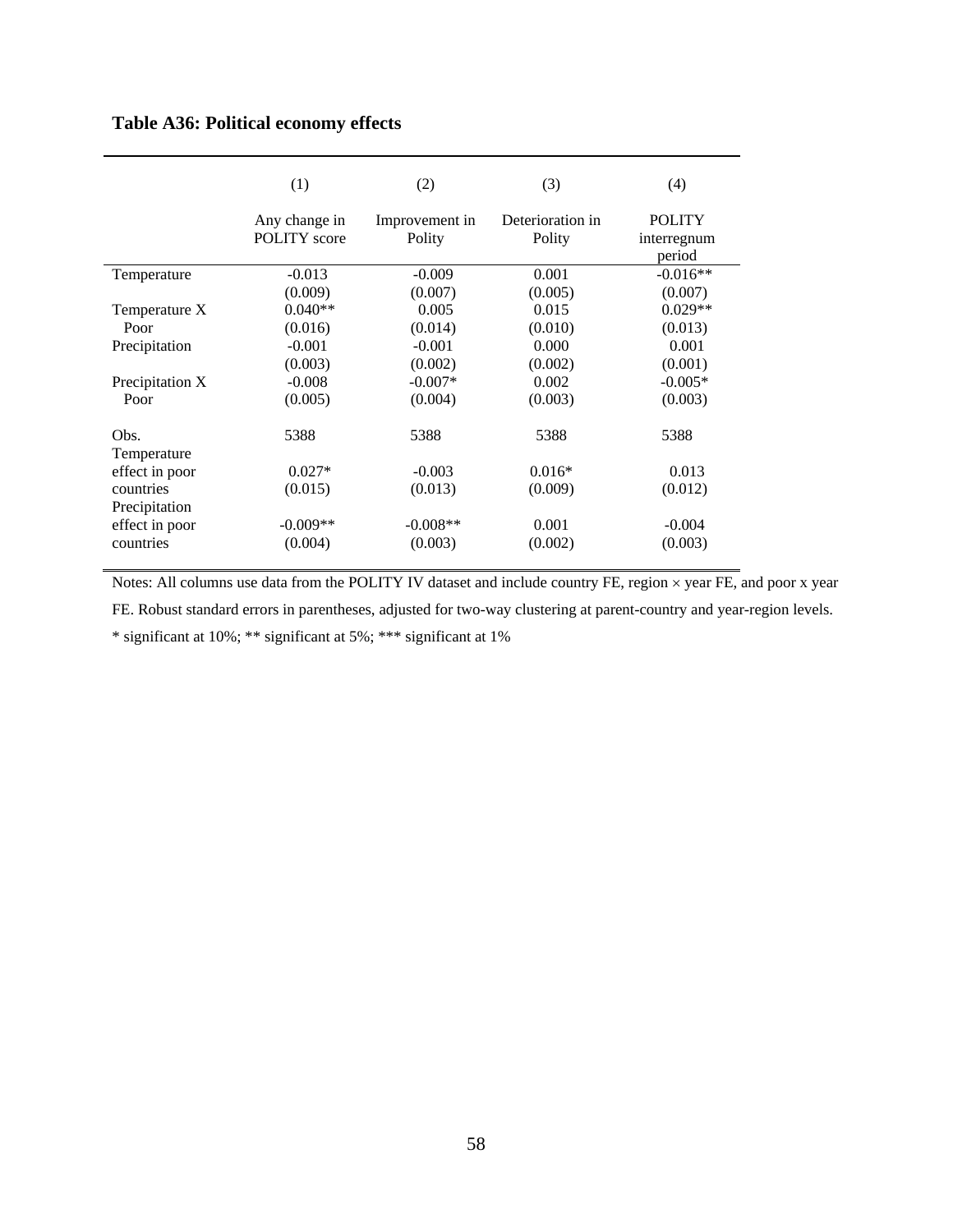**Table A36: Political economy effects**

| | (1) | (2) | (3) | (4) |
|---|---|---|---|---|
| | Any change in POLITY score | Improvement in Polity | Deterioration in Polity | POLITY interregnum period |
| Temperature | -0.013 | -0.009 | 0.001 | -0.016** |
| | (0.009) | (0.007) | (0.005) | (0.007) |
| Temperature X Poor | 0.040** | 0.005 | 0.015 | 0.029** |
| | (0.016) | (0.014) | (0.010) | (0.013) |
| Precipitation | -0.001 | -0.001 | 0.000 | 0.001 |
| | (0.003) | (0.002) | (0.002) | (0.001) |
| Precipitation X Poor | -0.008 | -0.007* | 0.002 | -0.005* |
| | (0.005) | (0.004) | (0.003) | (0.003) |
| Obs. | 5388 | 5388 | 5388 | 5388 |
| Temperature effect in poor countries | 0.027* | -0.003 | 0.016* | 0.013 |
| | (0.015) | (0.013) | (0.009) | (0.012) |
| Precipitation effect in poor countries | -0.009** | -0.008** | 0.001 | -0.004 |
| | (0.004) | (0.003) | (0.002) | (0.003) |

Notes: All columns use data from the POLITY IV dataset and include country FE, region × year FE, and poor x year FE. Robust standard errors in parentheses, adjusted for two-way clustering at parent-country and year-region levels.

* significant at 10%; ** significant at 5%; *** significant at 1%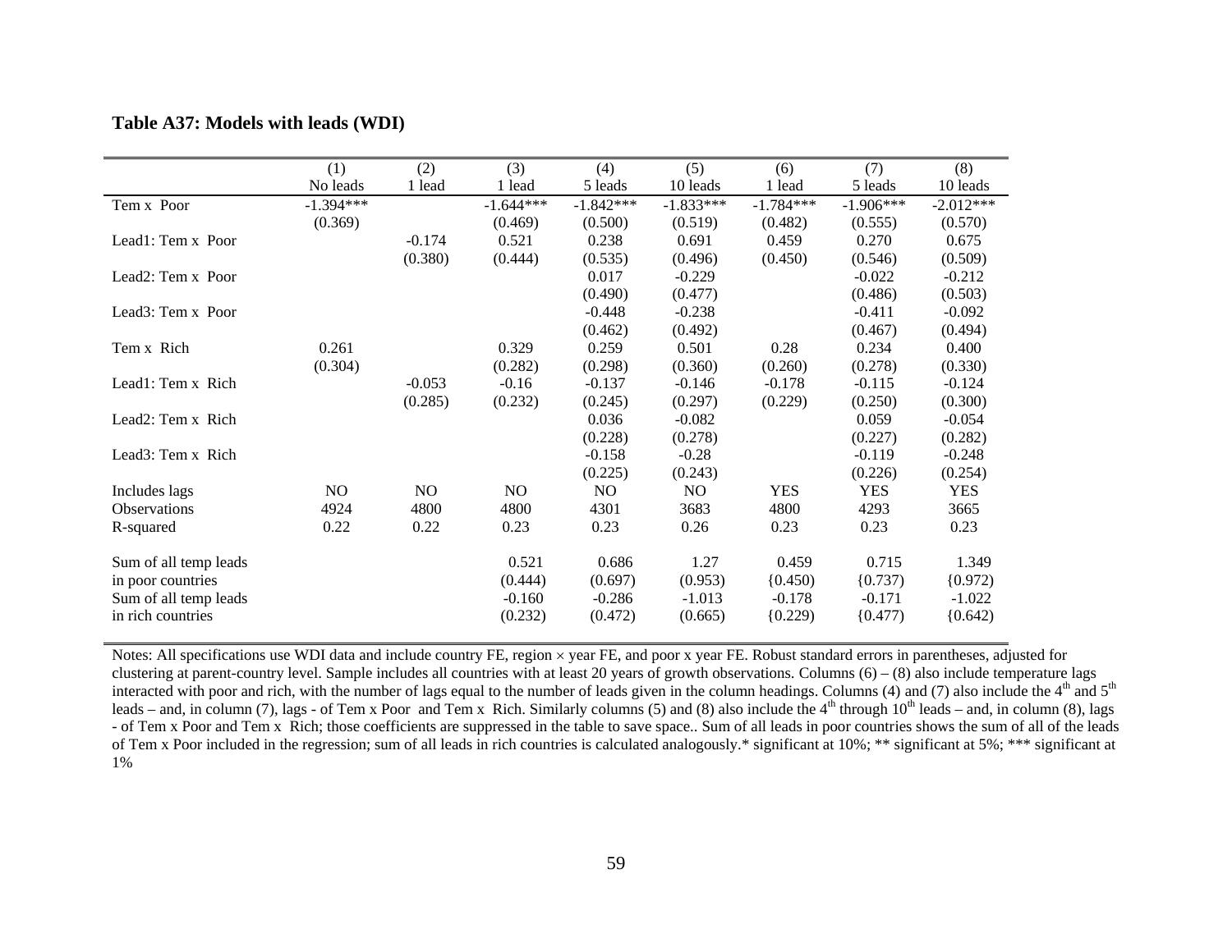**Table A37: Models with leads (WDI)**

| | (1) | (2) | (3) | (4) | (5) | (6) | (7) | (8) |
|---|---|---|---|---|---|---|---|---|
| | No leads | 1 lead | 1 lead | 5 leads | 10 leads | 1 lead | 5 leads | 10 leads |
| Tem x Poor | -1.394*** | | -1.644*** | -1.842*** | -1.833*** | -1.784*** | -1.906*** | -2.012*** |
| | (0.369) | | (0.469) | (0.500) | (0.519) | (0.482) | (0.555) | (0.570) |
| Lead1: Tem x Poor | | -0.174 | 0.521 | 0.238 | 0.691 | 0.459 | 0.270 | 0.675 |
| | | (0.380) | (0.444) | (0.535) | (0.496) | (0.450) | (0.546) | (0.509) |
| Lead2: Tem x Poor | | | | 0.017 | -0.229 | | -0.022 | -0.212 |
| | | | | (0.490) | (0.477) | | (0.486) | (0.503) |
| Lead3: Tem x Poor | | | | -0.448 | -0.238 | | -0.411 | -0.092 |
| | | | | (0.462) | (0.492) | | (0.467) | (0.494) |
| Tem x Rich | 0.261 | | 0.329 | 0.259 | 0.501 | 0.28 | 0.234 | 0.400 |
| | (0.304) | | (0.282) | (0.298) | (0.360) | (0.260) | (0.278) | (0.330) |
| Lead1: Tem x Rich | | -0.053 | -0.16 | -0.137 | -0.146 | -0.178 | -0.115 | -0.124 |
| | | (0.285) | (0.232) | (0.245) | (0.297) | (0.229) | (0.250) | (0.300) |
| Lead2: Tem x Rich | | | | 0.036 | -0.082 | | 0.059 | -0.054 |
| | | | | (0.228) | (0.278) | | (0.227) | (0.282) |
| Lead3: Tem x Rich | | | | -0.158 | -0.28 | | -0.119 | -0.248 |
| | | | | (0.225) | (0.243) | | (0.226) | (0.254) |
| Includes lags | NO | NO | NO | NO | NO | YES | YES | YES |
| Observations | 4924 | 4800 | 4800 | 4301 | 3683 | 4800 | 4293 | 3665 |
| R-squared | 0.22 | 0.22 | 0.23 | 0.23 | 0.26 | 0.23 | 0.23 | 0.23 |
| Sum of all temp leads | | | 0.521 | 0.686 | 1.27 | 0.459 | 0.715 | 1.349 |
| in poor countries | | | (0.444) | (0.697) | (0.953) | {0.450) | {0.737) | {0.972) |
| Sum of all temp leads | | | -0.160 | -0.286 | -1.013 | -0.178 | -0.171 | -1.022 |
| in rich countries | | | (0.232) | (0.472) | (0.665) | {0.229) | {0.477) | {0.642) |

Notes: All specifications use WDI data and include country FE, region × year FE, and poor x year FE. Robust standard errors in parentheses, adjusted for clustering at parent-country level. Sample includes all countries with at least 20 years of growth observations. Columns (6) – (8) also include temperature lags interacted with poor and rich, with the number of lags equal to the number of leads given in the column headings. Columns (4) and (7) also include the 4th and 5th leads – and, in column (7), lags - of Tem x Poor and Tem x Rich. Similarly columns (5) and (8) also include the 4th through 10th leads – and, in column (8), lags - of Tem x Poor and Tem x Rich; those coefficients are suppressed in the table to save space.. Sum of all leads in poor countries shows the sum of all of the leads of Tem x Poor included in the regression; sum of all leads in rich countries is calculated analogously.* significant at 10%; ** significant at 5%; *** significant at 1%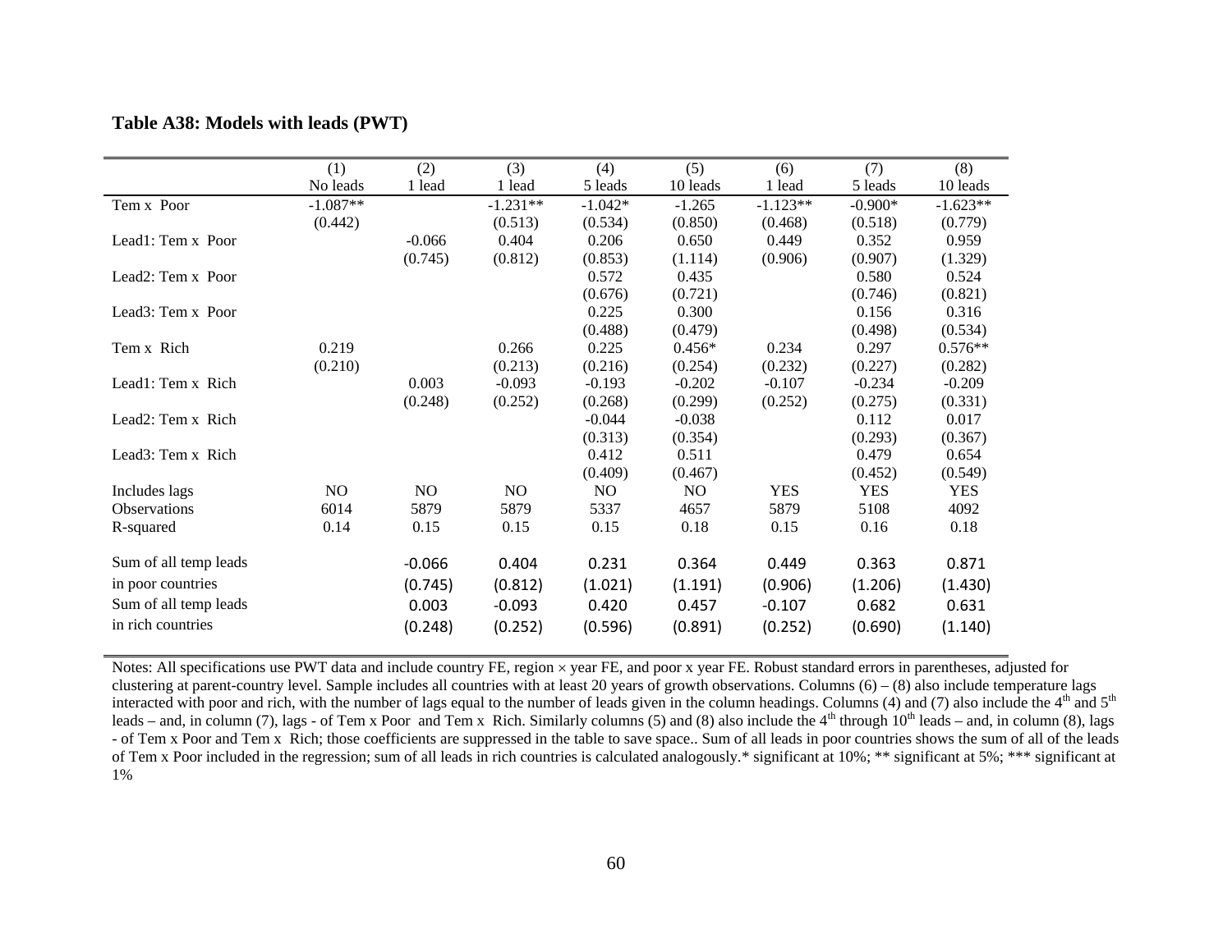**Table A38: Models with leads (PWT)**

| | (1) | (2) | (3) | (4) | (5) | (6) | (7) | (8) |
|---|---|---|---|---|---|---|---|---|
| | No leads | 1 lead | 1 lead | 5 leads | 10 leads | 1 lead | 5 leads | 10 leads |
| Tem x Poor | -1.087** | | -1.231** | -1.042* | -1.265 | -1.123** | -0.900* | -1.623** |
| | (0.442) | | (0.513) | (0.534) | (0.850) | (0.468) | (0.518) | (0.779) |
| Lead1: Tem x Poor | | -0.066 | 0.404 | 0.206 | 0.650 | 0.449 | 0.352 | 0.959 |
| | | (0.745) | (0.812) | (0.853) | (1.114) | (0.906) | (0.907) | (1.329) |
| Lead2: Tem x Poor | | | | 0.572 | 0.435 | | 0.580 | 0.524 |
| | | | | (0.676) | (0.721) | | (0.746) | (0.821) |
| Lead3: Tem x Poor | | | | 0.225 | 0.300 | | 0.156 | 0.316 |
| | | | | (0.488) | (0.479) | | (0.498) | (0.534) |
| Tem x Rich | 0.219 | | 0.266 | 0.225 | 0.456* | 0.234 | 0.297 | 0.576** |
| | (0.210) | | (0.213) | (0.216) | (0.254) | (0.232) | (0.227) | (0.282) |
| Lead1: Tem x Rich | | 0.003 | -0.093 | -0.193 | -0.202 | -0.107 | -0.234 | -0.209 |
| | | (0.248) | (0.252) | (0.268) | (0.299) | (0.252) | (0.275) | (0.331) |
| Lead2: Tem x Rich | | | | -0.044 | -0.038 | | 0.112 | 0.017 |
| | | | | (0.313) | (0.354) | | (0.293) | (0.367) |
| Lead3: Tem x Rich | | | | 0.412 | 0.511 | | 0.479 | 0.654 |
| | | | | (0.409) | (0.467) | | (0.452) | (0.549) |
| Includes lags | NO | NO | NO | NO | NO | YES | YES | YES |
| Observations | 6014 | 5879 | 5879 | 5337 | 4657 | 5879 | 5108 | 4092 |
| R-squared | 0.14 | 0.15 | 0.15 | 0.15 | 0.18 | 0.15 | 0.16 | 0.18 |
| Sum of all temp leads | | -0.066 | 0.404 | 0.231 | 0.364 | 0.449 | 0.363 | 0.871 |
| in poor countries | | (0.745) | (0.812) | (1.021) | (1.191) | (0.906) | (1.206) | (1.430) |
| Sum of all temp leads | | 0.003 | -0.093 | 0.420 | 0.457 | -0.107 | 0.682 | 0.631 |
| in rich countries | | (0.248) | (0.252) | (0.596) | (0.891) | (0.252) | (0.690) | (1.140) |

Notes: All specifications use PWT data and include country FE, region × year FE, and poor x year FE. Robust standard errors in parentheses, adjusted for clustering at parent-country level. Sample includes all countries with at least 20 years of growth observations. Columns (6) – (8) also include temperature lags interacted with poor and rich, with the number of lags equal to the number of leads given in the column headings. Columns (4) and (7) also include the 4th and 5th leads – and, in column (7), lags - of Tem x Poor and Tem x Rich. Similarly columns (5) and (8) also include the 4th through 10th leads – and, in column (8), lags - of Tem x Poor and Tem x Rich; those coefficients are suppressed in the table to save space.. Sum of all leads in poor countries shows the sum of all of the leads of Tem x Poor included in the regression; sum of all leads in rich countries is calculated analogously.* significant at 10%; ** significant at 5%; *** significant at 1%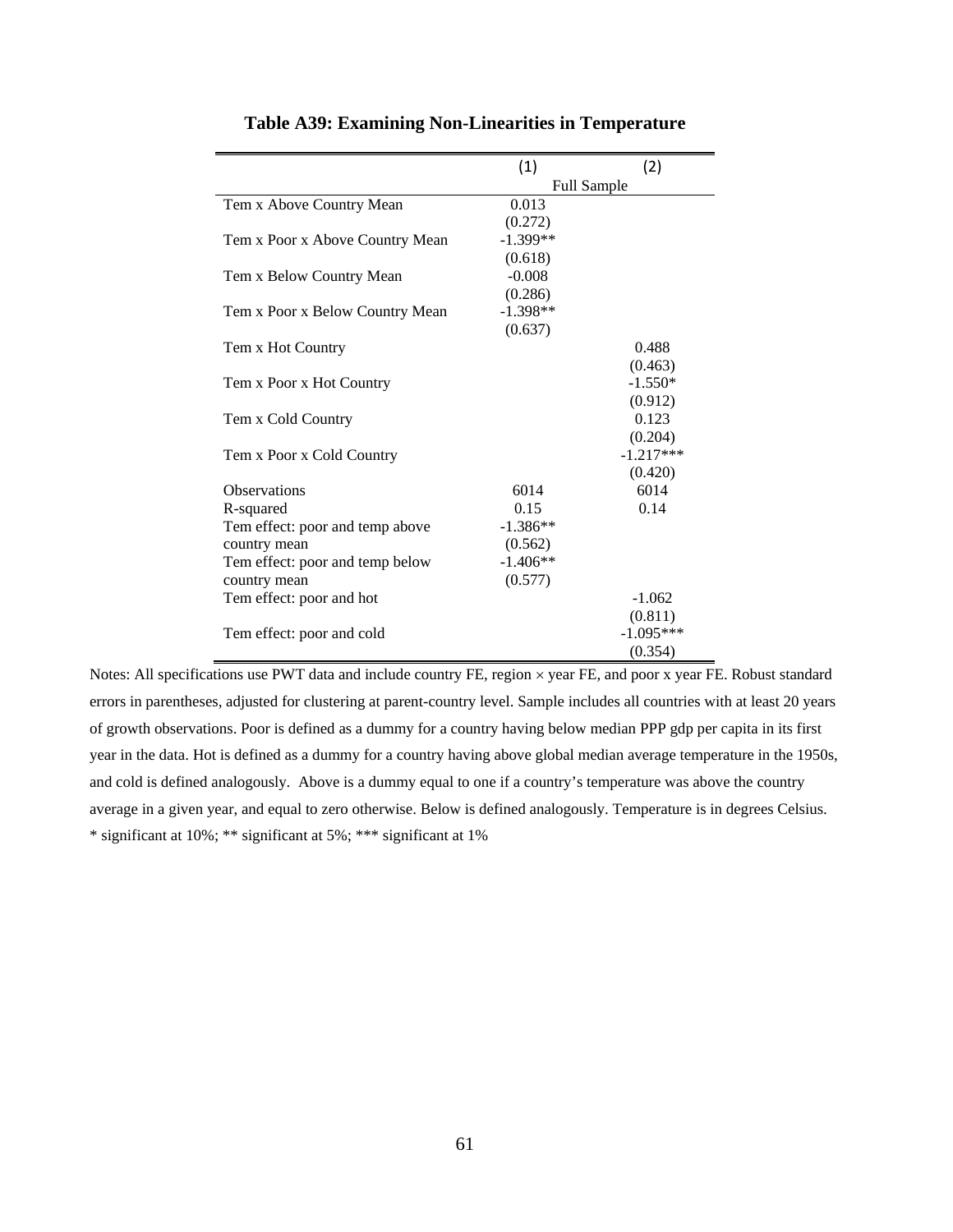**Table A39: Examining Non-Linearities in Temperature**

| | (1) | (2) |
|---|---|---|
| | Full Sample | |
| Tem x Above Country Mean | 0.013 | |
| | (0.272) | |
| Tem x Poor x Above Country Mean | -1.399** | |
| | (0.618) | |
| Tem x Below Country Mean | -0.008 | |
| | (0.286) | |
| Tem x Poor x Below Country Mean | -1.398** | |
| | (0.637) | |
| Tem x Hot Country | | 0.488 |
| | | (0.463) |
| Tem x Poor x Hot Country | | -1.550* |
| | | (0.912) |
| Tem x Cold Country | | 0.123 |
| | | (0.204) |
| Tem x Poor x Cold Country | | -1.217*** |
| | | (0.420) |
| Observations | 6014 | 6014 |
| R-squared | 0.15 | 0.14 |
| Tem effect: poor and temp above country mean | -1.386** | |
| | (0.562) | |
| Tem effect: poor and temp below country mean | -1.406** | |
| | (0.577) | |
| Tem effect: poor and hot | | -1.062 |
| | | (0.811) |
| Tem effect: poor and cold | | -1.095*** |
| | | (0.354) |

Notes: All specifications use PWT data and include country FE, region × year FE, and poor x year FE. Robust standard errors in parentheses, adjusted for clustering at parent-country level. Sample includes all countries with at least 20 years of growth observations. Poor is defined as a dummy for a country having below median PPP gdp per capita in its first year in the data. Hot is defined as a dummy for a country having above global median average temperature in the 1950s, and cold is defined analogously. Above is a dummy equal to one if a country's temperature was above the country average in a given year, and equal to zero otherwise. Below is defined analogously. Temperature is in degrees Celsius.
* significant at 10%; ** significant at 5%; *** significant at 1%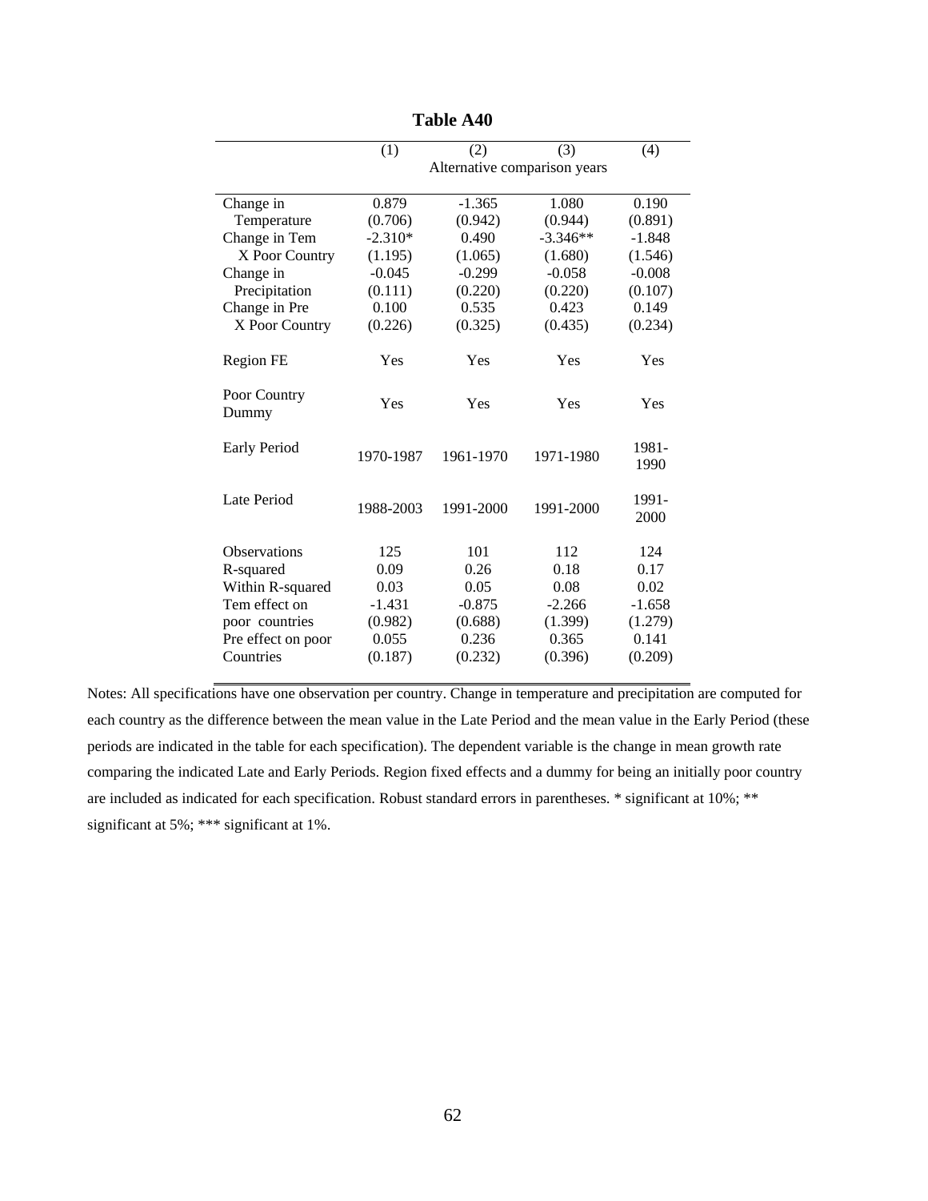**Table A40**

| | (1) | (2) | (3) | (4) |
|---|---|---|---|---|
| | Alternative comparison years | | | |
| Change in Temperature | 0.879 | -1.365 | 1.080 | 0.190 |
| | (0.706) | (0.942) | (0.944) | (0.891) |
| Change in Tem X Poor Country | -2.310* | 0.490 | -3.346** | -1.848 |
| | (1.195) | (1.065) | (1.680) | (1.546) |
| Change in Precipitation | -0.045 | -0.299 | -0.058 | -0.008 |
| | (0.111) | (0.220) | (0.220) | (0.107) |
| Change in Pre X Poor Country | 0.100 | 0.535 | 0.423 | 0.149 |
| | (0.226) | (0.325) | (0.435) | (0.234) |
| Region FE | Yes | Yes | Yes | Yes |
| Poor Country Dummy | Yes | Yes | Yes | Yes |
| Early Period | 1970-1987 | 1961-1970 | 1971-1980 | 1981-1990 |
| Late Period | 1988-2003 | 1991-2000 | 1991-2000 | 1991-2000 |
| Observations | 125 | 101 | 112 | 124 |
| R-squared | 0.09 | 0.26 | 0.18 | 0.17 |
| Within R-squared | 0.03 | 0.05 | 0.08 | 0.02 |
| Tem effect on poor countries | -1.431 | -0.875 | -2.266 | -1.658 |
| | (0.982) | (0.688) | (1.399) | (1.279) |
| Pre effect on poor Countries | 0.055 | 0.236 | 0.365 | 0.141 |
| | (0.187) | (0.232) | (0.396) | (0.209) |

Notes: All specifications have one observation per country. Change in temperature and precipitation are computed for each country as the difference between the mean value in the Late Period and the mean value in the Early Period (these periods are indicated in the table for each specification). The dependent variable is the change in mean growth rate comparing the indicated Late and Early Periods. Region fixed effects and a dummy for being an initially poor country are included as indicated for each specification. Robust standard errors in parentheses. * significant at 10%; ** significant at 5%; *** significant at 1%.